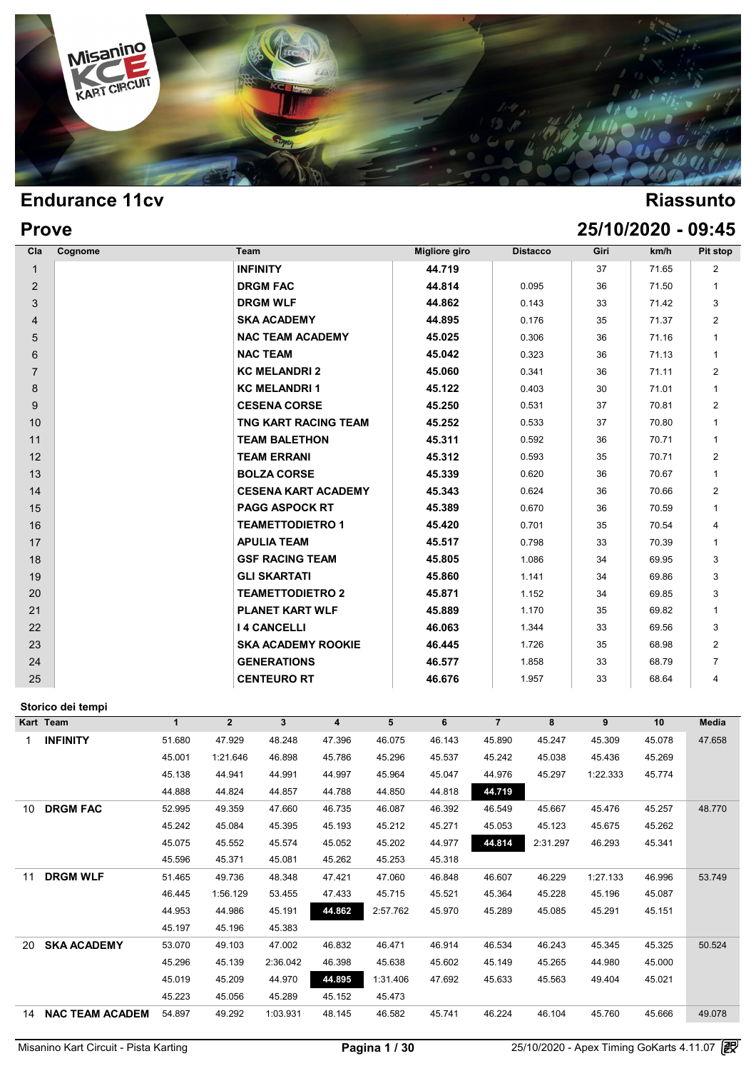# Endurance 11cv

## Riassunto

## Prove

## 25/10/2020 - 09:45

| Cla | Cognome | Team | Migliore giro | Distacco | Giri | km/h | Pit stop |
|---|---|---|---|---|---|---|---|
| 1 | | **INFINITY** | **44.719** | | 37 | 71.65 | 2 |
| 2 | | **DRGM FAC** | **44.814** | 0.095 | 36 | 71.50 | 1 |
| 3 | | **DRGM WLF** | **44.862** | 0.143 | 33 | 71.42 | 3 |
| 4 | | **SKA ACADEMY** | **44.895** | 0.176 | 35 | 71.37 | 2 |
| 5 | | **NAC TEAM ACADEMY** | **45.025** | 0.306 | 36 | 71.16 | 1 |
| 6 | | **NAC TEAM** | **45.042** | 0.323 | 36 | 71.13 | 1 |
| 7 | | **KC MELANDRI 2** | **45.060** | 0.341 | 36 | 71.11 | 2 |
| 8 | | **KC MELANDRI 1** | **45.122** | 0.403 | 30 | 71.01 | 1 |
| 9 | | **CESENA CORSE** | **45.250** | 0.531 | 37 | 70.81 | 2 |
| 10 | | **TNG KART RACING TEAM** | **45.252** | 0.533 | 37 | 70.80 | 1 |
| 11 | | **TEAM BALETHON** | **45.311** | 0.592 | 36 | 70.71 | 1 |
| 12 | | **TEAM ERRANI** | **45.312** | 0.593 | 35 | 70.71 | 2 |
| 13 | | **BOLZA CORSE** | **45.339** | 0.620 | 36 | 70.67 | 1 |
| 14 | | **CESENA KART ACADEMY** | **45.343** | 0.624 | 36 | 70.66 | 2 |
| 15 | | **PAGG ASPOCK RT** | **45.389** | 0.670 | 36 | 70.59 | 1 |
| 16 | | **TEAMETTODIETRO 1** | **45.420** | 0.701 | 35 | 70.54 | 4 |
| 17 | | **APULIA TEAM** | **45.517** | 0.798 | 33 | 70.39 | 1 |
| 18 | | **GSF RACING TEAM** | **45.805** | 1.086 | 34 | 69.95 | 3 |
| 19 | | **GLI SKARTATI** | **45.860** | 1.141 | 34 | 69.86 | 3 |
| 20 | | **TEAMETTODIETRO 2** | **45.871** | 1.152 | 34 | 69.85 | 3 |
| 21 | | **PLANET KART WLF** | **45.889** | 1.170 | 35 | 69.82 | 1 |
| 22 | | **I 4 CANCELLI** | **46.063** | 1.344 | 33 | 69.56 | 3 |
| 23 | | **SKA ACADEMY ROOKIE** | **46.445** | 1.726 | 35 | 68.98 | 2 |
| 24 | | **GENERATIONS** | **46.577** | 1.858 | 33 | 68.79 | 7 |
| 25 | | **CENTEURO RT** | **46.676** | 1.957 | 33 | 68.64 | 4 |

### Storico dei tempi

| Kart | Team | 1 | 2 | 3 | 4 | 5 | 6 | 7 | 8 | 9 | 10 | Media |
|---|---|---|---|---|---|---|---|---|---|---|---|---|
| 1 | **INFINITY** | 51.680 | 47.929 | 48.248 | 47.396 | 46.075 | 46.143 | 45.890 | 45.247 | 45.309 | 45.078 | 47.658 |
| | | 45.001 | 1:21.646 | 46.898 | 45.786 | 45.296 | 45.537 | 45.242 | 45.038 | 45.436 | 45.269 | |
| | | 45.138 | 44.941 | 44.991 | 44.997 | 45.964 | 45.047 | 44.976 | 45.297 | 1:22.333 | 45.774 | |
| | | 44.888 | 44.824 | 44.857 | 44.788 | 44.850 | 44.818 | **44.719** | | | | |
| 10 | **DRGM FAC** | 52.995 | 49.359 | 47.660 | 46.735 | 46.087 | 46.392 | 46.549 | 45.667 | 45.476 | 45.257 | 48.770 |
| | | 45.242 | 45.084 | 45.395 | 45.193 | 45.212 | 45.271 | 45.053 | 45.123 | 45.675 | 45.262 | |
| | | 45.075 | 45.552 | 45.574 | 45.052 | 45.202 | 44.977 | **44.814** | 2:31.297 | 46.293 | 45.341 | |
| | | 45.596 | 45.371 | 45.081 | 45.262 | 45.253 | 45.318 | | | | | |
| 11 | **DRGM WLF** | 51.465 | 49.736 | 48.348 | 47.421 | 47.060 | 46.848 | 46.607 | 46.229 | 1:27.133 | 46.996 | 53.749 |
| | | 46.445 | 1:56.129 | 53.455 | 47.433 | 45.715 | 45.521 | 45.364 | 45.228 | 45.196 | 45.087 | |
| | | 44.953 | 44.986 | 45.191 | **44.862** | 2:57.762 | 45.970 | 45.289 | 45.085 | 45.291 | 45.151 | |
| | | 45.197 | 45.196 | 45.383 | | | | | | | | |
| 20 | **SKA ACADEMY** | 53.070 | 49.103 | 47.002 | 46.832 | 46.471 | 46.914 | 46.534 | 46.243 | 45.345 | 45.325 | 50.524 |
| | | 45.296 | 45.139 | 2:36.042 | 46.398 | 45.638 | 45.602 | 45.149 | 45.265 | 44.980 | 45.000 | |
| | | 45.019 | 45.209 | 44.970 | **44.895** | 1:31.406 | 47.692 | 45.633 | 45.563 | 49.404 | 45.021 | |
| | | 45.223 | 45.056 | 45.289 | 45.152 | 45.473 | | | | | | |
| 14 | **NAC TEAM ACADEM** | 54.897 | 49.292 | 1:03.931 | 48.145 | 46.582 | 45.741 | 46.224 | 46.104 | 45.760 | 45.666 | 49.078 |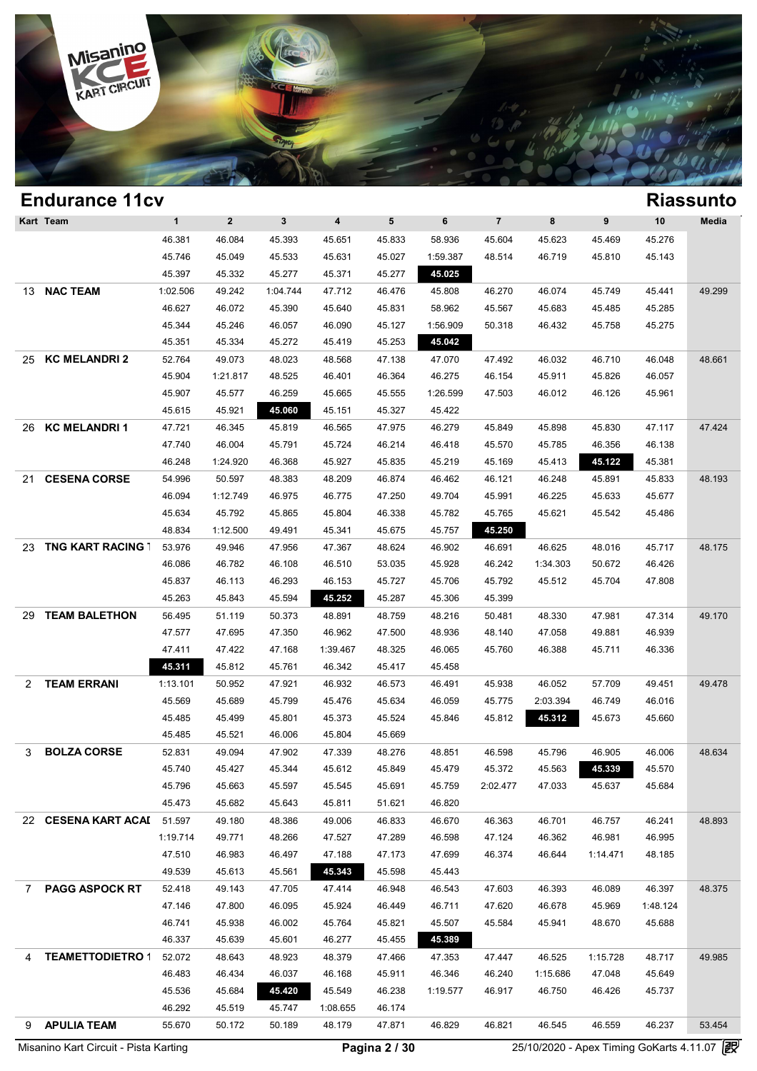## Endurance 11cv

## Riassunto

| Kart | Team | 1 | 2 | 3 | 4 | 5 | 6 | 7 | 8 | 9 | 10 | Media |
|---|---|---|---|---|---|---|---|---|---|---|---|---|
| | | 46.381 | 46.084 | 45.393 | 45.651 | 45.833 | 58.936 | 45.604 | 45.623 | 45.469 | 45.276 | |
| | | 45.746 | 45.049 | 45.533 | 45.631 | 45.027 | 1:59.387 | 48.514 | 46.719 | 45.810 | 45.143 | |
| | | 45.397 | 45.332 | 45.277 | 45.371 | 45.277 | **45.025** | | | | | |
| 13 | NAC TEAM | 1:02.506 | 49.242 | 1:04.744 | 47.712 | 46.476 | 45.808 | 46.270 | 46.074 | 45.749 | 45.441 | 49.299 |
| | | 46.627 | 46.072 | 45.390 | 45.640 | 45.831 | 58.962 | 45.567 | 45.683 | 45.485 | 45.285 | |
| | | 45.344 | 45.246 | 46.057 | 46.090 | 45.127 | 1:56.909 | 50.318 | 46.432 | 45.758 | 45.275 | |
| | | 45.351 | 45.334 | 45.272 | 45.419 | 45.253 | **45.042** | | | | | |
| 25 | KC MELANDRI 2 | 52.764 | 49.073 | 48.023 | 48.568 | 47.138 | 47.070 | 47.492 | 46.032 | 46.710 | 46.048 | 48.661 |
| | | 45.904 | 1:21.817 | 48.525 | 46.401 | 46.364 | 46.275 | 46.154 | 45.911 | 45.826 | 46.057 | |
| | | 45.907 | 45.577 | 46.259 | 45.665 | 45.555 | 1:26.599 | 47.503 | 46.012 | 46.126 | 45.961 | |
| | | 45.615 | 45.921 | **45.060** | 45.151 | 45.327 | 45.422 | | | | | |
| 26 | KC MELANDRI 1 | 47.721 | 46.345 | 45.819 | 46.565 | 47.975 | 46.279 | 45.849 | 45.898 | 45.830 | 47.117 | 47.424 |
| | | 47.740 | 46.004 | 45.791 | 45.724 | 46.214 | 46.418 | 45.570 | 45.785 | 46.356 | 46.138 | |
| | | 46.248 | 1:24.920 | 46.368 | 45.927 | 45.835 | 45.219 | 45.169 | 45.413 | **45.122** | 45.381 | |
| 21 | CESENA CORSE | 54.996 | 50.597 | 48.383 | 48.209 | 46.874 | 46.462 | 46.121 | 46.248 | 45.891 | 45.833 | 48.193 |
| | | 46.094 | 1:12.749 | 46.975 | 46.775 | 47.250 | 49.704 | 45.991 | 46.225 | 45.633 | 45.677 | |
| | | 45.634 | 45.792 | 45.865 | 45.804 | 46.338 | 45.782 | 45.765 | 45.621 | 45.542 | 45.486 | |
| | | 48.834 | 1:12.500 | 49.491 | 45.341 | 45.675 | 45.757 | **45.250** | | | | |
| 23 | TNG KART RACING 1 | 53.976 | 49.946 | 47.956 | 47.367 | 48.624 | 46.902 | 46.691 | 46.625 | 48.016 | 45.717 | 48.175 |
| | | 46.086 | 46.782 | 46.108 | 46.510 | 53.035 | 45.928 | 46.242 | 1:34.303 | 50.672 | 46.426 | |
| | | 45.837 | 46.113 | 46.293 | 46.153 | 45.727 | 45.706 | 45.792 | 45.512 | 45.704 | 47.808 | |
| | | 45.263 | 45.843 | 45.594 | **45.252** | 45.287 | 45.306 | 45.399 | | | | |
| 29 | TEAM BALETHON | 56.495 | 51.119 | 50.373 | 48.891 | 48.759 | 48.216 | 50.481 | 48.330 | 47.981 | 47.314 | 49.170 |
| | | 47.577 | 47.695 | 47.350 | 46.962 | 47.500 | 48.936 | 48.140 | 47.058 | 49.881 | 46.939 | |
| | | 47.411 | 47.422 | 47.168 | 1:39.467 | 48.325 | 46.065 | 45.760 | 46.388 | 45.711 | 46.336 | |
| | | **45.311** | 45.812 | 45.761 | 46.342 | 45.417 | 45.458 | | | | | |
| 2 | TEAM ERRANI | 1:13.101 | 50.952 | 47.921 | 46.932 | 46.573 | 46.491 | 45.938 | 46.052 | 57.709 | 49.451 | 49.478 |
| | | 45.569 | 45.689 | 45.799 | 45.476 | 45.634 | 46.059 | 45.775 | 2:03.394 | 46.749 | 46.016 | |
| | | 45.485 | 45.499 | 45.801 | 45.373 | 45.524 | 45.846 | 45.812 | **45.312** | 45.673 | 45.660 | |
| | | 45.485 | 45.521 | 46.006 | 45.804 | 45.669 | | | | | | |
| 3 | BOLZA CORSE | 52.831 | 49.094 | 47.902 | 47.339 | 48.276 | 48.851 | 46.598 | 45.796 | 46.905 | 46.006 | 48.634 |
| | | 45.740 | 45.427 | 45.344 | 45.612 | 45.849 | 45.479 | 45.372 | 45.563 | **45.339** | 45.570 | |
| | | 45.796 | 45.663 | 45.597 | 45.545 | 45.691 | 45.759 | 2:02.477 | 47.033 | 45.637 | 45.684 | |
| | | 45.473 | 45.682 | 45.643 | 45.811 | 51.621 | 46.820 | | | | | |
| 22 | CESENA KART ACAI | 51.597 | 49.180 | 48.386 | 49.006 | 46.833 | 46.670 | 46.363 | 46.701 | 46.757 | 46.241 | 48.893 |
| | | 1:19.714 | 49.771 | 48.266 | 47.527 | 47.289 | 46.598 | 47.124 | 46.362 | 46.981 | 46.995 | |
| | | 47.510 | 46.983 | 46.497 | 47.188 | 47.173 | 47.699 | 46.374 | 46.644 | 1:14.471 | 48.185 | |
| | | 49.539 | 45.613 | 45.561 | **45.343** | 45.598 | 45.443 | | | | | |
| 7 | PAGG ASPOCK RT | 52.418 | 49.143 | 47.705 | 47.414 | 46.948 | 46.543 | 47.603 | 46.393 | 46.089 | 46.397 | 48.375 |
| | | 47.146 | 47.800 | 46.095 | 45.924 | 46.449 | 46.711 | 47.620 | 46.678 | 45.969 | 1:48.124 | |
| | | 46.741 | 45.938 | 46.002 | 45.764 | 45.821 | 45.507 | 45.584 | 45.941 | 48.670 | 45.688 | |
| | | 46.337 | 45.639 | 45.601 | 46.277 | 45.455 | **45.389** | | | | | |
| 4 | TEAMETTODIETRO 1 | 52.072 | 48.643 | 48.923 | 48.379 | 47.466 | 47.353 | 47.447 | 46.525 | 1:15.728 | 48.717 | 49.985 |
| | | 46.483 | 46.434 | 46.037 | 46.168 | 45.911 | 46.346 | 46.240 | 1:15.686 | 47.048 | 45.649 | |
| | | 45.536 | 45.684 | **45.420** | 45.549 | 46.238 | 1:19.577 | 46.917 | 46.750 | 46.426 | 45.737 | |
| | | 46.292 | 45.519 | 45.747 | 1:08.655 | 46.174 | | | | | | |
| 9 | APULIA TEAM | 55.670 | 50.172 | 50.189 | 48.179 | 47.871 | 46.829 | 46.821 | 46.545 | 46.559 | 46.237 | 53.454 |

Misanino Kart Circuit - Pista Karting — 25/10/2020 - Apex Timing GoKarts 4.11.07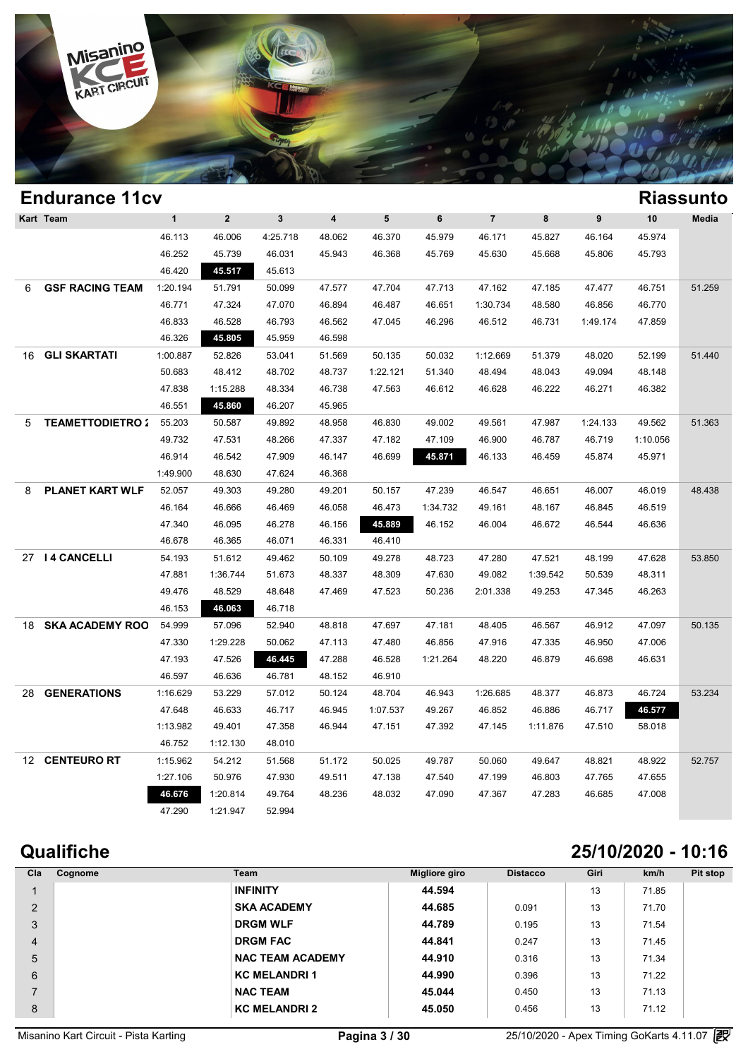## Endurance 11cv

## Riassunto

| Kart | Team | 1 | 2 | 3 | 4 | 5 | 6 | 7 | 8 | 9 | 10 | Media |
|---|---|---|---|---|---|---|---|---|---|---|---|---|
| | | 46.113 | 46.006 | 4:25.718 | 48.062 | 46.370 | 45.979 | 46.171 | 45.827 | 46.164 | 45.974 | |
| | | 46.252 | 45.739 | 46.031 | 45.943 | 46.368 | 45.769 | 45.630 | 45.668 | 45.806 | 45.793 | |
| | | 46.420 | **45.517** | 45.613 | | | | | | | | |
| 6 | GSF RACING TEAM | 1:20.194 | 51.791 | 50.099 | 47.577 | 47.704 | 47.713 | 47.162 | 47.185 | 47.477 | 46.751 | 51.259 |
| | | 46.771 | 47.324 | 47.070 | 46.894 | 46.487 | 46.651 | 1:30.734 | 48.580 | 46.856 | 46.770 | |
| | | 46.833 | 46.528 | 46.793 | 46.562 | 47.045 | 46.296 | 46.512 | 46.731 | 1:49.174 | 47.859 | |
| | | 46.326 | **45.805** | 45.959 | 46.598 | | | | | | | |
| 16 | GLI SKARTATI | 1:00.887 | 52.826 | 53.041 | 51.569 | 50.135 | 50.032 | 1:12.669 | 51.379 | 48.020 | 52.199 | 51.440 |
| | | 50.683 | 48.412 | 48.702 | 48.737 | 1:22.121 | 51.340 | 48.494 | 48.043 | 49.094 | 48.148 | |
| | | 47.838 | 1:15.288 | 48.334 | 46.738 | 47.563 | 46.612 | 46.628 | 46.222 | 46.271 | 46.382 | |
| | | 46.551 | **45.860** | 46.207 | 45.965 | | | | | | | |
| 5 | TEAMETTODIETRO 2 | 55.203 | 50.587 | 49.892 | 48.958 | 46.830 | 49.002 | 49.561 | 47.987 | 1:24.133 | 49.562 | 51.363 |
| | | 49.732 | 47.531 | 48.266 | 47.337 | 47.182 | 47.109 | 46.900 | 46.787 | 46.719 | 1:10.056 | |
| | | 46.914 | 46.542 | 47.909 | 46.147 | 46.699 | **45.871** | 46.133 | 46.459 | 45.874 | 45.971 | |
| | | 1:49.900 | 48.630 | 47.624 | 46.368 | | | | | | | |
| 8 | PLANET KART WLF | 52.057 | 49.303 | 49.280 | 49.201 | 50.157 | 47.239 | 46.547 | 46.651 | 46.007 | 46.019 | 48.438 |
| | | 46.164 | 46.666 | 46.469 | 46.058 | 46.473 | 1:34.732 | 49.161 | 48.167 | 46.845 | 46.519 | |
| | | 47.340 | 46.095 | 46.278 | 46.156 | **45.889** | 46.152 | 46.004 | 46.672 | 46.544 | 46.636 | |
| | | 46.678 | 46.365 | 46.071 | 46.331 | 46.410 | | | | | | |
| 27 | I 4 CANCELLI | 54.193 | 51.612 | 49.462 | 50.109 | 49.278 | 48.723 | 47.280 | 47.521 | 48.199 | 47.628 | 53.850 |
| | | 47.881 | 1:36.744 | 51.673 | 48.337 | 48.309 | 47.630 | 49.082 | 1:39.542 | 50.539 | 48.311 | |
| | | 49.476 | 48.529 | 48.648 | 47.469 | 47.523 | 50.236 | 2:01.338 | 49.253 | 47.345 | 46.263 | |
| | | 46.153 | **46.063** | 46.718 | | | | | | | | |
| 18 | SKA ACADEMY ROO | 54.999 | 57.096 | 52.940 | 48.818 | 47.697 | 47.181 | 48.405 | 46.567 | 46.912 | 47.097 | 50.135 |
| | | 47.330 | 1:29.228 | 50.062 | 47.113 | 47.480 | 46.856 | 47.916 | 47.335 | 46.950 | 47.006 | |
| | | 47.193 | 47.526 | **46.445** | 47.288 | 46.528 | 1:21.264 | 48.220 | 46.879 | 46.698 | 46.631 | |
| | | 46.597 | 46.636 | 46.781 | 48.152 | 46.910 | | | | | | |
| 28 | GENERATIONS | 1:16.629 | 53.229 | 57.012 | 50.124 | 48.704 | 46.943 | 1:26.685 | 48.377 | 46.873 | 46.724 | 53.234 |
| | | 47.648 | 46.633 | 46.717 | 46.945 | 1:07.537 | 49.267 | 46.852 | 46.886 | 46.717 | **46.577** | |
| | | 1:13.982 | 49.401 | 47.358 | 46.944 | 47.151 | 47.392 | 47.145 | 1:11.876 | 47.510 | 58.018 | |
| | | 46.752 | 1:12.130 | 48.010 | | | | | | | | |
| 12 | CENTEURO RT | 1:15.962 | 54.212 | 51.568 | 51.172 | 50.025 | 49.787 | 50.060 | 49.647 | 48.821 | 48.922 | 52.757 |
| | | 1:27.106 | 50.976 | 47.930 | 49.511 | 47.138 | 47.540 | 47.199 | 46.803 | 47.765 | 47.655 | |
| | | **46.676** | 1:20.814 | 49.764 | 48.236 | 48.032 | 47.090 | 47.367 | 47.283 | 46.685 | 47.008 | |
| | | 47.290 | 1:21.947 | 52.994 | | | | | | | | |

## Qualifiche

## 25/10/2020 - 10:16

| Cla | Cognome | Team | Migliore giro | Distacco | Giri | km/h | Pit stop |
|---|---|---|---|---|---|---|---|
| 1 | | INFINITY | **44.594** | | 13 | 71.85 | |
| 2 | | SKA ACADEMY | **44.685** | 0.091 | 13 | 71.70 | |
| 3 | | DRGM WLF | **44.789** | 0.195 | 13 | 71.54 | |
| 4 | | DRGM FAC | **44.841** | 0.247 | 13 | 71.45 | |
| 5 | | NAC TEAM ACADEMY | **44.910** | 0.316 | 13 | 71.34 | |
| 6 | | KC MELANDRI 1 | **44.990** | 0.396 | 13 | 71.22 | |
| 7 | | NAC TEAM | **45.044** | 0.450 | 13 | 71.13 | |
| 8 | | KC MELANDRI 2 | **45.050** | 0.456 | 13 | 71.12 | |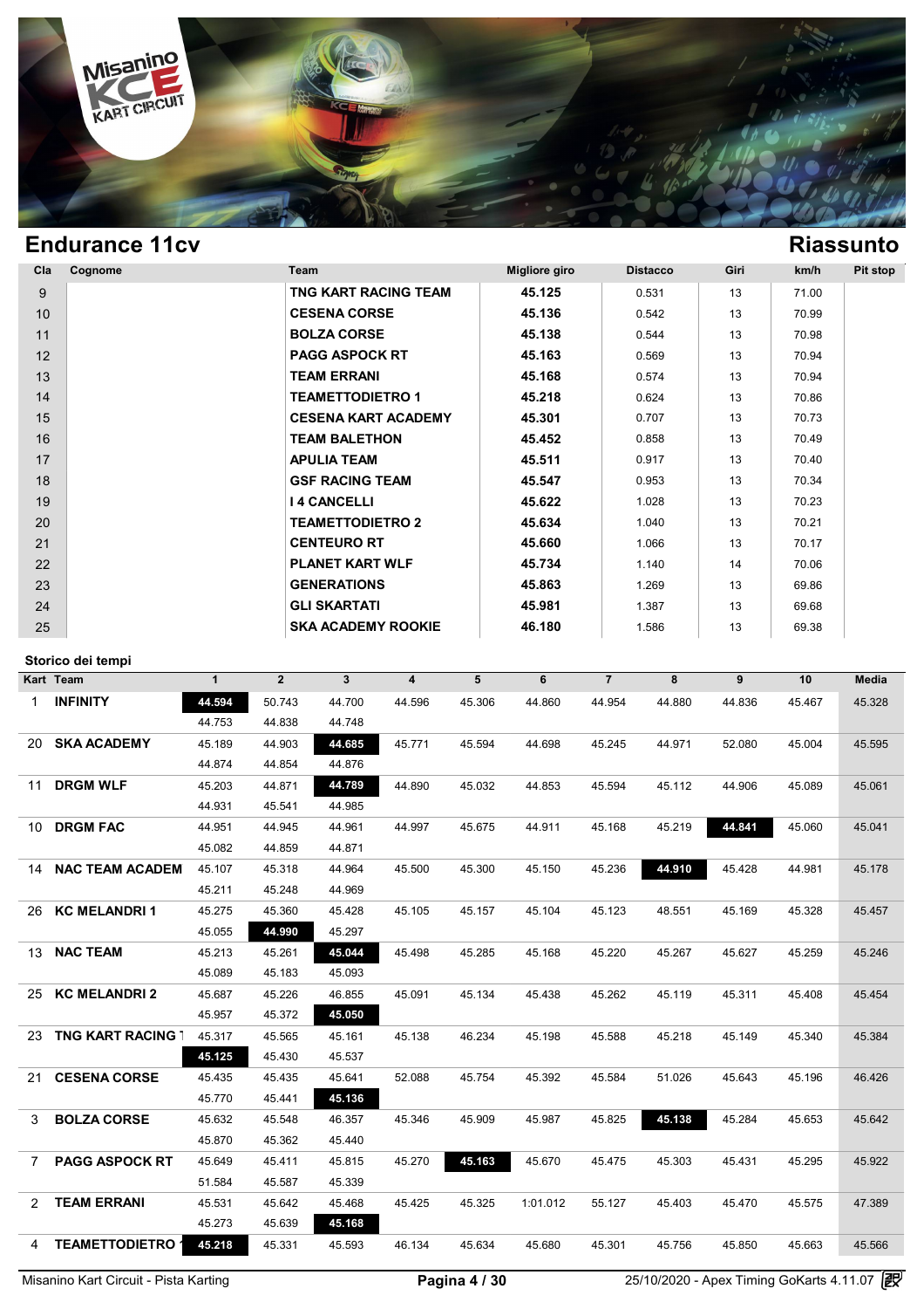## Endurance 11cv

## Riassunto

| Cla | Cognome | Team | Migliore giro | Distacco | Giri | km/h | Pit stop |
|---|---|---|---|---|---|---|---|
| 9 | | **TNG KART RACING TEAM** | **45.125** | 0.531 | 13 | 71.00 | |
| 10 | | **CESENA CORSE** | **45.136** | 0.542 | 13 | 70.99 | |
| 11 | | **BOLZA CORSE** | **45.138** | 0.544 | 13 | 70.98 | |
| 12 | | **PAGG ASPOCK RT** | **45.163** | 0.569 | 13 | 70.94 | |
| 13 | | **TEAM ERRANI** | **45.168** | 0.574 | 13 | 70.94 | |
| 14 | | **TEAMETTODIETRO 1** | **45.218** | 0.624 | 13 | 70.86 | |
| 15 | | **CESENA KART ACADEMY** | **45.301** | 0.707 | 13 | 70.73 | |
| 16 | | **TEAM BALETHON** | **45.452** | 0.858 | 13 | 70.49 | |
| 17 | | **APULIA TEAM** | **45.511** | 0.917 | 13 | 70.40 | |
| 18 | | **GSF RACING TEAM** | **45.547** | 0.953 | 13 | 70.34 | |
| 19 | | **I 4 CANCELLI** | **45.622** | 1.028 | 13 | 70.23 | |
| 20 | | **TEAMETTODIETRO 2** | **45.634** | 1.040 | 13 | 70.21 | |
| 21 | | **CENTEURO RT** | **45.660** | 1.066 | 13 | 70.17 | |
| 22 | | **PLANET KART WLF** | **45.734** | 1.140 | 14 | 70.06 | |
| 23 | | **GENERATIONS** | **45.863** | 1.269 | 13 | 69.86 | |
| 24 | | **GLI SKARTATI** | **45.981** | 1.387 | 13 | 69.68 | |
| 25 | | **SKA ACADEMY ROOKIE** | **46.180** | 1.586 | 13 | 69.38 | |

### Storico dei tempi

| Kart | Team | 1 | 2 | 3 | 4 | 5 | 6 | 7 | 8 | 9 | 10 | Media |
|---|---|---|---|---|---|---|---|---|---|---|---|---|
| 1 | **INFINITY** | **44.594** | 50.743 | 44.700 | 44.596 | 45.306 | 44.860 | 44.954 | 44.880 | 44.836 | 45.467 | 45.328 |
| | | 44.753 | 44.838 | 44.748 | | | | | | | | |
| 20 | **SKA ACADEMY** | 45.189 | 44.903 | **44.685** | 45.771 | 45.594 | 44.698 | 45.245 | 44.971 | 52.080 | 45.004 | 45.595 |
| | | 44.874 | 44.854 | 44.876 | | | | | | | | |
| 11 | **DRGM WLF** | 45.203 | 44.871 | **44.789** | 44.890 | 45.032 | 44.853 | 45.594 | 45.112 | 44.906 | 45.089 | 45.061 |
| | | 44.931 | 45.541 | 44.985 | | | | | | | | |
| 10 | **DRGM FAC** | 44.951 | 44.945 | 44.961 | 44.997 | 45.675 | 44.911 | 45.168 | 45.219 | **44.841** | 45.060 | 45.041 |
| | | 45.082 | 44.859 | 44.871 | | | | | | | | |
| 14 | **NAC TEAM ACADEM** | 45.107 | 45.318 | 44.964 | 45.500 | 45.300 | 45.150 | 45.236 | **44.910** | 45.428 | 44.981 | 45.178 |
| | | 45.211 | 45.248 | 44.969 | | | | | | | | |
| 26 | **KC MELANDRI 1** | 45.275 | 45.360 | 45.428 | 45.105 | 45.157 | 45.104 | 45.123 | 48.551 | 45.169 | 45.328 | 45.457 |
| | | 45.055 | **44.990** | 45.297 | | | | | | | | |
| 13 | **NAC TEAM** | 45.213 | 45.261 | **45.044** | 45.498 | 45.285 | 45.168 | 45.220 | 45.267 | 45.627 | 45.259 | 45.246 |
| | | 45.089 | 45.183 | 45.093 | | | | | | | | |
| 25 | **KC MELANDRI 2** | 45.687 | 45.226 | 46.855 | 45.091 | 45.134 | 45.438 | 45.262 | 45.119 | 45.311 | 45.408 | 45.454 |
| | | 45.957 | 45.372 | **45.050** | | | | | | | | |
| 23 | **TNG KART RACING 1** | 45.317 | 45.565 | 45.161 | 45.138 | 46.234 | 45.198 | 45.588 | 45.218 | 45.149 | 45.340 | 45.384 |
| | | **45.125** | 45.430 | 45.537 | | | | | | | | |
| 21 | **CESENA CORSE** | 45.435 | 45.435 | 45.641 | 52.088 | 45.754 | 45.392 | 45.584 | 51.026 | 45.643 | 45.196 | 46.426 |
| | | 45.770 | 45.441 | **45.136** | | | | | | | | |
| 3 | **BOLZA CORSE** | 45.632 | 45.548 | 46.357 | 45.346 | 45.909 | 45.987 | 45.825 | **45.138** | 45.284 | 45.653 | 45.642 |
| | | 45.870 | 45.362 | 45.440 | | | | | | | | |
| 7 | **PAGG ASPOCK RT** | 45.649 | 45.411 | 45.815 | 45.270 | **45.163** | 45.670 | 45.475 | 45.303 | 45.431 | 45.295 | 45.922 |
| | | 51.584 | 45.587 | 45.339 | | | | | | | | |
| 2 | **TEAM ERRANI** | 45.531 | 45.642 | 45.468 | 45.425 | 45.325 | 1:01.012 | 55.127 | 45.403 | 45.470 | 45.575 | 47.389 |
| | | 45.273 | 45.639 | **45.168** | | | | | | | | |
| 4 | **TEAMETTODIETRO 1** | **45.218** | 45.331 | 45.593 | 46.134 | 45.634 | 45.680 | 45.301 | 45.756 | 45.850 | 45.663 | 45.566 |

Misanino Kart Circuit - Pista Karting — 25/10/2020 - Apex Timing GoKarts 4.11.07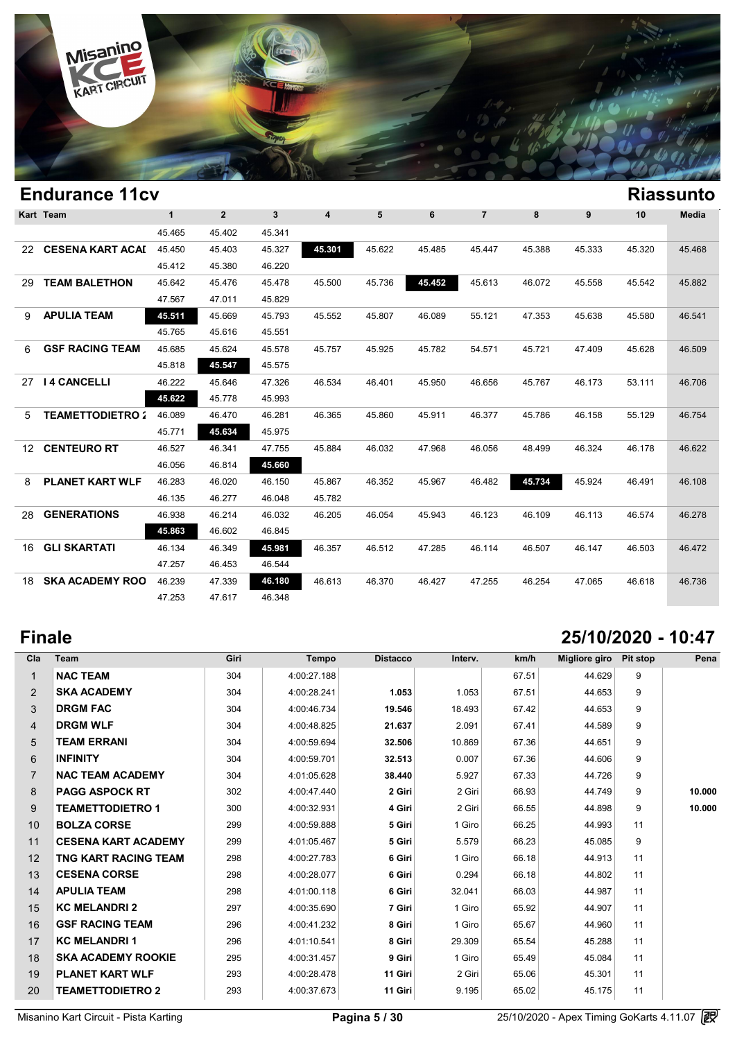## Endurance 11cv

## Riassunto

| Kart | Team | 1 | 2 | 3 | 4 | 5 | 6 | 7 | 8 | 9 | 10 | Media |
|---|---|---|---|---|---|---|---|---|---|---|---|---|
| | | 45.465 | 45.402 | 45.341 | | | | | | | | |
| 22 | CESENA KART ACAI | 45.450 | 45.403 | 45.327 | **45.301** | 45.622 | 45.485 | 45.447 | 45.388 | 45.333 | 45.320 | 45.468 |
| | | 45.412 | 45.380 | 46.220 | | | | | | | | |
| 29 | TEAM BALETHON | 45.642 | 45.476 | 45.478 | 45.500 | 45.736 | **45.452** | 45.613 | 46.072 | 45.558 | 45.542 | 45.882 |
| | | 47.567 | 47.011 | 45.829 | | | | | | | | |
| 9 | APULIA TEAM | **45.511** | 45.669 | 45.793 | 45.552 | 45.807 | 46.089 | 55.121 | 47.353 | 45.638 | 45.580 | 46.541 |
| | | 45.765 | 45.616 | 45.551 | | | | | | | | |
| 6 | GSF RACING TEAM | 45.685 | 45.624 | 45.578 | 45.757 | 45.925 | 45.782 | 54.571 | 45.721 | 47.409 | 45.628 | 46.509 |
| | | 45.818 | **45.547** | 45.575 | | | | | | | | |
| 27 | I 4 CANCELLI | 46.222 | 45.646 | 47.326 | 46.534 | 46.401 | 45.950 | 46.656 | 45.767 | 46.173 | 53.111 | 46.706 |
| | | **45.622** | 45.778 | 45.993 | | | | | | | | |
| 5 | TEAMETTODIETRO 2 | 46.089 | 46.470 | 46.281 | 46.365 | 45.860 | 45.911 | 46.377 | 45.786 | 46.158 | 55.129 | 46.754 |
| | | 45.771 | **45.634** | 45.975 | | | | | | | | |
| 12 | CENTEURO RT | 46.527 | 46.341 | 47.755 | 45.884 | 46.032 | 47.968 | 46.056 | 48.499 | 46.324 | 46.178 | 46.622 |
| | | 46.056 | 46.814 | **45.660** | | | | | | | | |
| 8 | PLANET KART WLF | 46.283 | 46.020 | 46.150 | 45.867 | 46.352 | 45.967 | 46.482 | **45.734** | 45.924 | 46.491 | 46.108 |
| | | 46.135 | 46.277 | 46.048 | 45.782 | | | | | | | |
| 28 | GENERATIONS | 46.938 | 46.214 | 46.032 | 46.205 | 46.054 | 45.943 | 46.123 | 46.109 | 46.113 | 46.574 | 46.278 |
| | | **45.863** | 46.602 | 46.845 | | | | | | | | |
| 16 | GLI SKARTATI | 46.134 | 46.349 | **45.981** | 46.357 | 46.512 | 47.285 | 46.114 | 46.507 | 46.147 | 46.503 | 46.472 |
| | | 47.257 | 46.453 | 46.544 | | | | | | | | |
| 18 | SKA ACADEMY ROO | 46.239 | 47.339 | **46.180** | 46.613 | 46.370 | 46.427 | 47.255 | 46.254 | 47.065 | 46.618 | 46.736 |
| | | 47.253 | 47.617 | 46.348 | | | | | | | | |

## Finale

## 25/10/2020 - 10:47

| Cla | Team | Giri | Tempo | Distacco | Interv. | km/h | Migliore giro | Pit stop | Pena |
|---|---|---|---|---|---|---|---|---|---|
| 1 | NAC TEAM | 304 | 4:00:27.188 | | | 67.51 | 44.629 | 9 | |
| 2 | SKA ACADEMY | 304 | 4:00:28.241 | **1.053** | 1.053 | 67.51 | 44.653 | 9 | |
| 3 | DRGM FAC | 304 | 4:00:46.734 | **19.546** | 18.493 | 67.42 | 44.653 | 9 | |
| 4 | DRGM WLF | 304 | 4:00:48.825 | **21.637** | 2.091 | 67.41 | 44.589 | 9 | |
| 5 | TEAM ERRANI | 304 | 4:00:59.694 | **32.506** | 10.869 | 67.36 | 44.651 | 9 | |
| 6 | INFINITY | 304 | 4:00:59.701 | **32.513** | 0.007 | 67.36 | 44.606 | 9 | |
| 7 | NAC TEAM ACADEMY | 304 | 4:01:05.628 | **38.440** | 5.927 | 67.33 | 44.726 | 9 | |
| 8 | PAGG ASPOCK RT | 302 | 4:00:47.440 | **2 Giri** | 2 Giri | 66.93 | 44.749 | 9 | **10.000** |
| 9 | TEAMETTODIETRO 1 | 300 | 4:00:32.931 | **4 Giri** | 2 Giri | 66.55 | 44.898 | 9 | **10.000** |
| 10 | BOLZA CORSE | 299 | 4:00:59.888 | **5 Giri** | 1 Giro | 66.25 | 44.993 | 11 | |
| 11 | CESENA KART ACADEMY | 299 | 4:01:05.467 | **5 Giri** | 5.579 | 66.23 | 45.085 | 9 | |
| 12 | TNG KART RACING TEAM | 298 | 4:00:27.783 | **6 Giri** | 1 Giro | 66.18 | 44.913 | 11 | |
| 13 | CESENA CORSE | 298 | 4:00:28.077 | **6 Giri** | 0.294 | 66.18 | 44.802 | 11 | |
| 14 | APULIA TEAM | 298 | 4:01:00.118 | **6 Giri** | 32.041 | 66.03 | 44.987 | 11 | |
| 15 | KC MELANDRI 2 | 297 | 4:00:35.690 | **7 Giri** | 1 Giro | 65.92 | 44.907 | 11 | |
| 16 | GSF RACING TEAM | 296 | 4:00:41.232 | **8 Giri** | 1 Giro | 65.67 | 44.960 | 11 | |
| 17 | KC MELANDRI 1 | 296 | 4:01:10.541 | **8 Giri** | 29.309 | 65.54 | 45.288 | 11 | |
| 18 | SKA ACADEMY ROOKIE | 295 | 4:00:31.457 | **9 Giri** | 1 Giro | 65.49 | 45.084 | 11 | |
| 19 | PLANET KART WLF | 293 | 4:00:28.478 | **11 Giri** | 2 Giri | 65.06 | 45.301 | 11 | |
| 20 | TEAMETTODIETRO 2 | 293 | 4:00:37.673 | **11 Giri** | 9.195 | 65.02 | 45.175 | 11 | |

Misanino Kart Circuit - Pista Karting

25/10/2020 - Apex Timing GoKarts 4.11.07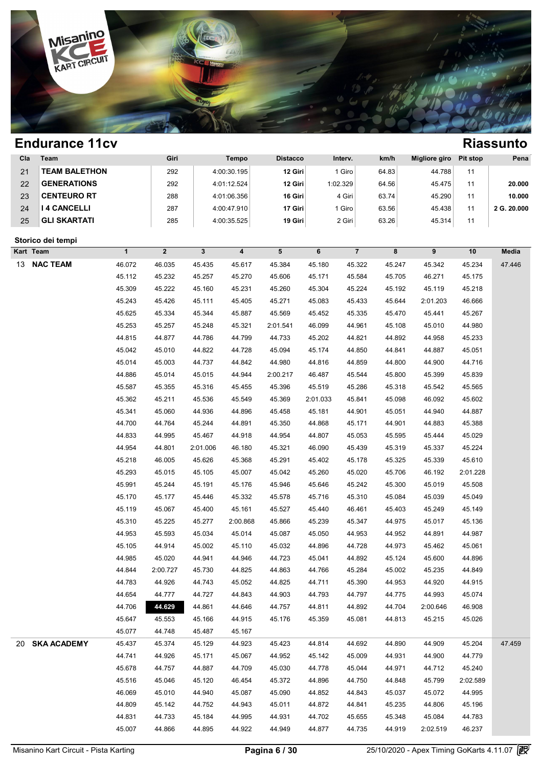# Endurance 11cv

## Riassunto

| Cla | Team | Giri | Tempo | Distacco | Interv. | km/h | Migliore giro | Pit stop | Pena |
|---|---|---|---|---|---|---|---|---|---|
| 21 | TEAM BALETHON | 292 | 4:00:30.195 | **12 Giri** | 1 Giro | 64.83 | 44.788 | 11 | |
| 22 | GENERATIONS | 292 | 4:01:12.524 | **12 Giri** | 1:02.329 | 64.56 | 45.475 | 11 | 20.000 |
| 23 | CENTEURO RT | 288 | 4:01:06.356 | **16 Giri** | 4 Giri | 63.74 | 45.290 | 11 | 10.000 |
| 24 | I 4 CANCELLI | 287 | 4:00:47.910 | **17 Giri** | 1 Giro | 63.56 | 45.438 | 11 | 2 G. 20.000 |
| 25 | GLI SKARTATI | 285 | 4:00:35.525 | **19 Giri** | 2 Giri | 63.26 | 45.314 | 11 | |

### Storico dei tempi

| Kart | Team | 1 | 2 | 3 | 4 | 5 | 6 | 7 | 8 | 9 | 10 | Media |
|---|---|---|---|---|---|---|---|---|---|---|---|---|
| 13 | NAC TEAM | 46.072 | 46.035 | 45.435 | 45.617 | 45.384 | 45.180 | 45.322 | 45.247 | 45.342 | 45.234 | 47.446 |
| | | 45.112 | 45.232 | 45.257 | 45.270 | 45.606 | 45.171 | 45.584 | 45.705 | 46.271 | 45.175 | |
| | | 45.309 | 45.222 | 45.160 | 45.231 | 45.260 | 45.304 | 45.224 | 45.192 | 45.119 | 45.218 | |
| | | 45.243 | 45.426 | 45.111 | 45.405 | 45.271 | 45.083 | 45.433 | 45.644 | 2:01.203 | 46.666 | |
| | | 45.625 | 45.334 | 45.344 | 45.887 | 45.569 | 45.452 | 45.335 | 45.470 | 45.441 | 45.267 | |
| | | 45.253 | 45.257 | 45.248 | 45.321 | 2:01.541 | 46.099 | 44.961 | 45.108 | 45.010 | 44.980 | |
| | | 44.815 | 44.877 | 44.786 | 44.799 | 44.733 | 45.202 | 44.821 | 44.892 | 44.958 | 45.233 | |
| | | 45.042 | 45.010 | 44.822 | 44.728 | 45.094 | 45.174 | 44.850 | 44.841 | 44.887 | 45.051 | |
| | | 45.014 | 45.003 | 44.737 | 44.842 | 44.980 | 44.816 | 44.859 | 44.800 | 44.900 | 44.716 | |
| | | 44.886 | 45.014 | 45.015 | 44.944 | 2:00.217 | 46.487 | 45.544 | 45.800 | 45.399 | 45.839 | |
| | | 45.587 | 45.355 | 45.316 | 45.455 | 45.396 | 45.519 | 45.286 | 45.318 | 45.542 | 45.565 | |
| | | 45.362 | 45.211 | 45.536 | 45.549 | 45.369 | 2:01.033 | 45.841 | 45.098 | 46.092 | 45.602 | |
| | | 45.341 | 45.060 | 44.936 | 44.896 | 45.458 | 45.181 | 44.901 | 45.051 | 44.940 | 44.887 | |
| | | 44.700 | 44.764 | 45.244 | 44.891 | 45.350 | 44.868 | 45.171 | 44.901 | 44.883 | 45.388 | |
| | | 44.833 | 44.995 | 45.467 | 44.918 | 44.954 | 44.807 | 45.053 | 45.595 | 45.444 | 45.029 | |
| | | 44.954 | 44.801 | 2:01.006 | 46.180 | 45.321 | 46.090 | 45.439 | 45.319 | 45.337 | 45.224 | |
| | | 45.218 | 46.005 | 45.626 | 45.368 | 45.291 | 45.402 | 45.178 | 45.325 | 45.339 | 45.610 | |
| | | 45.293 | 45.015 | 45.105 | 45.007 | 45.042 | 45.260 | 45.020 | 45.706 | 46.192 | 2:01.228 | |
| | | 45.991 | 45.244 | 45.191 | 45.176 | 45.946 | 45.646 | 45.242 | 45.300 | 45.019 | 45.508 | |
| | | 45.170 | 45.177 | 45.446 | 45.332 | 45.578 | 45.716 | 45.310 | 45.084 | 45.039 | 45.049 | |
| | | 45.119 | 45.067 | 45.400 | 45.161 | 45.527 | 45.440 | 46.461 | 45.403 | 45.249 | 45.149 | |
| | | 45.310 | 45.225 | 45.277 | 2:00.868 | 45.866 | 45.239 | 45.347 | 44.975 | 45.017 | 45.136 | |
| | | 44.953 | 45.593 | 45.034 | 45.014 | 45.087 | 45.050 | 44.953 | 44.952 | 44.891 | 44.987 | |
| | | 45.105 | 44.914 | 45.002 | 45.110 | 45.032 | 44.896 | 44.728 | 44.973 | 45.462 | 45.061 | |
| | | 44.985 | 45.020 | 44.941 | 44.946 | 44.723 | 45.041 | 44.892 | 45.124 | 45.600 | 44.896 | |
| | | 44.844 | 2:00.727 | 45.730 | 44.825 | 44.863 | 44.766 | 45.284 | 45.002 | 45.235 | 44.849 | |
| | | 44.783 | 44.926 | 44.743 | 45.052 | 44.825 | 44.711 | 45.390 | 44.953 | 44.920 | 44.915 | |
| | | 44.654 | 44.777 | 44.727 | 44.843 | 44.903 | 44.793 | 44.797 | 44.775 | 44.993 | 45.074 | |
| | | 44.706 | **44.629** | 44.861 | 44.646 | 44.757 | 44.811 | 44.892 | 44.704 | 2:00.646 | 46.908 | |
| | | 45.647 | 45.553 | 45.166 | 44.915 | 45.176 | 45.359 | 45.081 | 44.813 | 45.215 | 45.026 | |
| | | 45.077 | 44.748 | 45.487 | 45.167 | | | | | | | |
| 20 | SKA ACADEMY | 45.437 | 45.374 | 45.129 | 44.923 | 45.423 | 44.814 | 44.692 | 44.890 | 44.909 | 45.204 | 47.459 |
| | | 44.741 | 44.926 | 45.171 | 45.067 | 44.952 | 45.142 | 45.009 | 44.931 | 44.900 | 44.779 | |
| | | 45.678 | 44.757 | 44.887 | 44.709 | 45.030 | 44.778 | 45.044 | 44.971 | 44.712 | 45.240 | |
| | | 45.516 | 45.046 | 45.120 | 46.454 | 45.372 | 44.896 | 44.750 | 44.848 | 45.799 | 2:02.589 | |
| | | 46.069 | 45.010 | 44.940 | 45.087 | 45.090 | 44.852 | 44.843 | 45.037 | 45.072 | 44.995 | |
| | | 44.809 | 45.142 | 44.752 | 44.943 | 45.011 | 44.872 | 44.841 | 45.235 | 44.806 | 45.196 | |
| | | 44.831 | 44.733 | 45.184 | 44.995 | 44.931 | 44.702 | 45.655 | 45.348 | 45.084 | 44.783 | |
| | | 45.007 | 44.866 | 44.895 | 44.922 | 44.949 | 44.877 | 44.735 | 44.919 | 2:02.519 | 46.237 | |

Misanino Kart Circuit - Pista Karting — 25/10/2020 - Apex Timing GoKarts 4.11.07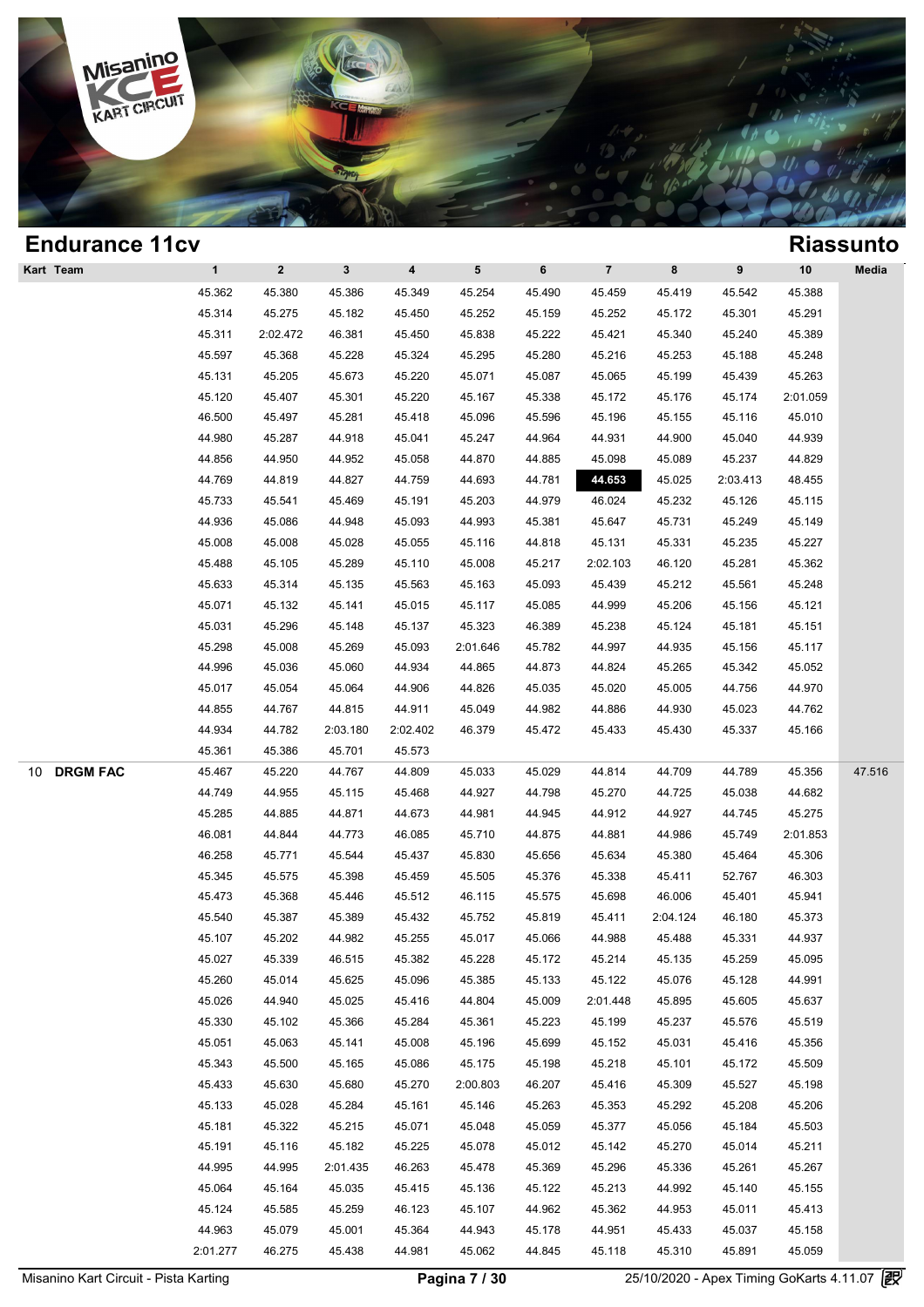## Endurance 11cv

## Riassunto

| Kart | Team | 1 | 2 | 3 | 4 | 5 | 6 | 7 | 8 | 9 | 10 | Media |
|---|---|---|---|---|---|---|---|---|---|---|---|---|
| | | 45.362 | 45.380 | 45.386 | 45.349 | 45.254 | 45.490 | 45.459 | 45.419 | 45.542 | 45.388 | |
| | | 45.314 | 45.275 | 45.182 | 45.450 | 45.252 | 45.159 | 45.252 | 45.172 | 45.301 | 45.291 | |
| | | 45.311 | 2:02.472 | 46.381 | 45.450 | 45.838 | 45.222 | 45.421 | 45.340 | 45.240 | 45.389 | |
| | | 45.597 | 45.368 | 45.228 | 45.324 | 45.295 | 45.280 | 45.216 | 45.253 | 45.188 | 45.248 | |
| | | 45.131 | 45.205 | 45.673 | 45.220 | 45.071 | 45.087 | 45.065 | 45.199 | 45.439 | 45.263 | |
| | | 45.120 | 45.407 | 45.301 | 45.220 | 45.167 | 45.338 | 45.172 | 45.176 | 45.174 | 2:01.059 | |
| | | 46.500 | 45.497 | 45.281 | 45.418 | 45.096 | 45.596 | 45.196 | 45.155 | 45.116 | 45.010 | |
| | | 44.980 | 45.287 | 44.918 | 45.041 | 45.247 | 44.964 | 44.931 | 44.900 | 45.040 | 44.939 | |
| | | 44.856 | 44.950 | 44.952 | 45.058 | 44.870 | 44.885 | 45.098 | 45.089 | 45.237 | 44.829 | |
| | | 44.769 | 44.819 | 44.827 | 44.759 | 44.693 | 44.781 | **44.653** | 45.025 | 2:03.413 | 48.455 | |
| | | 45.733 | 45.541 | 45.469 | 45.191 | 45.203 | 44.979 | 46.024 | 45.232 | 45.126 | 45.115 | |
| | | 44.936 | 45.086 | 44.948 | 45.093 | 44.993 | 45.381 | 45.647 | 45.731 | 45.249 | 45.149 | |
| | | 45.008 | 45.008 | 45.028 | 45.055 | 45.116 | 44.818 | 45.131 | 45.331 | 45.235 | 45.227 | |
| | | 45.488 | 45.105 | 45.289 | 45.110 | 45.008 | 45.217 | 2:02.103 | 46.120 | 45.281 | 45.362 | |
| | | 45.633 | 45.314 | 45.135 | 45.563 | 45.163 | 45.093 | 45.439 | 45.212 | 45.561 | 45.248 | |
| | | 45.071 | 45.132 | 45.141 | 45.015 | 45.117 | 45.085 | 44.999 | 45.206 | 45.156 | 45.121 | |
| | | 45.031 | 45.296 | 45.148 | 45.137 | 45.323 | 46.389 | 45.238 | 45.124 | 45.181 | 45.151 | |
| | | 45.298 | 45.008 | 45.269 | 45.093 | 2:01.646 | 45.782 | 44.997 | 44.935 | 45.156 | 45.117 | |
| | | 44.996 | 45.036 | 45.060 | 44.934 | 44.865 | 44.873 | 44.824 | 45.265 | 45.342 | 45.052 | |
| | | 45.017 | 45.054 | 45.064 | 44.906 | 44.826 | 45.035 | 45.020 | 45.005 | 44.756 | 44.970 | |
| | | 44.855 | 44.767 | 44.815 | 44.911 | 45.049 | 44.982 | 44.886 | 44.930 | 45.023 | 44.762 | |
| | | 44.934 | 44.782 | 2:03.180 | 2:02.402 | 46.379 | 45.472 | 45.433 | 45.430 | 45.337 | 45.166 | |
| | | 45.361 | 45.386 | 45.701 | 45.573 | | | | | | | |
| 10 | **DRGM FAC** | 45.467 | 45.220 | 44.767 | 44.809 | 45.033 | 45.029 | 44.814 | 44.709 | 44.789 | 45.356 | 47.516 |
| | | 44.749 | 44.955 | 45.115 | 45.468 | 44.927 | 44.798 | 45.270 | 44.725 | 45.038 | 44.682 | |
| | | 45.285 | 44.885 | 44.871 | 44.673 | 44.981 | 44.945 | 44.912 | 44.927 | 44.745 | 45.275 | |
| | | 46.081 | 44.844 | 44.773 | 46.085 | 45.710 | 44.875 | 44.881 | 44.986 | 45.749 | 2:01.853 | |
| | | 46.258 | 45.771 | 45.544 | 45.437 | 45.830 | 45.656 | 45.634 | 45.380 | 45.464 | 45.306 | |
| | | 45.345 | 45.575 | 45.398 | 45.459 | 45.505 | 45.376 | 45.338 | 45.411 | 52.767 | 46.303 | |
| | | 45.473 | 45.368 | 45.446 | 45.512 | 46.115 | 45.575 | 45.698 | 46.006 | 45.401 | 45.941 | |
| | | 45.540 | 45.387 | 45.389 | 45.432 | 45.752 | 45.819 | 45.411 | 2:04.124 | 46.180 | 45.373 | |
| | | 45.107 | 45.202 | 44.982 | 45.255 | 45.017 | 45.066 | 44.988 | 45.488 | 45.331 | 44.937 | |
| | | 45.027 | 45.339 | 46.515 | 45.382 | 45.228 | 45.172 | 45.214 | 45.135 | 45.259 | 45.095 | |
| | | 45.260 | 45.014 | 45.625 | 45.096 | 45.385 | 45.133 | 45.122 | 45.076 | 45.128 | 44.991 | |
| | | 45.026 | 44.940 | 45.025 | 45.416 | 44.804 | 45.009 | 2:01.448 | 45.895 | 45.605 | 45.637 | |
| | | 45.330 | 45.102 | 45.366 | 45.284 | 45.361 | 45.223 | 45.199 | 45.237 | 45.576 | 45.519 | |
| | | 45.051 | 45.063 | 45.141 | 45.008 | 45.196 | 45.699 | 45.152 | 45.031 | 45.416 | 45.356 | |
| | | 45.343 | 45.500 | 45.165 | 45.086 | 45.175 | 45.198 | 45.218 | 45.101 | 45.172 | 45.509 | |
| | | 45.433 | 45.630 | 45.680 | 45.270 | 2:00.803 | 46.207 | 45.416 | 45.309 | 45.527 | 45.198 | |
| | | 45.133 | 45.028 | 45.284 | 45.161 | 45.146 | 45.263 | 45.353 | 45.292 | 45.208 | 45.206 | |
| | | 45.181 | 45.322 | 45.215 | 45.071 | 45.048 | 45.059 | 45.377 | 45.056 | 45.184 | 45.503 | |
| | | 45.191 | 45.116 | 45.182 | 45.225 | 45.078 | 45.012 | 45.142 | 45.270 | 45.014 | 45.211 | |
| | | 44.995 | 44.995 | 2:01.435 | 46.263 | 45.478 | 45.369 | 45.296 | 45.336 | 45.261 | 45.267 | |
| | | 45.064 | 45.164 | 45.035 | 45.415 | 45.136 | 45.122 | 45.213 | 44.992 | 45.140 | 45.155 | |
| | | 45.124 | 45.585 | 45.259 | 46.123 | 45.107 | 44.962 | 45.362 | 44.953 | 45.011 | 45.413 | |
| | | 44.963 | 45.079 | 45.001 | 45.364 | 44.943 | 45.178 | 44.951 | 45.433 | 45.037 | 45.158 | |
| | | 2:01.277 | 46.275 | 45.438 | 44.981 | 45.062 | 44.845 | 45.118 | 45.310 | 45.891 | 45.059 | |

Misanino Kart Circuit - Pista Karting

25/10/2020 - Apex Timing GoKarts 4.11.07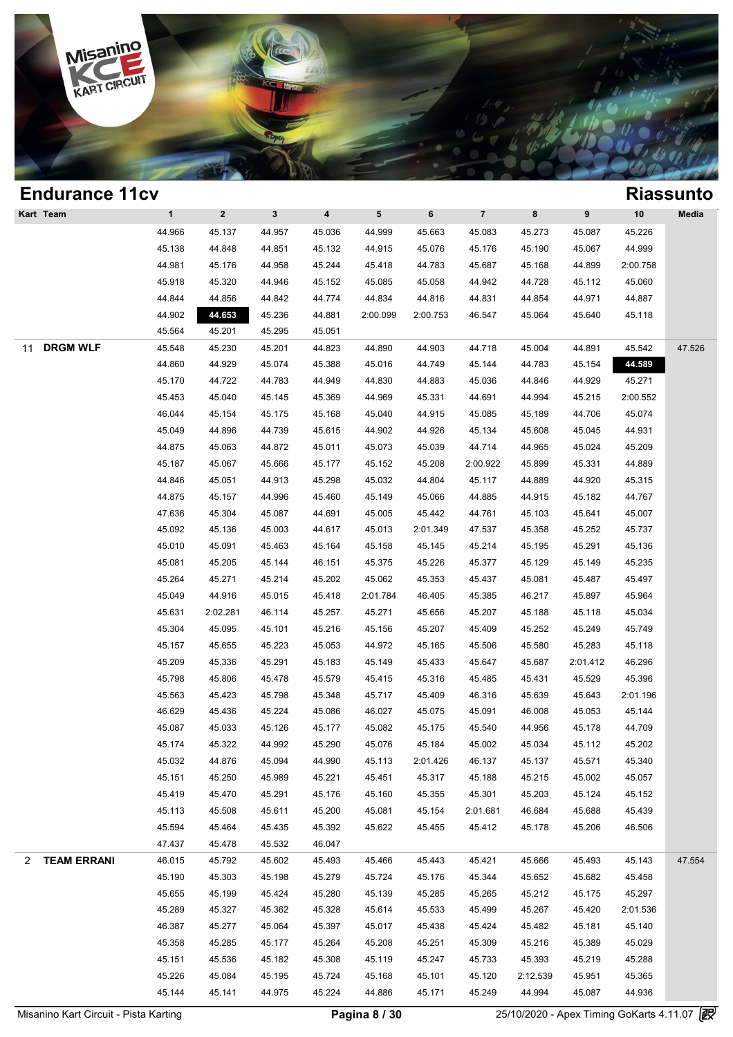## Endurance 11cv

## Riassunto

| Kart | Team | 1 | 2 | 3 | 4 | 5 | 6 | 7 | 8 | 9 | 10 | Media |
|---|---|---|---|---|---|---|---|---|---|---|---|---|
| | | 44.966 | 45.137 | 44.957 | 45.036 | 44.999 | 45.663 | 45.083 | 45.273 | 45.087 | 45.226 | |
| | | 45.138 | 44.848 | 44.851 | 45.132 | 44.915 | 45.076 | 45.176 | 45.190 | 45.067 | 44.999 | |
| | | 44.981 | 45.176 | 44.958 | 45.244 | 45.418 | 44.783 | 45.687 | 45.168 | 44.899 | 2:00.758 | |
| | | 45.918 | 45.320 | 44.946 | 45.152 | 45.085 | 45.058 | 44.942 | 44.728 | 45.112 | 45.060 | |
| | | 44.844 | 44.856 | 44.842 | 44.774 | 44.834 | 44.816 | 44.831 | 44.854 | 44.971 | 44.887 | |
| | | 44.902 | **44.653** | 45.236 | 44.881 | 2:00.099 | 2:00.753 | 46.547 | 45.064 | 45.640 | 45.118 | |
| | | 45.564 | 45.201 | 45.295 | 45.051 | | | | | | | |
| 11 | **DRGM WLF** | 45.548 | 45.230 | 45.201 | 44.823 | 44.890 | 44.903 | 44.718 | 45.004 | 44.891 | 45.542 | 47.526 |
| | | 44.860 | 44.929 | 45.074 | 45.388 | 45.016 | 44.749 | 45.144 | 44.783 | 45.154 | **44.589** | |
| | | 45.170 | 44.722 | 44.783 | 44.949 | 44.830 | 44.883 | 45.036 | 44.846 | 44.929 | 45.271 | |
| | | 45.453 | 45.040 | 45.145 | 45.369 | 44.969 | 45.331 | 44.691 | 44.994 | 45.215 | 2:00.552 | |
| | | 46.044 | 45.154 | 45.175 | 45.168 | 45.040 | 44.915 | 45.085 | 45.189 | 44.706 | 45.074 | |
| | | 45.049 | 44.896 | 44.739 | 45.615 | 44.902 | 44.926 | 45.134 | 45.608 | 45.045 | 44.931 | |
| | | 44.875 | 45.063 | 44.872 | 45.011 | 45.073 | 45.039 | 44.714 | 44.965 | 45.024 | 45.209 | |
| | | 45.187 | 45.067 | 45.666 | 45.177 | 45.152 | 45.208 | 2:00.922 | 45.899 | 45.331 | 44.889 | |
| | | 44.846 | 45.051 | 44.913 | 45.298 | 45.032 | 44.804 | 45.117 | 44.889 | 44.920 | 45.315 | |
| | | 44.875 | 45.157 | 44.996 | 45.460 | 45.149 | 45.066 | 44.885 | 44.915 | 45.182 | 44.767 | |
| | | 47.636 | 45.304 | 45.087 | 44.691 | 45.005 | 45.442 | 44.761 | 45.103 | 45.641 | 45.007 | |
| | | 45.092 | 45.136 | 45.003 | 44.617 | 45.013 | 2:01.349 | 47.537 | 45.358 | 45.252 | 45.737 | |
| | | 45.010 | 45.091 | 45.463 | 45.164 | 45.158 | 45.145 | 45.214 | 45.195 | 45.291 | 45.136 | |
| | | 45.081 | 45.205 | 45.144 | 46.151 | 45.375 | 45.226 | 45.377 | 45.129 | 45.149 | 45.235 | |
| | | 45.264 | 45.271 | 45.214 | 45.202 | 45.062 | 45.353 | 45.437 | 45.081 | 45.487 | 45.497 | |
| | | 45.049 | 44.916 | 45.015 | 45.418 | 2:01.784 | 46.405 | 45.385 | 46.217 | 45.897 | 45.964 | |
| | | 45.631 | 2:02.281 | 46.114 | 45.257 | 45.271 | 45.656 | 45.207 | 45.188 | 45.118 | 45.034 | |
| | | 45.304 | 45.095 | 45.101 | 45.216 | 45.156 | 45.207 | 45.409 | 45.252 | 45.249 | 45.749 | |
| | | 45.157 | 45.655 | 45.223 | 45.053 | 44.972 | 45.165 | 45.506 | 45.580 | 45.283 | 45.118 | |
| | | 45.209 | 45.336 | 45.291 | 45.183 | 45.149 | 45.433 | 45.647 | 45.687 | 2:01.412 | 46.296 | |
| | | 45.798 | 45.806 | 45.478 | 45.579 | 45.415 | 45.316 | 45.485 | 45.431 | 45.529 | 45.396 | |
| | | 45.563 | 45.423 | 45.798 | 45.348 | 45.717 | 45.409 | 46.316 | 45.639 | 45.643 | 2:01.196 | |
| | | 46.629 | 45.436 | 45.224 | 45.086 | 46.027 | 45.075 | 45.091 | 46.008 | 45.053 | 45.144 | |
| | | 45.087 | 45.033 | 45.126 | 45.177 | 45.082 | 45.175 | 45.540 | 44.956 | 45.178 | 44.709 | |
| | | 45.174 | 45.322 | 44.992 | 45.290 | 45.076 | 45.184 | 45.002 | 45.034 | 45.112 | 45.202 | |
| | | 45.032 | 44.876 | 45.094 | 44.990 | 45.113 | 2:01.426 | 46.137 | 45.137 | 45.571 | 45.340 | |
| | | 45.151 | 45.250 | 45.989 | 45.221 | 45.451 | 45.317 | 45.188 | 45.215 | 45.002 | 45.057 | |
| | | 45.419 | 45.470 | 45.291 | 45.176 | 45.160 | 45.355 | 45.301 | 45.203 | 45.124 | 45.152 | |
| | | 45.113 | 45.508 | 45.611 | 45.200 | 45.081 | 45.154 | 2:01.681 | 46.684 | 45.688 | 45.439 | |
| | | 45.594 | 45.464 | 45.435 | 45.392 | 45.622 | 45.455 | 45.412 | 45.178 | 45.206 | 46.506 | |
| | | 47.437 | 45.478 | 45.532 | 46.047 | | | | | | | |
| 2 | **TEAM ERRANI** | 46.015 | 45.792 | 45.602 | 45.493 | 45.466 | 45.443 | 45.421 | 45.666 | 45.493 | 45.143 | 47.554 |
| | | 45.190 | 45.303 | 45.198 | 45.279 | 45.724 | 45.176 | 45.344 | 45.652 | 45.682 | 45.458 | |
| | | 45.655 | 45.199 | 45.424 | 45.280 | 45.139 | 45.285 | 45.265 | 45.212 | 45.175 | 45.297 | |
| | | 45.289 | 45.327 | 45.362 | 45.328 | 45.614 | 45.533 | 45.499 | 45.267 | 45.420 | 2:01.536 | |
| | | 46.387 | 45.277 | 45.064 | 45.397 | 45.017 | 45.438 | 45.424 | 45.482 | 45.181 | 45.140 | |
| | | 45.358 | 45.285 | 45.177 | 45.264 | 45.208 | 45.251 | 45.309 | 45.216 | 45.389 | 45.029 | |
| | | 45.151 | 45.536 | 45.182 | 45.308 | 45.119 | 45.247 | 45.733 | 45.393 | 45.219 | 45.288 | |
| | | 45.226 | 45.084 | 45.195 | 45.724 | 45.168 | 45.101 | 45.120 | 2:12.539 | 45.951 | 45.365 | |
| | | 45.144 | 45.141 | 44.975 | 45.224 | 44.886 | 45.171 | 45.249 | 44.994 | 45.087 | 44.936 | |

Misanino Kart Circuit - Pista Karting

25/10/2020 - Apex Timing GoKarts 4.11.07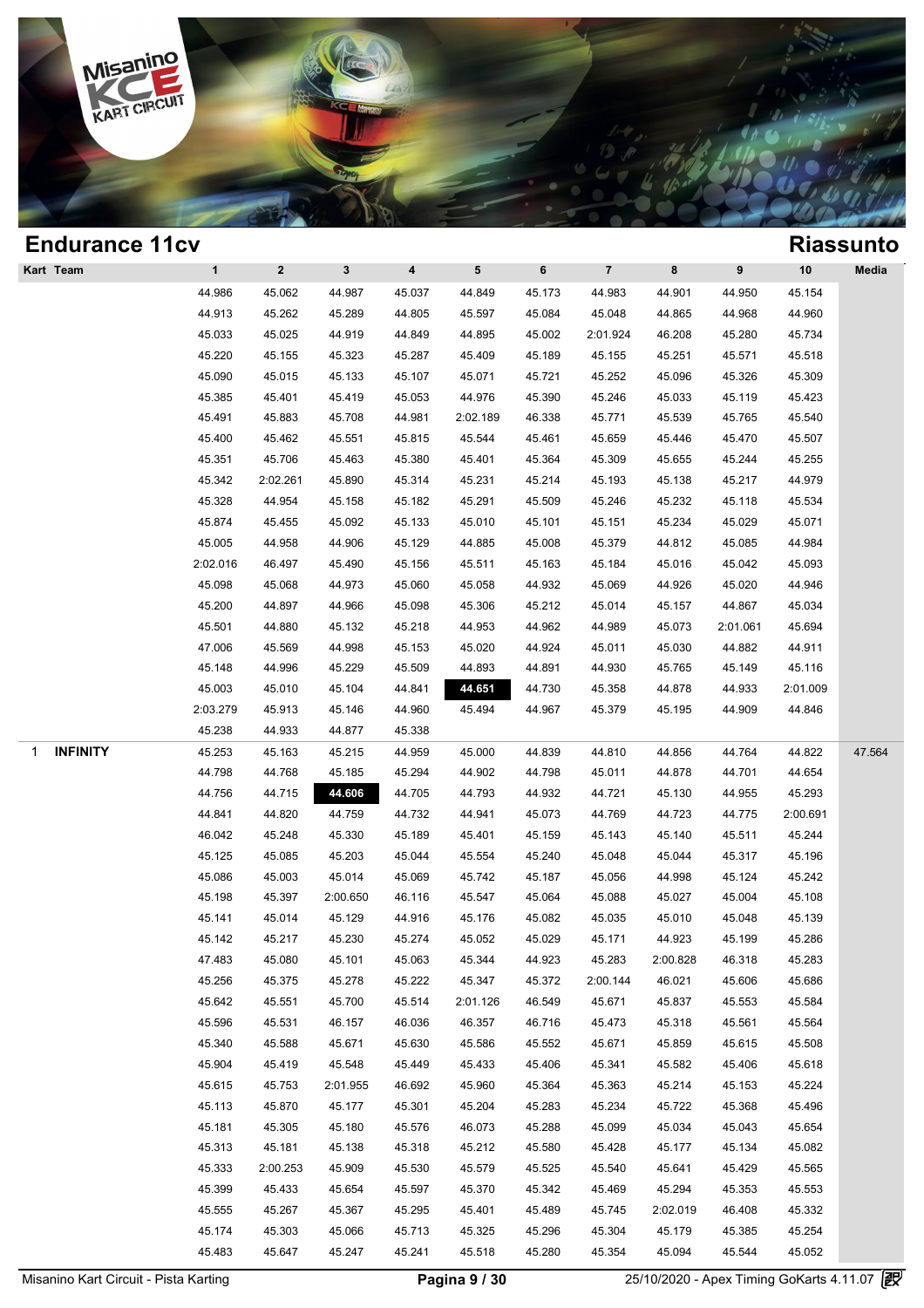## Endurance 11cv

## Riassunto

| Kart | Team | 1 | 2 | 3 | 4 | 5 | 6 | 7 | 8 | 9 | 10 | Media |
|---|---|---|---|---|---|---|---|---|---|---|---|---|
| | | 44.986 | 45.062 | 44.987 | 45.037 | 44.849 | 45.173 | 44.983 | 44.901 | 44.950 | 45.154 | |
| | | 44.913 | 45.262 | 45.289 | 44.805 | 45.597 | 45.084 | 45.048 | 44.865 | 44.968 | 44.960 | |
| | | 45.033 | 45.025 | 44.919 | 44.849 | 44.895 | 45.002 | 2:01.924 | 46.208 | 45.280 | 45.734 | |
| | | 45.220 | 45.155 | 45.323 | 45.287 | 45.409 | 45.189 | 45.155 | 45.251 | 45.571 | 45.518 | |
| | | 45.090 | 45.015 | 45.133 | 45.107 | 45.071 | 45.721 | 45.252 | 45.096 | 45.326 | 45.309 | |
| | | 45.385 | 45.401 | 45.419 | 45.053 | 44.976 | 45.390 | 45.246 | 45.033 | 45.119 | 45.423 | |
| | | 45.491 | 45.883 | 45.708 | 44.981 | 2:02.189 | 46.338 | 45.771 | 45.539 | 45.765 | 45.540 | |
| | | 45.400 | 45.462 | 45.551 | 45.815 | 45.544 | 45.461 | 45.659 | 45.446 | 45.470 | 45.507 | |
| | | 45.351 | 45.706 | 45.463 | 45.380 | 45.401 | 45.364 | 45.309 | 45.655 | 45.244 | 45.255 | |
| | | 45.342 | 2:02.261 | 45.890 | 45.314 | 45.231 | 45.214 | 45.193 | 45.138 | 45.217 | 44.979 | |
| | | 45.328 | 44.954 | 45.158 | 45.182 | 45.291 | 45.509 | 45.246 | 45.232 | 45.118 | 45.534 | |
| | | 45.874 | 45.455 | 45.092 | 45.133 | 45.010 | 45.101 | 45.151 | 45.234 | 45.029 | 45.071 | |
| | | 45.005 | 44.958 | 44.906 | 45.129 | 44.885 | 45.008 | 45.379 | 44.812 | 45.085 | 44.984 | |
| | | 2:02.016 | 46.497 | 45.490 | 45.156 | 45.511 | 45.163 | 45.184 | 45.016 | 45.042 | 45.093 | |
| | | 45.098 | 45.068 | 44.973 | 45.060 | 45.058 | 44.932 | 45.069 | 44.926 | 45.020 | 44.946 | |
| | | 45.200 | 44.897 | 44.966 | 45.098 | 45.306 | 45.212 | 45.014 | 45.157 | 44.867 | 45.034 | |
| | | 45.501 | 44.880 | 45.132 | 45.218 | 44.953 | 44.962 | 44.989 | 45.073 | 2:01.061 | 45.694 | |
| | | 47.006 | 45.569 | 44.998 | 45.153 | 45.020 | 44.924 | 45.011 | 45.030 | 44.882 | 44.911 | |
| | | 45.148 | 44.996 | 45.229 | 45.509 | 44.893 | 44.891 | 44.930 | 45.765 | 45.149 | 45.116 | |
| | | 45.003 | 45.010 | 45.104 | 44.841 | **44.651** | 44.730 | 45.358 | 44.878 | 44.933 | 2:01.009 | |
| | | 2:03.279 | 45.913 | 45.146 | 44.960 | 45.494 | 44.967 | 45.379 | 45.195 | 44.909 | 44.846 | |
| | | 45.238 | 44.933 | 44.877 | 45.338 | | | | | | | |
| 1 | **INFINITY** | 45.253 | 45.163 | 45.215 | 44.959 | 45.000 | 44.839 | 44.810 | 44.856 | 44.764 | 44.822 | 47.564 |
| | | 44.798 | 44.768 | 45.185 | 45.294 | 44.902 | 44.798 | 45.011 | 44.878 | 44.701 | 44.654 | |
| | | 44.756 | 44.715 | **44.606** | 44.705 | 44.793 | 44.932 | 44.721 | 45.130 | 44.955 | 45.293 | |
| | | 44.841 | 44.820 | 44.759 | 44.732 | 44.941 | 45.073 | 44.769 | 44.723 | 44.775 | 2:00.691 | |
| | | 46.042 | 45.248 | 45.330 | 45.189 | 45.401 | 45.159 | 45.143 | 45.140 | 45.511 | 45.244 | |
| | | 45.125 | 45.085 | 45.203 | 45.044 | 45.554 | 45.240 | 45.048 | 45.044 | 45.317 | 45.196 | |
| | | 45.086 | 45.003 | 45.014 | 45.069 | 45.742 | 45.187 | 45.056 | 44.998 | 45.124 | 45.242 | |
| | | 45.198 | 45.397 | 2:00.650 | 46.116 | 45.547 | 45.064 | 45.088 | 45.027 | 45.004 | 45.108 | |
| | | 45.141 | 45.014 | 45.129 | 44.916 | 45.176 | 45.082 | 45.035 | 45.010 | 45.048 | 45.139 | |
| | | 45.142 | 45.217 | 45.230 | 45.274 | 45.052 | 45.029 | 45.171 | 44.923 | 45.199 | 45.286 | |
| | | 47.483 | 45.080 | 45.101 | 45.063 | 45.344 | 44.923 | 45.283 | 2:00.828 | 46.318 | 45.283 | |
| | | 45.256 | 45.375 | 45.278 | 45.222 | 45.347 | 45.372 | 2:00.144 | 46.021 | 45.606 | 45.686 | |
| | | 45.642 | 45.551 | 45.700 | 45.514 | 2:01.126 | 46.549 | 45.671 | 45.837 | 45.553 | 45.584 | |
| | | 45.596 | 45.531 | 46.157 | 46.036 | 46.357 | 46.716 | 45.473 | 45.318 | 45.561 | 45.564 | |
| | | 45.340 | 45.588 | 45.671 | 45.630 | 45.586 | 45.552 | 45.671 | 45.859 | 45.615 | 45.508 | |
| | | 45.904 | 45.419 | 45.548 | 45.449 | 45.433 | 45.406 | 45.341 | 45.582 | 45.406 | 45.618 | |
| | | 45.615 | 45.753 | 2:01.955 | 46.692 | 45.960 | 45.364 | 45.363 | 45.214 | 45.153 | 45.224 | |
| | | 45.113 | 45.870 | 45.177 | 45.301 | 45.204 | 45.283 | 45.234 | 45.722 | 45.368 | 45.496 | |
| | | 45.181 | 45.305 | 45.180 | 45.576 | 46.073 | 45.288 | 45.099 | 45.034 | 45.043 | 45.654 | |
| | | 45.313 | 45.181 | 45.138 | 45.318 | 45.212 | 45.580 | 45.428 | 45.177 | 45.134 | 45.082 | |
| | | 45.333 | 2:00.253 | 45.909 | 45.530 | 45.579 | 45.525 | 45.540 | 45.641 | 45.429 | 45.565 | |
| | | 45.399 | 45.433 | 45.654 | 45.597 | 45.370 | 45.342 | 45.469 | 45.294 | 45.353 | 45.553 | |
| | | 45.555 | 45.267 | 45.367 | 45.295 | 45.401 | 45.489 | 45.745 | 2:02.019 | 46.408 | 45.332 | |
| | | 45.174 | 45.303 | 45.066 | 45.713 | 45.325 | 45.296 | 45.304 | 45.179 | 45.385 | 45.254 | |
| | | 45.483 | 45.647 | 45.247 | 45.241 | 45.518 | 45.280 | 45.354 | 45.094 | 45.544 | 45.052 | |

Misanino Kart Circuit - Pista Karting — 25/10/2020 - Apex Timing GoKarts 4.11.07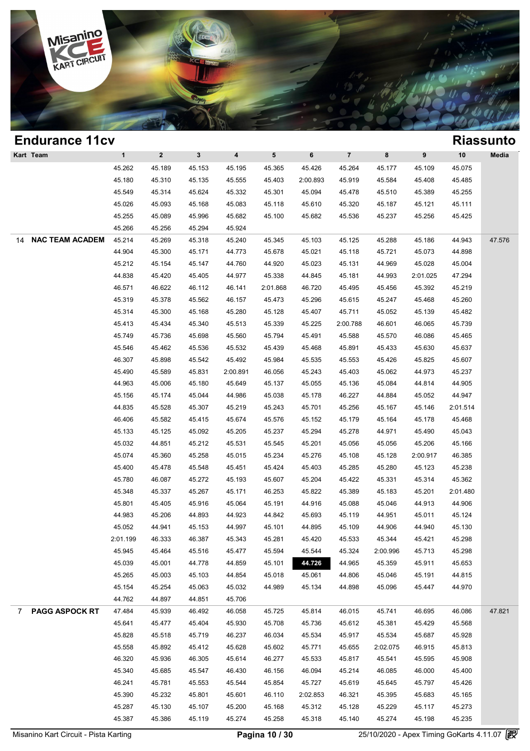# Endurance 11cv

# Riassunto

| Kart | Team | 1 | 2 | 3 | 4 | 5 | 6 | 7 | 8 | 9 | 10 | Media |
|---|---|---|---|---|---|---|---|---|---|---|---|---|
| | | 45.262 | 45.189 | 45.153 | 45.195 | 45.365 | 45.426 | 45.264 | 45.177 | 45.109 | 45.075 | |
| | | 45.180 | 45.310 | 45.135 | 45.555 | 45.403 | 2:00.893 | 45.919 | 45.584 | 45.408 | 45.485 | |
| | | 45.549 | 45.314 | 45.624 | 45.332 | 45.301 | 45.094 | 45.478 | 45.510 | 45.389 | 45.255 | |
| | | 45.026 | 45.093 | 45.168 | 45.083 | 45.118 | 45.610 | 45.320 | 45.187 | 45.121 | 45.111 | |
| | | 45.255 | 45.089 | 45.996 | 45.682 | 45.100 | 45.682 | 45.536 | 45.237 | 45.256 | 45.425 | |
| | | 45.266 | 45.256 | 45.294 | 45.924 | | | | | | | |
| 14 | **NAC TEAM ACADEM** | 45.214 | 45.269 | 45.318 | 45.240 | 45.345 | 45.103 | 45.125 | 45.288 | 45.186 | 44.943 | 47.576 |
| | | 44.904 | 45.300 | 45.171 | 44.773 | 45.678 | 45.021 | 45.118 | 45.721 | 45.073 | 44.898 | |
| | | 45.212 | 45.154 | 45.147 | 44.760 | 44.920 | 45.023 | 45.131 | 44.969 | 45.028 | 45.004 | |
| | | 44.838 | 45.420 | 45.405 | 44.977 | 45.338 | 44.845 | 45.181 | 44.993 | 2:01.025 | 47.294 | |
| | | 46.571 | 46.622 | 46.112 | 46.141 | 2:01.868 | 46.720 | 45.495 | 45.456 | 45.392 | 45.219 | |
| | | 45.319 | 45.378 | 45.562 | 46.157 | 45.473 | 45.296 | 45.615 | 45.247 | 45.468 | 45.260 | |
| | | 45.314 | 45.300 | 45.168 | 45.280 | 45.128 | 45.407 | 45.711 | 45.052 | 45.139 | 45.482 | |
| | | 45.413 | 45.434 | 45.340 | 45.513 | 45.339 | 45.225 | 2:00.788 | 46.601 | 46.065 | 45.739 | |
| | | 45.749 | 45.736 | 45.698 | 45.560 | 45.794 | 45.491 | 45.588 | 45.570 | 46.086 | 45.465 | |
| | | 45.546 | 45.462 | 45.536 | 45.532 | 45.439 | 45.468 | 45.891 | 45.433 | 45.630 | 45.637 | |
| | | 46.307 | 45.898 | 45.542 | 45.492 | 45.984 | 45.535 | 45.553 | 45.426 | 45.825 | 45.607 | |
| | | 45.490 | 45.589 | 45.831 | 2:00.891 | 46.056 | 45.243 | 45.403 | 45.062 | 44.973 | 45.237 | |
| | | 44.963 | 45.006 | 45.180 | 45.649 | 45.137 | 45.055 | 45.136 | 45.084 | 44.814 | 44.905 | |
| | | 45.156 | 45.174 | 45.044 | 44.986 | 45.038 | 45.178 | 46.227 | 44.884 | 45.052 | 44.947 | |
| | | 44.835 | 45.528 | 45.307 | 45.219 | 45.243 | 45.701 | 45.256 | 45.167 | 45.146 | 2:01.514 | |
| | | 46.406 | 45.582 | 45.415 | 45.674 | 45.576 | 45.152 | 45.179 | 45.164 | 45.178 | 45.468 | |
| | | 45.133 | 45.125 | 45.092 | 45.205 | 45.237 | 45.294 | 45.278 | 44.971 | 45.490 | 45.043 | |
| | | 45.032 | 44.851 | 45.212 | 45.531 | 45.545 | 45.201 | 45.056 | 45.056 | 45.206 | 45.166 | |
| | | 45.074 | 45.360 | 45.258 | 45.015 | 45.234 | 45.276 | 45.108 | 45.128 | 2:00.917 | 46.385 | |
| | | 45.400 | 45.478 | 45.548 | 45.451 | 45.424 | 45.403 | 45.285 | 45.280 | 45.123 | 45.238 | |
| | | 45.780 | 46.087 | 45.272 | 45.193 | 45.607 | 45.204 | 45.422 | 45.331 | 45.314 | 45.362 | |
| | | 45.348 | 45.337 | 45.267 | 45.171 | 46.253 | 45.822 | 45.389 | 45.183 | 45.201 | 2:01.480 | |
| | | 45.801 | 45.405 | 45.916 | 45.064 | 45.191 | 44.916 | 45.088 | 45.046 | 44.913 | 44.906 | |
| | | 44.983 | 45.206 | 44.893 | 44.923 | 44.842 | 45.693 | 45.119 | 44.951 | 45.011 | 45.124 | |
| | | 45.052 | 44.941 | 45.153 | 44.997 | 45.101 | 44.895 | 45.109 | 44.906 | 44.940 | 45.130 | |
| | | 2:01.199 | 46.333 | 46.387 | 45.343 | 45.281 | 45.420 | 45.533 | 45.344 | 45.421 | 45.298 | |
| | | 45.945 | 45.464 | 45.516 | 45.477 | 45.594 | 45.544 | 45.324 | 2:00.996 | 45.713 | 45.298 | |
| | | 45.039 | 45.001 | 44.778 | 44.859 | 45.101 | **44.726** | 44.965 | 45.359 | 45.911 | 45.653 | |
| | | 45.265 | 45.003 | 45.103 | 44.854 | 45.018 | 45.061 | 44.806 | 45.046 | 45.191 | 44.815 | |
| | | 45.154 | 45.254 | 45.063 | 45.032 | 44.989 | 45.134 | 44.898 | 45.096 | 45.447 | 44.970 | |
| | | 44.762 | 44.897 | 44.851 | 45.706 | | | | | | | |
| 7 | **PAGG ASPOCK RT** | 47.484 | 45.939 | 46.492 | 46.058 | 45.725 | 45.814 | 46.015 | 45.741 | 46.695 | 46.086 | 47.821 |
| | | 45.641 | 45.477 | 45.404 | 45.930 | 45.708 | 45.736 | 45.612 | 45.381 | 45.429 | 45.568 | |
| | | 45.828 | 45.518 | 45.719 | 46.237 | 46.034 | 45.534 | 45.917 | 45.534 | 45.687 | 45.928 | |
| | | 45.558 | 45.892 | 45.412 | 45.628 | 45.602 | 45.771 | 45.655 | 2:02.075 | 46.915 | 45.813 | |
| | | 46.320 | 45.936 | 46.305 | 45.614 | 46.277 | 45.533 | 45.817 | 45.541 | 45.595 | 45.908 | |
| | | 45.340 | 45.685 | 45.547 | 46.430 | 46.156 | 46.094 | 45.214 | 46.085 | 46.000 | 45.400 | |
| | | 46.241 | 45.781 | 45.553 | 45.544 | 45.854 | 45.727 | 45.619 | 45.645 | 45.797 | 45.426 | |
| | | 45.390 | 45.232 | 45.801 | 45.601 | 46.110 | 2:02.853 | 46.321 | 45.395 | 45.683 | 45.165 | |
| | | 45.287 | 45.130 | 45.107 | 45.200 | 45.168 | 45.312 | 45.128 | 45.229 | 45.117 | 45.273 | |
| | | 45.387 | 45.386 | 45.119 | 45.274 | 45.258 | 45.318 | 45.140 | 45.274 | 45.198 | 45.235 | |

Misanino Kart Circuit - Pista Karting — 25/10/2020 - Apex Timing GoKarts 4.11.07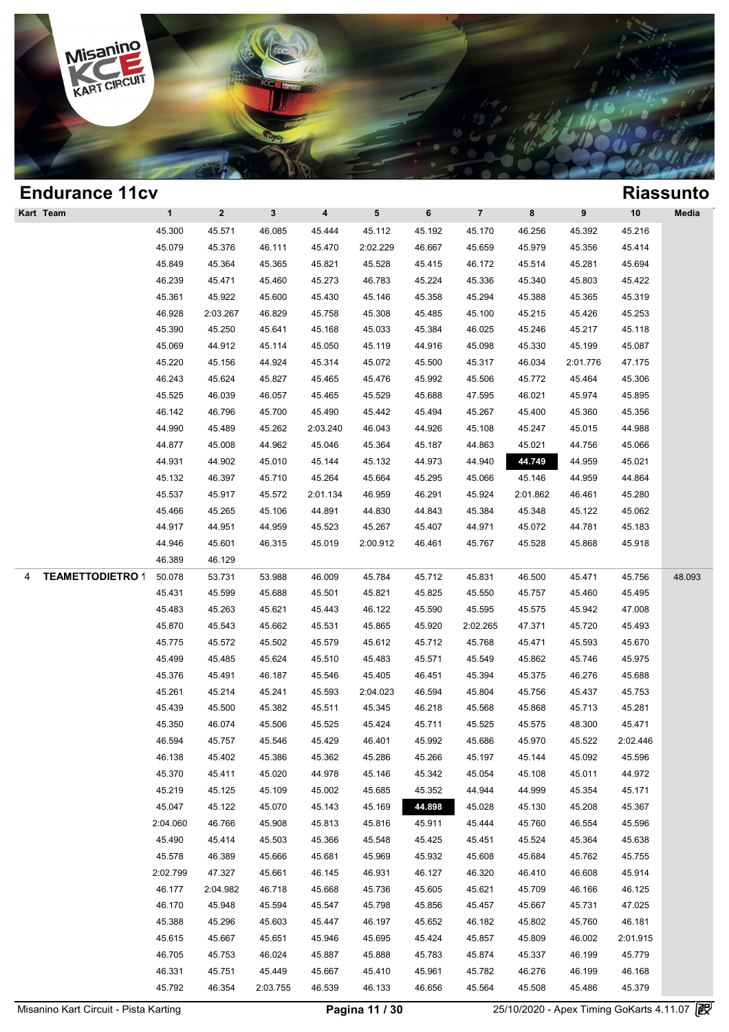# Endurance 11cv

## Riassunto

| Kart | Team | 1 | 2 | 3 | 4 | 5 | 6 | 7 | 8 | 9 | 10 | Media |
|---|---|---|---|---|---|---|---|---|---|---|---|---|
| | | 45.300 | 45.571 | 46.085 | 45.444 | 45.112 | 45.192 | 45.170 | 46.256 | 45.392 | 45.216 | |
| | | 45.079 | 45.376 | 46.111 | 45.470 | 2:02.229 | 46.667 | 45.659 | 45.979 | 45.356 | 45.414 | |
| | | 45.849 | 45.364 | 45.365 | 45.821 | 45.528 | 45.415 | 46.172 | 45.514 | 45.281 | 45.694 | |
| | | 46.239 | 45.471 | 45.460 | 45.273 | 46.783 | 45.224 | 45.336 | 45.340 | 45.803 | 45.422 | |
| | | 45.361 | 45.922 | 45.600 | 45.430 | 45.146 | 45.358 | 45.294 | 45.388 | 45.365 | 45.319 | |
| | | 46.928 | 2:03.267 | 46.829 | 45.758 | 45.308 | 45.485 | 45.100 | 45.215 | 45.426 | 45.253 | |
| | | 45.390 | 45.250 | 45.641 | 45.168 | 45.033 | 45.384 | 46.025 | 45.246 | 45.217 | 45.118 | |
| | | 45.069 | 44.912 | 45.114 | 45.050 | 45.119 | 44.916 | 45.098 | 45.330 | 45.199 | 45.087 | |
| | | 45.220 | 45.156 | 44.924 | 45.314 | 45.072 | 45.500 | 45.317 | 46.034 | 2:01.776 | 47.175 | |
| | | 46.243 | 45.624 | 45.827 | 45.465 | 45.476 | 45.992 | 45.506 | 45.772 | 45.464 | 45.306 | |
| | | 45.525 | 46.039 | 46.057 | 45.465 | 45.529 | 45.688 | 47.595 | 46.021 | 45.974 | 45.895 | |
| | | 46.142 | 46.796 | 45.700 | 45.490 | 45.442 | 45.494 | 45.267 | 45.400 | 45.360 | 45.356 | |
| | | 44.990 | 45.489 | 45.262 | 2:03.240 | 46.043 | 44.926 | 45.108 | 45.247 | 45.015 | 44.988 | |
| | | 44.877 | 45.008 | 44.962 | 45.046 | 45.364 | 45.187 | 44.863 | 45.021 | 44.756 | 45.066 | |
| | | 44.931 | 44.902 | 45.010 | 45.144 | 45.132 | 44.973 | 44.940 | **44.749** | 44.959 | 45.021 | |
| | | 45.132 | 46.397 | 45.710 | 45.264 | 45.664 | 45.295 | 45.066 | 45.146 | 44.959 | 44.864 | |
| | | 45.537 | 45.917 | 45.572 | 2:01.134 | 46.959 | 46.291 | 45.924 | 2:01.862 | 46.461 | 45.280 | |
| | | 45.466 | 45.265 | 45.106 | 44.891 | 44.830 | 44.843 | 45.384 | 45.348 | 45.122 | 45.062 | |
| | | 44.917 | 44.951 | 44.959 | 45.523 | 45.267 | 45.407 | 44.971 | 45.072 | 44.781 | 45.183 | |
| | | 44.946 | 45.601 | 46.315 | 45.019 | 2:00.912 | 46.461 | 45.767 | 45.528 | 45.868 | 45.918 | |
| | | 46.389 | 46.129 | | | | | | | | | |
| 4 | TEAMETTODIETRO 1 | 50.078 | 53.731 | 53.988 | 46.009 | 45.784 | 45.712 | 45.831 | 46.500 | 45.471 | 45.756 | 48.093 |
| | | 45.431 | 45.599 | 45.688 | 45.501 | 45.821 | 45.825 | 45.550 | 45.757 | 45.460 | 45.495 | |
| | | 45.483 | 45.263 | 45.621 | 45.443 | 46.122 | 45.590 | 45.595 | 45.575 | 45.942 | 47.008 | |
| | | 45.870 | 45.543 | 45.662 | 45.531 | 45.865 | 45.920 | 2:02.265 | 47.371 | 45.720 | 45.493 | |
| | | 45.775 | 45.572 | 45.502 | 45.579 | 45.612 | 45.712 | 45.768 | 45.471 | 45.593 | 45.670 | |
| | | 45.499 | 45.485 | 45.624 | 45.510 | 45.483 | 45.571 | 45.549 | 45.862 | 45.746 | 45.975 | |
| | | 45.376 | 45.491 | 46.187 | 45.546 | 45.405 | 46.451 | 45.394 | 45.375 | 46.276 | 45.688 | |
| | | 45.261 | 45.214 | 45.241 | 45.593 | 2:04.023 | 46.594 | 45.804 | 45.756 | 45.437 | 45.753 | |
| | | 45.439 | 45.500 | 45.382 | 45.511 | 45.345 | 46.218 | 45.568 | 45.868 | 45.713 | 45.281 | |
| | | 45.350 | 46.074 | 45.506 | 45.525 | 45.424 | 45.711 | 45.525 | 45.575 | 48.300 | 45.471 | |
| | | 46.594 | 45.757 | 45.546 | 45.429 | 46.401 | 45.992 | 45.686 | 45.970 | 45.522 | 2:02.446 | |
| | | 46.138 | 45.402 | 45.386 | 45.362 | 45.286 | 45.266 | 45.197 | 45.144 | 45.092 | 45.596 | |
| | | 45.370 | 45.411 | 45.020 | 44.978 | 45.146 | 45.342 | 45.054 | 45.108 | 45.011 | 44.972 | |
| | | 45.219 | 45.125 | 45.109 | 45.002 | 45.685 | 45.352 | 44.944 | 44.999 | 45.354 | 45.171 | |
| | | 45.047 | 45.122 | 45.070 | 45.143 | 45.169 | **44.898** | 45.028 | 45.130 | 45.208 | 45.367 | |
| | | 2:04.060 | 46.766 | 45.908 | 45.813 | 45.816 | 45.911 | 45.444 | 45.760 | 46.554 | 45.596 | |
| | | 45.490 | 45.414 | 45.503 | 45.366 | 45.548 | 45.425 | 45.451 | 45.524 | 45.364 | 45.638 | |
| | | 45.578 | 46.389 | 45.666 | 45.681 | 45.969 | 45.932 | 45.608 | 45.684 | 45.762 | 45.755 | |
| | | 2:02.799 | 47.327 | 45.661 | 46.145 | 46.931 | 46.127 | 46.320 | 46.410 | 46.608 | 45.914 | |
| | | 46.177 | 2:04.982 | 46.718 | 45.668 | 45.736 | 45.605 | 45.621 | 45.709 | 46.166 | 46.125 | |
| | | 46.170 | 45.948 | 45.594 | 45.547 | 45.798 | 45.856 | 45.457 | 45.667 | 45.731 | 47.025 | |
| | | 45.388 | 45.296 | 45.603 | 45.447 | 46.197 | 45.652 | 46.182 | 45.802 | 45.760 | 46.181 | |
| | | 45.615 | 45.667 | 45.651 | 45.946 | 45.695 | 45.424 | 45.857 | 45.809 | 46.002 | 2:01.915 | |
| | | 46.705 | 45.753 | 46.024 | 45.887 | 45.888 | 45.783 | 45.874 | 45.337 | 46.199 | 45.779 | |
| | | 46.331 | 45.751 | 45.449 | 45.667 | 45.410 | 45.961 | 45.782 | 46.276 | 46.199 | 46.168 | |
| | | 45.792 | 46.354 | 2:03.755 | 46.539 | 46.133 | 46.656 | 45.564 | 45.508 | 45.486 | 45.379 | |

Misanino Kart Circuit - Pista Karting — 25/10/2020 - Apex Timing GoKarts 4.11.07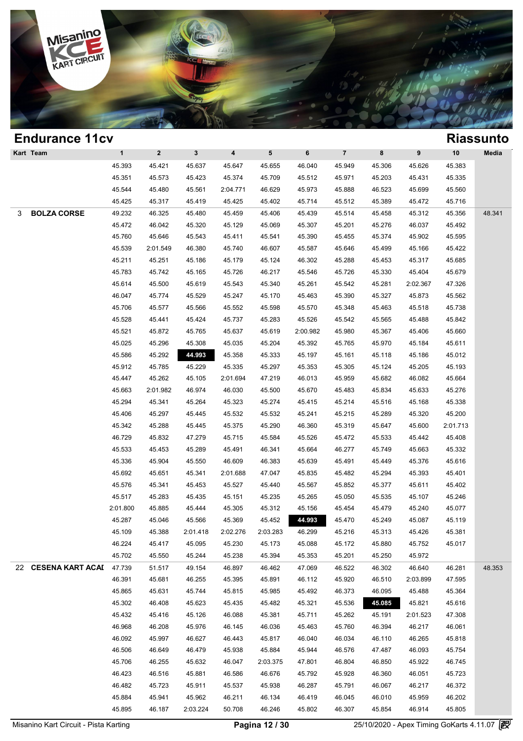## Endurance 11cv

## Riassunto

| Kart | Team | 1 | 2 | 3 | 4 | 5 | 6 | 7 | 8 | 9 | 10 | Media |
|---|---|---|---|---|---|---|---|---|---|---|---|---|
| | | 45.393 | 45.421 | 45.637 | 45.647 | 45.655 | 46.040 | 45.949 | 45.306 | 45.626 | 45.383 | |
| | | 45.351 | 45.573 | 45.423 | 45.374 | 45.709 | 45.512 | 45.971 | 45.203 | 45.431 | 45.335 | |
| | | 45.544 | 45.480 | 45.561 | 2:04.771 | 46.629 | 45.973 | 45.888 | 46.523 | 45.699 | 45.560 | |
| | | 45.425 | 45.317 | 45.419 | 45.425 | 45.402 | 45.714 | 45.512 | 45.389 | 45.472 | 45.716 | |
| 3 | **BOLZA CORSE** | 49.232 | 46.325 | 45.480 | 45.459 | 45.406 | 45.439 | 45.514 | 45.458 | 45.312 | 45.356 | 48.341 |
| | | 45.472 | 46.042 | 45.320 | 45.129 | 45.069 | 45.307 | 45.201 | 45.276 | 46.037 | 45.492 | |
| | | 45.760 | 45.646 | 45.543 | 45.411 | 45.541 | 45.390 | 45.455 | 45.374 | 45.902 | 45.595 | |
| | | 45.539 | 2:01.549 | 46.380 | 45.740 | 46.607 | 45.587 | 45.646 | 45.499 | 45.166 | 45.422 | |
| | | 45.211 | 45.251 | 45.186 | 45.179 | 45.124 | 46.302 | 45.288 | 45.453 | 45.317 | 45.685 | |
| | | 45.783 | 45.742 | 45.165 | 45.726 | 46.217 | 45.546 | 45.726 | 45.330 | 45.404 | 45.679 | |
| | | 45.614 | 45.500 | 45.619 | 45.543 | 45.340 | 45.261 | 45.542 | 45.281 | 2:02.367 | 47.326 | |
| | | 46.047 | 45.774 | 45.529 | 45.247 | 45.170 | 45.463 | 45.390 | 45.327 | 45.873 | 45.562 | |
| | | 45.706 | 45.577 | 45.566 | 45.552 | 45.598 | 45.570 | 45.348 | 45.463 | 45.518 | 45.738 | |
| | | 45.528 | 45.441 | 45.424 | 45.737 | 45.283 | 45.526 | 45.542 | 45.565 | 45.488 | 45.842 | |
| | | 45.521 | 45.872 | 45.765 | 45.637 | 45.619 | 2:00.982 | 45.980 | 45.367 | 45.406 | 45.660 | |
| | | 45.025 | 45.296 | 45.308 | 45.035 | 45.204 | 45.392 | 45.765 | 45.970 | 45.184 | 45.611 | |
| | | 45.586 | 45.292 | **44.993** | 45.358 | 45.333 | 45.197 | 45.161 | 45.118 | 45.186 | 45.012 | |
| | | 45.912 | 45.785 | 45.229 | 45.335 | 45.297 | 45.353 | 45.305 | 45.124 | 45.205 | 45.193 | |
| | | 45.447 | 45.262 | 45.105 | 2:01.694 | 47.219 | 46.013 | 45.959 | 45.682 | 46.082 | 45.664 | |
| | | 45.663 | 2:01.982 | 46.974 | 46.030 | 45.500 | 45.670 | 45.483 | 45.834 | 45.633 | 45.276 | |
| | | 45.294 | 45.341 | 45.264 | 45.323 | 45.274 | 45.415 | 45.214 | 45.516 | 45.168 | 45.338 | |
| | | 45.406 | 45.297 | 45.445 | 45.532 | 45.532 | 45.241 | 45.215 | 45.289 | 45.320 | 45.200 | |
| | | 45.342 | 45.288 | 45.445 | 45.375 | 45.290 | 46.360 | 45.319 | 45.647 | 45.600 | 2:01.713 | |
| | | 46.729 | 45.832 | 47.279 | 45.715 | 45.584 | 45.526 | 45.472 | 45.533 | 45.442 | 45.408 | |
| | | 45.533 | 45.453 | 45.289 | 45.491 | 46.341 | 45.664 | 46.277 | 45.749 | 45.663 | 45.332 | |
| | | 45.336 | 45.904 | 45.550 | 46.609 | 46.383 | 45.639 | 45.491 | 45.449 | 45.376 | 45.616 | |
| | | 45.692 | 45.651 | 45.341 | 2:01.688 | 47.047 | 45.835 | 45.482 | 45.294 | 45.393 | 45.401 | |
| | | 45.576 | 45.341 | 45.453 | 45.527 | 45.440 | 45.567 | 45.852 | 45.377 | 45.611 | 45.402 | |
| | | 45.517 | 45.283 | 45.435 | 45.151 | 45.235 | 45.265 | 45.050 | 45.535 | 45.107 | 45.246 | |
| | | 2:01.800 | 45.885 | 45.444 | 45.305 | 45.312 | 45.156 | 45.454 | 45.479 | 45.240 | 45.077 | |
| | | 45.287 | 45.046 | 45.566 | 45.369 | 45.452 | **44.993** | 45.470 | 45.249 | 45.087 | 45.119 | |
| | | 45.109 | 45.388 | 2:01.418 | 2:02.276 | 2:03.283 | 46.299 | 45.216 | 45.313 | 45.426 | 45.381 | |
| | | 46.224 | 45.417 | 45.095 | 45.230 | 45.173 | 45.088 | 45.172 | 45.880 | 45.752 | 45.017 | |
| | | 45.702 | 45.550 | 45.244 | 45.238 | 45.394 | 45.353 | 45.201 | 45.250 | 45.972 | | |
| 22 | **CESENA KART ACAI** | 47.739 | 51.517 | 49.154 | 46.897 | 46.462 | 47.069 | 46.522 | 46.302 | 46.640 | 46.281 | 48.353 |
| | | 46.391 | 45.681 | 46.255 | 45.395 | 45.891 | 46.112 | 45.920 | 46.510 | 2:03.899 | 47.595 | |
| | | 45.865 | 45.631 | 45.744 | 45.815 | 45.985 | 45.492 | 46.373 | 46.095 | 45.488 | 45.364 | |
| | | 45.302 | 46.408 | 45.623 | 45.435 | 45.482 | 45.321 | 45.536 | **45.085** | 45.821 | 45.616 | |
| | | 45.432 | 45.416 | 45.126 | 46.088 | 45.381 | 45.711 | 45.262 | 45.191 | 2:01.523 | 47.308 | |
| | | 46.968 | 46.208 | 45.976 | 46.145 | 46.036 | 45.463 | 45.760 | 46.394 | 46.217 | 46.061 | |
| | | 46.092 | 45.997 | 46.627 | 46.443 | 45.817 | 46.040 | 46.034 | 46.110 | 46.265 | 45.818 | |
| | | 46.506 | 46.649 | 46.479 | 45.938 | 45.884 | 45.944 | 46.576 | 47.487 | 46.093 | 45.754 | |
| | | 45.706 | 46.255 | 45.632 | 46.047 | 2:03.375 | 47.801 | 46.804 | 46.850 | 45.922 | 46.745 | |
| | | 46.423 | 46.516 | 45.881 | 46.586 | 46.676 | 45.792 | 45.928 | 46.360 | 46.051 | 45.723 | |
| | | 46.482 | 45.723 | 45.911 | 45.537 | 45.938 | 46.287 | 45.791 | 46.067 | 46.217 | 46.372 | |
| | | 45.884 | 45.941 | 45.962 | 46.211 | 46.134 | 46.419 | 46.045 | 46.010 | 45.959 | 46.202 | |
| | | 45.895 | 46.187 | 2:03.224 | 50.708 | 46.246 | 45.802 | 46.307 | 45.854 | 46.914 | 45.805 | |

Misanino Kart Circuit - Pista Karting | 25/10/2020 - Apex Timing GoKarts 4.11.07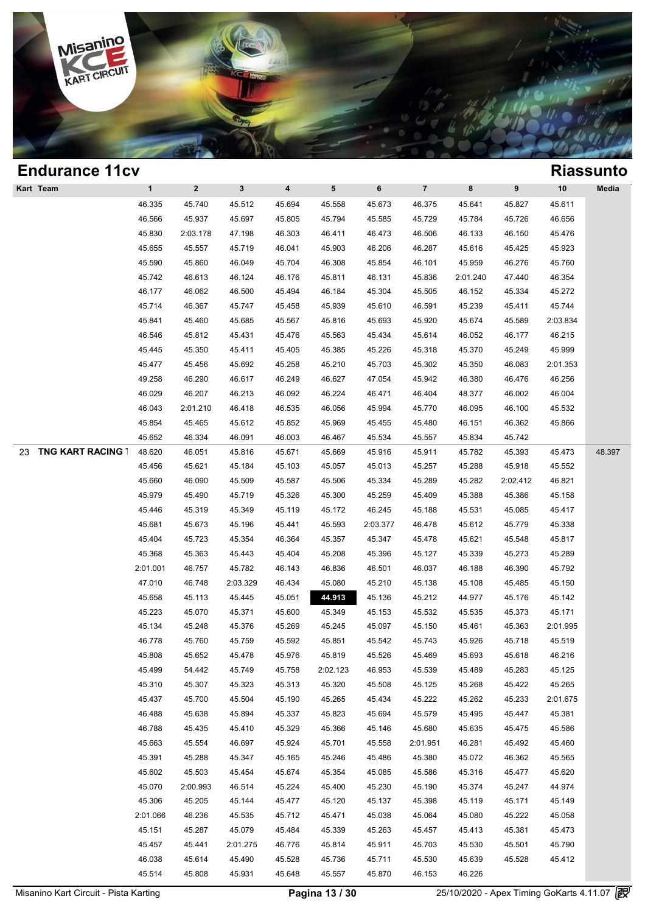## Endurance 11cv

## Riassunto

| Kart | Team | 1 | 2 | 3 | 4 | 5 | 6 | 7 | 8 | 9 | 10 | Media |
|---|---|---|---|---|---|---|---|---|---|---|---|---|
| | | 46.335 | 45.740 | 45.512 | 45.694 | 45.558 | 45.673 | 46.375 | 45.641 | 45.827 | 45.611 | |
| | | 46.566 | 45.937 | 45.697 | 45.805 | 45.794 | 45.585 | 45.729 | 45.784 | 45.726 | 46.656 | |
| | | 45.830 | 2:03.178 | 47.198 | 46.303 | 46.411 | 46.473 | 46.506 | 46.133 | 46.150 | 45.476 | |
| | | 45.655 | 45.557 | 45.719 | 46.041 | 45.903 | 46.206 | 46.287 | 45.616 | 45.425 | 45.923 | |
| | | 45.590 | 45.860 | 46.049 | 45.704 | 46.308 | 45.854 | 46.101 | 45.959 | 46.276 | 45.760 | |
| | | 45.742 | 46.613 | 46.124 | 46.176 | 45.811 | 46.131 | 45.836 | 2:01.240 | 47.440 | 46.354 | |
| | | 46.177 | 46.062 | 46.500 | 45.494 | 46.184 | 45.304 | 45.505 | 46.152 | 45.334 | 45.272 | |
| | | 45.714 | 46.367 | 45.747 | 45.458 | 45.939 | 45.610 | 46.591 | 45.239 | 45.411 | 45.744 | |
| | | 45.841 | 45.460 | 45.685 | 45.567 | 45.816 | 45.693 | 45.920 | 45.674 | 45.589 | 2:03.834 | |
| | | 46.546 | 45.812 | 45.431 | 45.476 | 45.563 | 45.434 | 45.614 | 46.052 | 46.177 | 46.215 | |
| | | 45.445 | 45.350 | 45.411 | 45.405 | 45.385 | 45.226 | 45.318 | 45.370 | 45.249 | 45.999 | |
| | | 45.477 | 45.456 | 45.692 | 45.258 | 45.210 | 45.703 | 45.302 | 45.350 | 46.083 | 2:01.353 | |
| | | 49.258 | 46.290 | 46.617 | 46.249 | 46.627 | 47.054 | 45.942 | 46.380 | 46.476 | 46.256 | |
| | | 46.029 | 46.207 | 46.213 | 46.092 | 46.224 | 46.471 | 46.404 | 48.377 | 46.002 | 46.004 | |
| | | 46.043 | 2:01.210 | 46.418 | 46.535 | 46.056 | 45.994 | 45.770 | 46.095 | 46.100 | 45.532 | |
| | | 45.854 | 45.465 | 45.612 | 45.852 | 45.969 | 45.455 | 45.480 | 46.151 | 46.362 | 45.866 | |
| | | 45.652 | 46.334 | 46.091 | 46.003 | 46.467 | 45.534 | 45.557 | 45.834 | 45.742 | | |
| 23 | TNG KART RACING 1 | 48.620 | 46.051 | 45.816 | 45.671 | 45.669 | 45.916 | 45.911 | 45.782 | 45.393 | 45.473 | 48.397 |
| | | 45.456 | 45.621 | 45.184 | 45.103 | 45.057 | 45.013 | 45.257 | 45.288 | 45.918 | 45.552 | |
| | | 45.660 | 46.090 | 45.509 | 45.587 | 45.506 | 45.334 | 45.289 | 45.282 | 2:02.412 | 46.821 | |
| | | 45.979 | 45.490 | 45.719 | 45.326 | 45.300 | 45.259 | 45.409 | 45.388 | 45.386 | 45.158 | |
| | | 45.446 | 45.319 | 45.349 | 45.119 | 45.172 | 46.245 | 45.188 | 45.531 | 45.085 | 45.417 | |
| | | 45.681 | 45.673 | 45.196 | 45.441 | 45.593 | 2:03.377 | 46.478 | 45.612 | 45.779 | 45.338 | |
| | | 45.404 | 45.723 | 45.354 | 46.364 | 45.357 | 45.347 | 45.478 | 45.621 | 45.548 | 45.817 | |
| | | 45.368 | 45.363 | 45.443 | 45.404 | 45.208 | 45.396 | 45.127 | 45.339 | 45.273 | 45.289 | |
| | | 2:01.001 | 46.757 | 45.782 | 46.143 | 46.836 | 46.501 | 46.037 | 46.188 | 46.390 | 45.792 | |
| | | 47.010 | 46.748 | 2:03.329 | 46.434 | 45.080 | 45.210 | 45.138 | 45.108 | 45.485 | 45.150 | |
| | | 45.658 | 45.113 | 45.445 | 45.051 | **44.913** | 45.136 | 45.212 | 44.977 | 45.176 | 45.142 | |
| | | 45.223 | 45.070 | 45.371 | 45.600 | 45.349 | 45.153 | 45.532 | 45.535 | 45.373 | 45.171 | |
| | | 45.134 | 45.248 | 45.376 | 45.269 | 45.245 | 45.097 | 45.150 | 45.461 | 45.363 | 2:01.995 | |
| | | 46.778 | 45.760 | 45.759 | 45.592 | 45.851 | 45.542 | 45.743 | 45.926 | 45.718 | 45.519 | |
| | | 45.808 | 45.652 | 45.478 | 45.976 | 45.819 | 45.526 | 45.469 | 45.693 | 45.618 | 46.216 | |
| | | 45.499 | 54.442 | 45.749 | 45.758 | 2:02.123 | 46.953 | 45.539 | 45.489 | 45.283 | 45.125 | |
| | | 45.310 | 45.307 | 45.323 | 45.313 | 45.320 | 45.508 | 45.125 | 45.268 | 45.422 | 45.265 | |
| | | 45.437 | 45.700 | 45.504 | 45.190 | 45.265 | 45.434 | 45.222 | 45.262 | 45.233 | 2:01.675 | |
| | | 46.488 | 45.638 | 45.894 | 45.337 | 45.823 | 45.694 | 45.579 | 45.495 | 45.447 | 45.381 | |
| | | 46.788 | 45.435 | 45.410 | 45.329 | 45.366 | 45.146 | 45.680 | 45.635 | 45.475 | 45.586 | |
| | | 45.663 | 45.554 | 46.697 | 45.924 | 45.701 | 45.558 | 2:01.951 | 46.281 | 45.492 | 45.460 | |
| | | 45.391 | 45.288 | 45.347 | 45.165 | 45.246 | 45.486 | 45.380 | 45.072 | 46.362 | 45.565 | |
| | | 45.602 | 45.503 | 45.454 | 45.674 | 45.354 | 45.085 | 45.586 | 45.316 | 45.477 | 45.620 | |
| | | 45.070 | 2:00.993 | 46.514 | 45.224 | 45.400 | 45.230 | 45.190 | 45.374 | 45.247 | 44.974 | |
| | | 45.306 | 45.205 | 45.144 | 45.477 | 45.120 | 45.137 | 45.398 | 45.119 | 45.171 | 45.149 | |
| | | 2:01.066 | 46.236 | 45.535 | 45.712 | 45.471 | 45.038 | 45.064 | 45.080 | 45.222 | 45.058 | |
| | | 45.151 | 45.287 | 45.079 | 45.484 | 45.339 | 45.263 | 45.457 | 45.413 | 45.381 | 45.473 | |
| | | 45.457 | 45.441 | 2:01.275 | 46.776 | 45.814 | 45.911 | 45.703 | 45.530 | 45.501 | 45.790 | |
| | | 46.038 | 45.614 | 45.490 | 45.528 | 45.736 | 45.711 | 45.530 | 45.639 | 45.528 | 45.412 | |
| | | 45.514 | 45.808 | 45.931 | 45.648 | 45.557 | 45.870 | 46.153 | 46.226 | | | |

Misanino Kart Circuit - Pista Karting — 25/10/2020 - Apex Timing GoKarts 4.11.07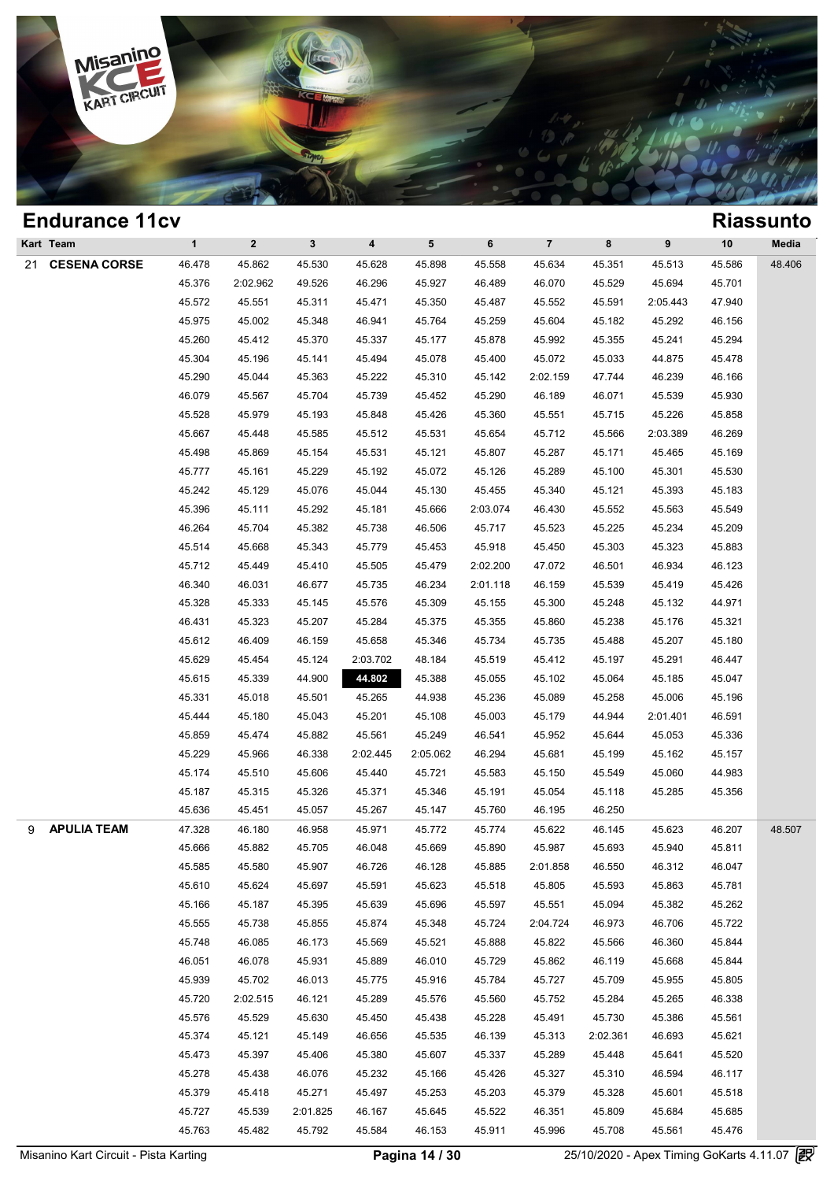# Endurance 11cv

## Riassunto

| Kart | Team | 1 | 2 | 3 | 4 | 5 | 6 | 7 | 8 | 9 | 10 | Media |
|---|---|---|---|---|---|---|---|---|---|---|---|---|
| 21 | CESENA CORSE | 46.478 | 45.862 | 45.530 | 45.628 | 45.898 | 45.558 | 45.634 | 45.351 | 45.513 | 45.586 | 48.406 |
| | | 45.376 | 2:02.962 | 49.526 | 46.296 | 45.927 | 46.489 | 46.070 | 45.529 | 45.694 | 45.701 | |
| | | 45.572 | 45.551 | 45.311 | 45.471 | 45.350 | 45.487 | 45.552 | 45.591 | 2:05.443 | 47.940 | |
| | | 45.975 | 45.002 | 45.348 | 46.941 | 45.764 | 45.259 | 45.604 | 45.182 | 45.292 | 46.156 | |
| | | 45.260 | 45.412 | 45.370 | 45.337 | 45.177 | 45.878 | 45.992 | 45.355 | 45.241 | 45.294 | |
| | | 45.304 | 45.196 | 45.141 | 45.494 | 45.078 | 45.400 | 45.072 | 45.033 | 44.875 | 45.478 | |
| | | 45.290 | 45.044 | 45.363 | 45.222 | 45.310 | 45.142 | 2:02.159 | 47.744 | 46.239 | 46.166 | |
| | | 46.079 | 45.567 | 45.704 | 45.739 | 45.452 | 45.290 | 46.189 | 46.071 | 45.539 | 45.930 | |
| | | 45.528 | 45.979 | 45.193 | 45.848 | 45.426 | 45.360 | 45.551 | 45.715 | 45.226 | 45.858 | |
| | | 45.667 | 45.448 | 45.585 | 45.512 | 45.531 | 45.654 | 45.712 | 45.566 | 2:03.389 | 46.269 | |
| | | 45.498 | 45.869 | 45.154 | 45.531 | 45.121 | 45.807 | 45.287 | 45.171 | 45.465 | 45.169 | |
| | | 45.777 | 45.161 | 45.229 | 45.192 | 45.072 | 45.126 | 45.289 | 45.100 | 45.301 | 45.530 | |
| | | 45.242 | 45.129 | 45.076 | 45.044 | 45.130 | 45.455 | 45.340 | 45.121 | 45.393 | 45.183 | |
| | | 45.396 | 45.111 | 45.292 | 45.181 | 45.666 | 2:03.074 | 46.430 | 45.552 | 45.563 | 45.549 | |
| | | 46.264 | 45.704 | 45.382 | 45.738 | 46.506 | 45.717 | 45.523 | 45.225 | 45.234 | 45.209 | |
| | | 45.514 | 45.668 | 45.343 | 45.779 | 45.453 | 45.918 | 45.450 | 45.303 | 45.323 | 45.883 | |
| | | 45.712 | 45.449 | 45.410 | 45.505 | 45.479 | 2:02.200 | 47.072 | 46.501 | 46.934 | 46.123 | |
| | | 46.340 | 46.031 | 46.677 | 45.735 | 46.234 | 2:01.118 | 46.159 | 45.539 | 45.419 | 45.426 | |
| | | 45.328 | 45.333 | 45.145 | 45.576 | 45.309 | 45.155 | 45.300 | 45.248 | 45.132 | 44.971 | |
| | | 46.431 | 45.323 | 45.207 | 45.284 | 45.375 | 45.355 | 45.860 | 45.238 | 45.176 | 45.321 | |
| | | 45.612 | 46.409 | 46.159 | 45.658 | 45.346 | 45.734 | 45.735 | 45.488 | 45.207 | 45.180 | |
| | | 45.629 | 45.454 | 45.124 | 2:03.702 | 48.184 | 45.519 | 45.412 | 45.197 | 45.291 | 46.447 | |
| | | 45.615 | 45.339 | 44.900 | **44.802** | 45.388 | 45.055 | 45.102 | 45.064 | 45.185 | 45.047 | |
| | | 45.331 | 45.018 | 45.501 | 45.265 | 44.938 | 45.236 | 45.089 | 45.258 | 45.006 | 45.196 | |
| | | 45.444 | 45.180 | 45.043 | 45.201 | 45.108 | 45.003 | 45.179 | 44.944 | 2:01.401 | 46.591 | |
| | | 45.859 | 45.474 | 45.882 | 45.561 | 45.249 | 46.541 | 45.952 | 45.644 | 45.053 | 45.336 | |
| | | 45.229 | 45.966 | 46.338 | 2:02.445 | 2:05.062 | 46.294 | 45.681 | 45.199 | 45.162 | 45.157 | |
| | | 45.174 | 45.510 | 45.606 | 45.440 | 45.721 | 45.583 | 45.150 | 45.549 | 45.060 | 44.983 | |
| | | 45.187 | 45.315 | 45.326 | 45.371 | 45.346 | 45.191 | 45.054 | 45.118 | 45.285 | 45.356 | |
| | | 45.636 | 45.451 | 45.057 | 45.267 | 45.147 | 45.760 | 46.195 | 46.250 | | | |
| 9 | APULIA TEAM | 47.328 | 46.180 | 46.958 | 45.971 | 45.772 | 45.774 | 45.622 | 46.145 | 45.623 | 46.207 | 48.507 |
| | | 45.666 | 45.882 | 45.705 | 46.048 | 45.669 | 45.890 | 45.987 | 45.693 | 45.940 | 45.811 | |
| | | 45.585 | 45.580 | 45.907 | 46.726 | 46.128 | 45.885 | 2:01.858 | 46.550 | 46.312 | 46.047 | |
| | | 45.610 | 45.624 | 45.697 | 45.591 | 45.623 | 45.518 | 45.805 | 45.593 | 45.863 | 45.781 | |
| | | 45.166 | 45.187 | 45.395 | 45.639 | 45.696 | 45.597 | 45.551 | 45.094 | 45.382 | 45.262 | |
| | | 45.555 | 45.738 | 45.855 | 45.874 | 45.348 | 45.724 | 2:04.724 | 46.973 | 46.706 | 45.722 | |
| | | 45.748 | 46.085 | 46.173 | 45.569 | 45.521 | 45.888 | 45.822 | 45.566 | 46.360 | 45.844 | |
| | | 46.051 | 46.078 | 45.931 | 45.889 | 46.010 | 45.729 | 45.862 | 46.119 | 45.668 | 45.844 | |
| | | 45.939 | 45.702 | 46.013 | 45.775 | 45.916 | 45.784 | 45.727 | 45.709 | 45.955 | 45.805 | |
| | | 45.720 | 2:02.515 | 46.121 | 45.289 | 45.576 | 45.560 | 45.752 | 45.284 | 45.265 | 46.338 | |
| | | 45.576 | 45.529 | 45.630 | 45.450 | 45.438 | 45.228 | 45.491 | 45.730 | 45.386 | 45.561 | |
| | | 45.374 | 45.121 | 45.149 | 46.656 | 45.535 | 46.139 | 45.313 | 2:02.361 | 46.693 | 45.621 | |
| | | 45.473 | 45.397 | 45.406 | 45.380 | 45.607 | 45.337 | 45.289 | 45.448 | 45.641 | 45.520 | |
| | | 45.278 | 45.438 | 46.076 | 45.232 | 45.166 | 45.426 | 45.327 | 45.310 | 46.594 | 46.117 | |
| | | 45.379 | 45.418 | 45.271 | 45.497 | 45.253 | 45.203 | 45.379 | 45.328 | 45.601 | 45.518 | |
| | | 45.727 | 45.539 | 2:01.825 | 46.167 | 45.645 | 45.522 | 46.351 | 45.809 | 45.684 | 45.685 | |
| | | 45.763 | 45.482 | 45.792 | 45.584 | 46.153 | 45.911 | 45.996 | 45.708 | 45.561 | 45.476 | |

Misanino Kart Circuit - Pista Karting | 25/10/2020 - Apex Timing GoKarts 4.11.07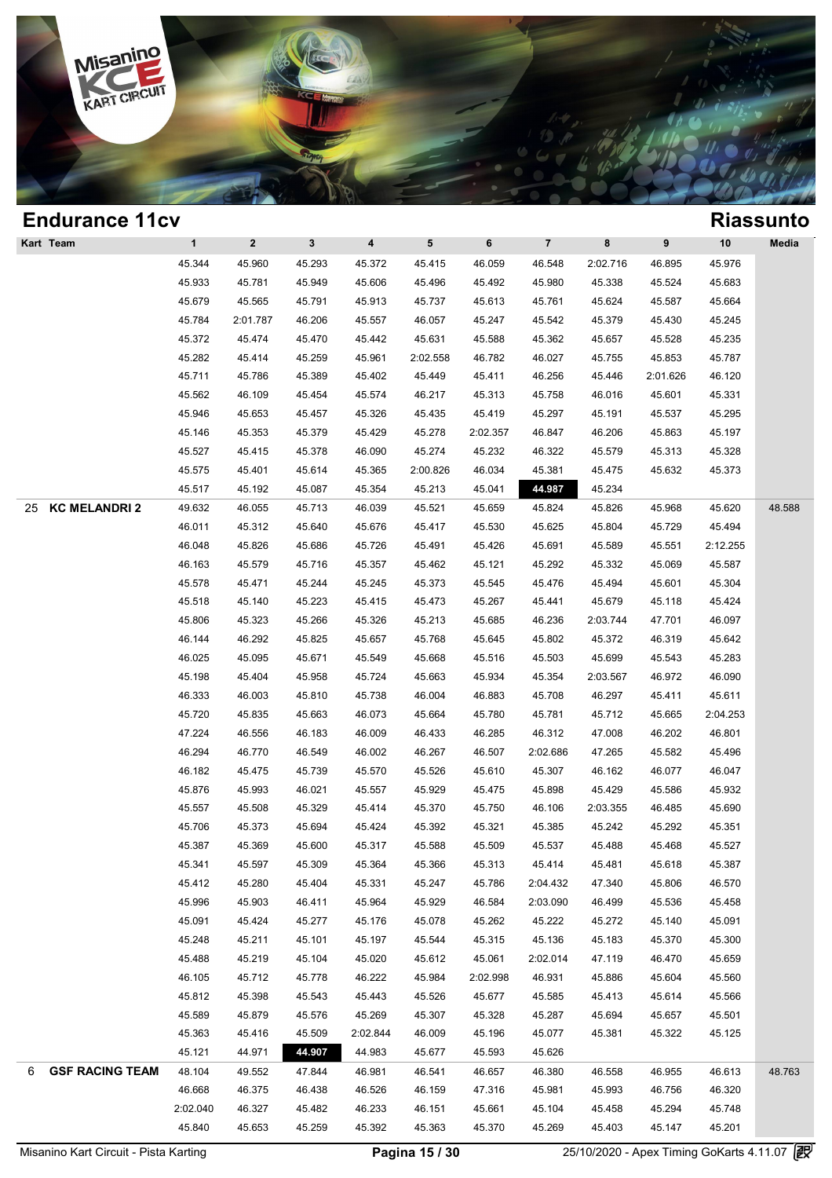## Endurance 11cv

## Riassunto

| Kart | Team | 1 | 2 | 3 | 4 | 5 | 6 | 7 | 8 | 9 | 10 | Media |
|---|---|---|---|---|---|---|---|---|---|---|---|---|
| | | 45.344 | 45.960 | 45.293 | 45.372 | 45.415 | 46.059 | 46.548 | 2:02.716 | 46.895 | 45.976 | |
| | | 45.933 | 45.781 | 45.949 | 45.606 | 45.496 | 45.492 | 45.980 | 45.338 | 45.524 | 45.683 | |
| | | 45.679 | 45.565 | 45.791 | 45.913 | 45.737 | 45.613 | 45.761 | 45.624 | 45.587 | 45.664 | |
| | | 45.784 | 2:01.787 | 46.206 | 45.557 | 46.057 | 45.247 | 45.542 | 45.379 | 45.430 | 45.245 | |
| | | 45.372 | 45.474 | 45.470 | 45.442 | 45.631 | 45.588 | 45.362 | 45.657 | 45.528 | 45.235 | |
| | | 45.282 | 45.414 | 45.259 | 45.961 | 2:02.558 | 46.782 | 46.027 | 45.755 | 45.853 | 45.787 | |
| | | 45.711 | 45.786 | 45.389 | 45.402 | 45.449 | 45.411 | 46.256 | 45.446 | 2:01.626 | 46.120 | |
| | | 45.562 | 46.109 | 45.454 | 45.574 | 46.217 | 45.313 | 45.758 | 46.016 | 45.601 | 45.331 | |
| | | 45.946 | 45.653 | 45.457 | 45.326 | 45.435 | 45.419 | 45.297 | 45.191 | 45.537 | 45.295 | |
| | | 45.146 | 45.353 | 45.379 | 45.429 | 45.278 | 2:02.357 | 46.847 | 46.206 | 45.863 | 45.197 | |
| | | 45.527 | 45.415 | 45.378 | 46.090 | 45.274 | 45.232 | 46.322 | 45.579 | 45.313 | 45.328 | |
| | | 45.575 | 45.401 | 45.614 | 45.365 | 2:00.826 | 46.034 | 45.381 | 45.475 | 45.632 | 45.373 | |
| | | 45.517 | 45.192 | 45.087 | 45.354 | 45.213 | 45.041 | **44.987** | 45.234 | | | |
| 25 | **KC MELANDRI 2** | 49.632 | 46.055 | 45.713 | 46.039 | 45.521 | 45.659 | 45.824 | 45.826 | 45.968 | 45.620 | 48.588 |
| | | 46.011 | 45.312 | 45.640 | 45.676 | 45.417 | 45.530 | 45.625 | 45.804 | 45.729 | 45.494 | |
| | | 46.048 | 45.826 | 45.686 | 45.726 | 45.491 | 45.426 | 45.691 | 45.589 | 45.551 | 2:12.255 | |
| | | 46.163 | 45.579 | 45.716 | 45.357 | 45.462 | 45.121 | 45.292 | 45.332 | 45.069 | 45.587 | |
| | | 45.578 | 45.471 | 45.244 | 45.245 | 45.373 | 45.545 | 45.476 | 45.494 | 45.601 | 45.304 | |
| | | 45.518 | 45.140 | 45.223 | 45.415 | 45.473 | 45.267 | 45.441 | 45.679 | 45.118 | 45.424 | |
| | | 45.806 | 45.323 | 45.266 | 45.326 | 45.213 | 45.685 | 46.236 | 2:03.744 | 47.701 | 46.097 | |
| | | 46.144 | 46.292 | 45.825 | 45.657 | 45.768 | 45.645 | 45.802 | 45.372 | 46.319 | 45.642 | |
| | | 46.025 | 45.095 | 45.671 | 45.549 | 45.668 | 45.516 | 45.503 | 45.699 | 45.543 | 45.283 | |
| | | 45.198 | 45.404 | 45.958 | 45.724 | 45.663 | 45.934 | 45.354 | 2:03.567 | 46.972 | 46.090 | |
| | | 46.333 | 46.003 | 45.810 | 45.738 | 46.004 | 46.883 | 45.708 | 46.297 | 45.411 | 45.611 | |
| | | 45.720 | 45.835 | 45.663 | 46.073 | 45.664 | 45.780 | 45.781 | 45.712 | 45.665 | 2:04.253 | |
| | | 47.224 | 46.556 | 46.183 | 46.009 | 46.433 | 46.285 | 46.312 | 47.008 | 46.202 | 46.801 | |
| | | 46.294 | 46.770 | 46.549 | 46.002 | 46.267 | 46.507 | 2:02.686 | 47.265 | 45.582 | 45.496 | |
| | | 46.182 | 45.475 | 45.739 | 45.570 | 45.526 | 45.610 | 45.307 | 46.162 | 46.077 | 46.047 | |
| | | 45.876 | 45.993 | 46.021 | 45.557 | 45.929 | 45.475 | 45.898 | 45.429 | 45.586 | 45.932 | |
| | | 45.557 | 45.508 | 45.329 | 45.414 | 45.370 | 45.750 | 46.106 | 2:03.355 | 46.485 | 45.690 | |
| | | 45.706 | 45.373 | 45.694 | 45.424 | 45.392 | 45.321 | 45.385 | 45.242 | 45.292 | 45.351 | |
| | | 45.387 | 45.369 | 45.600 | 45.317 | 45.588 | 45.509 | 45.537 | 45.488 | 45.468 | 45.527 | |
| | | 45.341 | 45.597 | 45.309 | 45.364 | 45.366 | 45.313 | 45.414 | 45.481 | 45.618 | 45.387 | |
| | | 45.412 | 45.280 | 45.404 | 45.331 | 45.247 | 45.786 | 2:04.432 | 47.340 | 45.806 | 46.570 | |
| | | 45.996 | 45.903 | 46.411 | 45.964 | 45.929 | 46.584 | 2:03.090 | 46.499 | 45.536 | 45.458 | |
| | | 45.091 | 45.424 | 45.277 | 45.176 | 45.078 | 45.262 | 45.222 | 45.272 | 45.140 | 45.091 | |
| | | 45.248 | 45.211 | 45.101 | 45.197 | 45.544 | 45.315 | 45.136 | 45.183 | 45.370 | 45.300 | |
| | | 45.488 | 45.219 | 45.104 | 45.020 | 45.612 | 45.061 | 2:02.014 | 47.119 | 46.470 | 45.659 | |
| | | 46.105 | 45.712 | 45.778 | 46.222 | 45.984 | 2:02.998 | 46.931 | 45.886 | 45.604 | 45.560 | |
| | | 45.812 | 45.398 | 45.543 | 45.443 | 45.526 | 45.677 | 45.585 | 45.413 | 45.614 | 45.566 | |
| | | 45.589 | 45.879 | 45.576 | 45.269 | 45.307 | 45.328 | 45.287 | 45.694 | 45.657 | 45.501 | |
| | | 45.363 | 45.416 | 45.509 | 2:02.844 | 46.009 | 45.196 | 45.077 | 45.381 | 45.322 | 45.125 | |
| | | 45.121 | 44.971 | **44.907** | 44.983 | 45.677 | 45.593 | 45.626 | | | | |
| 6 | **GSF RACING TEAM** | 48.104 | 49.552 | 47.844 | 46.981 | 46.541 | 46.657 | 46.380 | 46.558 | 46.955 | 46.613 | 48.763 |
| | | 46.668 | 46.375 | 46.438 | 46.526 | 46.159 | 47.316 | 45.981 | 45.993 | 46.756 | 46.320 | |
| | | 2:02.040 | 46.327 | 45.482 | 46.233 | 46.151 | 45.661 | 45.104 | 45.458 | 45.294 | 45.748 | |
| | | 45.840 | 45.653 | 45.259 | 45.392 | 45.363 | 45.370 | 45.269 | 45.403 | 45.147 | 45.201 | |

Misanino Kart Circuit - Pista Karting — 25/10/2020 - Apex Timing GoKarts 4.11.07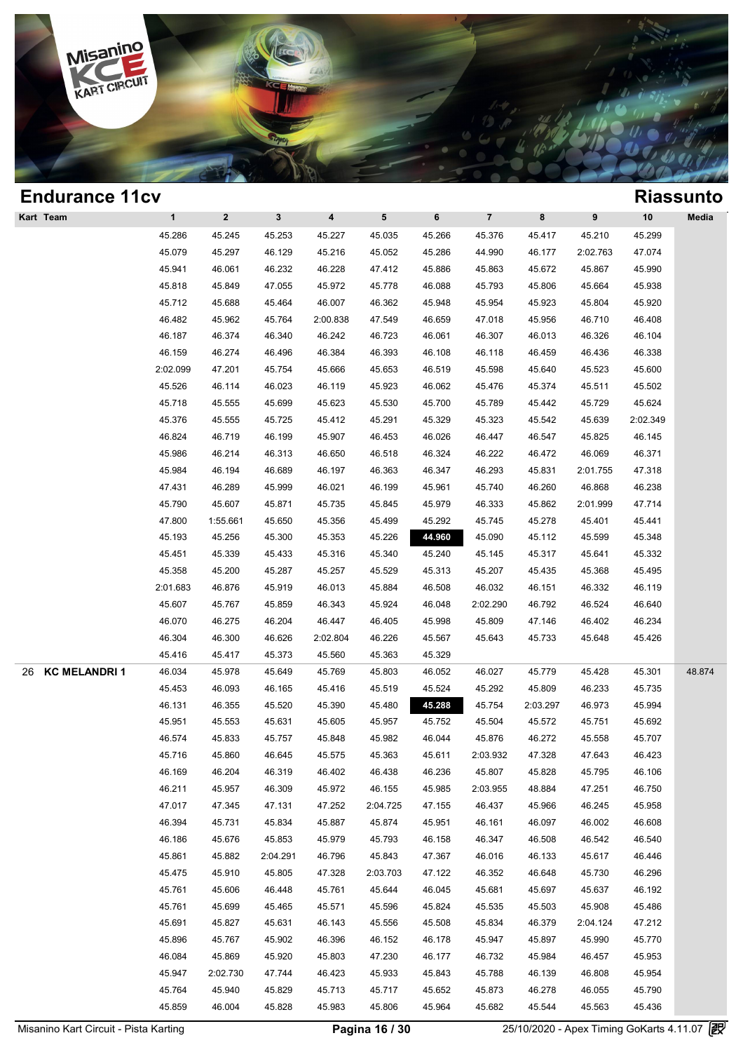## Endurance 11cv

## Riassunto

| Kart | Team | 1 | 2 | 3 | 4 | 5 | 6 | 7 | 8 | 9 | 10 | Media |
|---|---|---|---|---|---|---|---|---|---|---|---|---|
| | | 45.286 | 45.245 | 45.253 | 45.227 | 45.035 | 45.266 | 45.376 | 45.417 | 45.210 | 45.299 | |
| | | 45.079 | 45.297 | 46.129 | 45.216 | 45.052 | 45.286 | 44.990 | 46.177 | 2:02.763 | 47.074 | |
| | | 45.941 | 46.061 | 46.232 | 46.228 | 47.412 | 45.886 | 45.863 | 45.672 | 45.867 | 45.990 | |
| | | 45.818 | 45.849 | 47.055 | 45.972 | 45.778 | 46.088 | 45.793 | 45.806 | 45.664 | 45.938 | |
| | | 45.712 | 45.688 | 45.464 | 46.007 | 46.362 | 45.948 | 45.954 | 45.923 | 45.804 | 45.920 | |
| | | 46.482 | 45.962 | 45.764 | 2:00.838 | 47.549 | 46.659 | 47.018 | 45.956 | 46.710 | 46.408 | |
| | | 46.187 | 46.374 | 46.340 | 46.242 | 46.723 | 46.061 | 46.307 | 46.013 | 46.326 | 46.104 | |
| | | 46.159 | 46.274 | 46.496 | 46.384 | 46.393 | 46.108 | 46.118 | 46.459 | 46.436 | 46.338 | |
| | | 2:02.099 | 47.201 | 45.754 | 45.666 | 45.653 | 46.519 | 45.598 | 45.640 | 45.523 | 45.600 | |
| | | 45.526 | 46.114 | 46.023 | 46.119 | 45.923 | 46.062 | 45.476 | 45.374 | 45.511 | 45.502 | |
| | | 45.718 | 45.555 | 45.699 | 45.623 | 45.530 | 45.700 | 45.789 | 45.442 | 45.729 | 45.624 | |
| | | 45.376 | 45.555 | 45.725 | 45.412 | 45.291 | 45.329 | 45.323 | 45.542 | 45.639 | 2:02.349 | |
| | | 46.824 | 46.719 | 46.199 | 45.907 | 46.453 | 46.026 | 46.447 | 46.547 | 45.825 | 46.145 | |
| | | 45.986 | 46.214 | 46.313 | 46.650 | 46.518 | 46.324 | 46.222 | 46.472 | 46.069 | 46.371 | |
| | | 45.984 | 46.194 | 46.689 | 46.197 | 46.363 | 46.347 | 46.293 | 45.831 | 2:01.755 | 47.318 | |
| | | 47.431 | 46.289 | 45.999 | 46.021 | 46.199 | 45.961 | 45.740 | 46.260 | 46.868 | 46.238 | |
| | | 45.790 | 45.607 | 45.871 | 45.735 | 45.845 | 45.979 | 46.333 | 45.862 | 2:01.999 | 47.714 | |
| | | 47.800 | 1:55.661 | 45.650 | 45.356 | 45.499 | 45.292 | 45.745 | 45.278 | 45.401 | 45.441 | |
| | | 45.193 | 45.256 | 45.300 | 45.353 | 45.226 | **44.960** | 45.090 | 45.112 | 45.599 | 45.348 | |
| | | 45.451 | 45.339 | 45.433 | 45.316 | 45.340 | 45.240 | 45.145 | 45.317 | 45.641 | 45.332 | |
| | | 45.358 | 45.200 | 45.287 | 45.257 | 45.529 | 45.313 | 45.207 | 45.435 | 45.368 | 45.495 | |
| | | 2:01.683 | 46.876 | 45.919 | 46.013 | 45.884 | 46.508 | 46.032 | 46.151 | 46.332 | 46.119 | |
| | | 45.607 | 45.767 | 45.859 | 46.343 | 45.924 | 46.048 | 2:02.290 | 46.792 | 46.524 | 46.640 | |
| | | 46.070 | 46.275 | 46.204 | 46.447 | 46.405 | 45.998 | 45.809 | 47.146 | 46.402 | 46.234 | |
| | | 46.304 | 46.300 | 46.626 | 2:02.804 | 46.226 | 45.567 | 45.643 | 45.733 | 45.648 | 45.426 | |
| | | 45.416 | 45.417 | 45.373 | 45.560 | 45.363 | 45.329 | | | | | |
| 26 | KC MELANDRI 1 | 46.034 | 45.978 | 45.649 | 45.769 | 45.803 | 46.052 | 46.027 | 45.779 | 45.428 | 45.301 | 48.874 |
| | | 45.453 | 46.093 | 46.165 | 45.416 | 45.519 | 45.524 | 45.292 | 45.809 | 46.233 | 45.735 | |
| | | 46.131 | 46.355 | 45.520 | 45.390 | 45.480 | **45.288** | 45.754 | 2:03.297 | 46.973 | 45.994 | |
| | | 45.951 | 45.553 | 45.631 | 45.605 | 45.957 | 45.752 | 45.504 | 45.572 | 45.751 | 45.692 | |
| | | 46.574 | 45.833 | 45.757 | 45.848 | 45.982 | 46.044 | 45.876 | 46.272 | 45.558 | 45.707 | |
| | | 45.716 | 45.860 | 46.645 | 45.575 | 45.363 | 45.611 | 2:03.932 | 47.328 | 47.643 | 46.423 | |
| | | 46.169 | 46.204 | 46.319 | 46.402 | 46.438 | 46.236 | 45.807 | 45.828 | 45.795 | 46.106 | |
| | | 46.211 | 45.957 | 46.309 | 45.972 | 46.155 | 45.985 | 2:03.955 | 48.884 | 47.251 | 46.750 | |
| | | 47.017 | 47.345 | 47.131 | 47.252 | 2:04.725 | 47.155 | 46.437 | 45.966 | 46.245 | 45.958 | |
| | | 46.394 | 45.731 | 45.834 | 45.887 | 45.874 | 45.951 | 46.161 | 46.097 | 46.002 | 46.608 | |
| | | 46.186 | 45.676 | 45.853 | 45.979 | 45.793 | 46.158 | 46.347 | 46.508 | 46.542 | 46.540 | |
| | | 45.861 | 45.882 | 2:04.291 | 46.796 | 45.843 | 47.367 | 46.016 | 46.133 | 45.617 | 46.446 | |
| | | 45.475 | 45.910 | 45.805 | 47.328 | 2:03.703 | 47.122 | 46.352 | 46.648 | 45.730 | 46.296 | |
| | | 45.761 | 45.606 | 46.448 | 45.761 | 45.644 | 46.045 | 45.681 | 45.697 | 45.637 | 46.192 | |
| | | 45.761 | 45.699 | 45.465 | 45.571 | 45.596 | 45.824 | 45.535 | 45.503 | 45.908 | 45.486 | |
| | | 45.691 | 45.827 | 45.631 | 46.143 | 45.556 | 45.508 | 45.834 | 46.379 | 2:04.124 | 47.212 | |
| | | 45.896 | 45.767 | 45.902 | 46.396 | 46.152 | 46.178 | 45.947 | 45.897 | 45.990 | 45.770 | |
| | | 46.084 | 45.869 | 45.920 | 45.803 | 47.230 | 46.177 | 46.732 | 45.984 | 46.457 | 45.953 | |
| | | 45.947 | 2:02.730 | 47.744 | 46.423 | 45.933 | 45.843 | 45.788 | 46.139 | 46.808 | 45.954 | |
| | | 45.764 | 45.940 | 45.829 | 45.713 | 45.717 | 45.652 | 45.873 | 46.278 | 46.055 | 45.790 | |
| | | 45.859 | 46.004 | 45.828 | 45.983 | 45.806 | 45.964 | 45.682 | 45.544 | 45.563 | 45.436 | |

Misanino Kart Circuit - Pista Karting | 25/10/2020 - Apex Timing GoKarts 4.11.07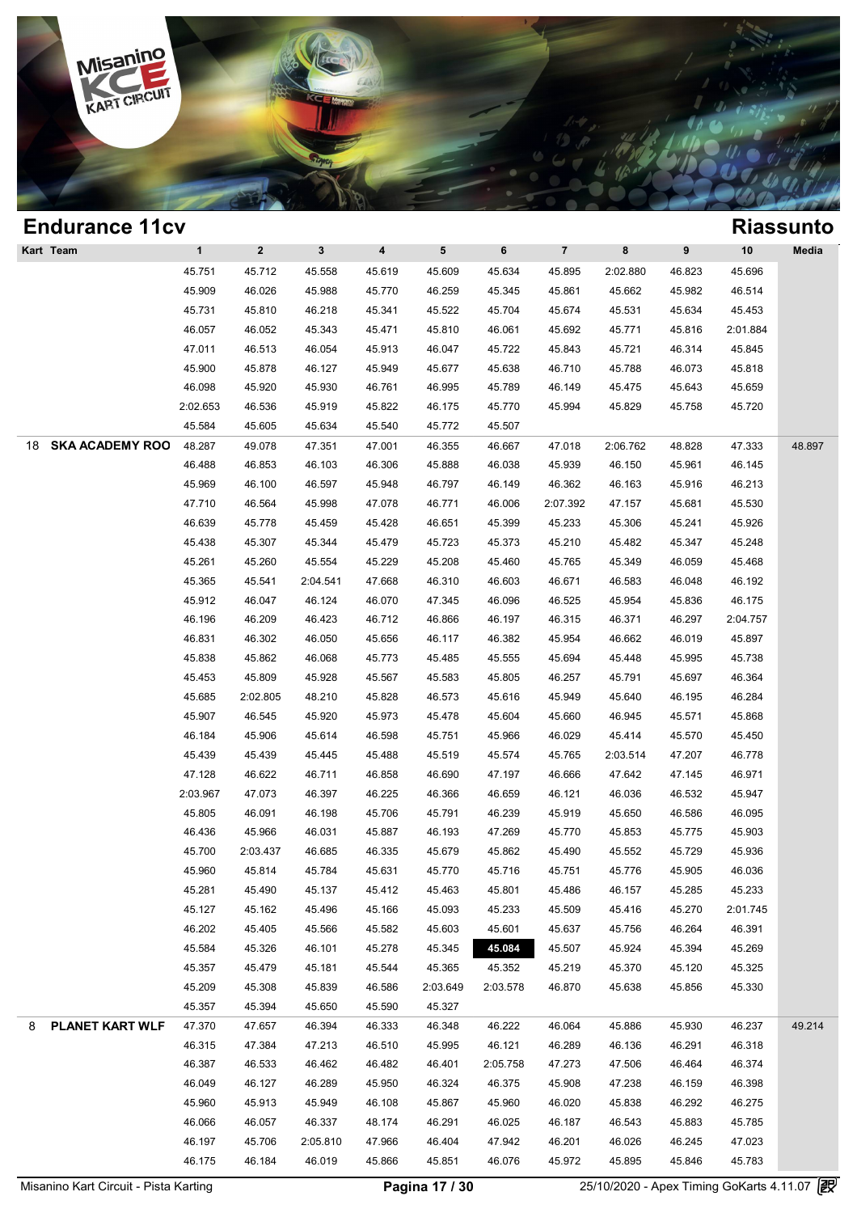## Endurance 11cv

## Riassunto

| Kart | Team | 1 | 2 | 3 | 4 | 5 | 6 | 7 | 8 | 9 | 10 | Media |
|---|---|---|---|---|---|---|---|---|---|---|---|---|
| | | 45.751 | 45.712 | 45.558 | 45.619 | 45.609 | 45.634 | 45.895 | 2:02.880 | 46.823 | 45.696 | |
| | | 45.909 | 46.026 | 45.988 | 45.770 | 46.259 | 45.345 | 45.861 | 45.662 | 45.982 | 46.514 | |
| | | 45.731 | 45.810 | 46.218 | 45.341 | 45.522 | 45.704 | 45.674 | 45.531 | 45.634 | 45.453 | |
| | | 46.057 | 46.052 | 45.343 | 45.471 | 45.810 | 46.061 | 45.692 | 45.771 | 45.816 | 2:01.884 | |
| | | 47.011 | 46.513 | 46.054 | 45.913 | 46.047 | 45.722 | 45.843 | 45.721 | 46.314 | 45.845 | |
| | | 45.900 | 45.878 | 46.127 | 45.949 | 45.677 | 45.638 | 46.710 | 45.788 | 46.073 | 45.818 | |
| | | 46.098 | 45.920 | 45.930 | 46.761 | 46.995 | 45.789 | 46.149 | 45.475 | 45.643 | 45.659 | |
| | | 2:02.653 | 46.536 | 45.919 | 45.822 | 46.175 | 45.770 | 45.994 | 45.829 | 45.758 | 45.720 | |
| | | 45.584 | 45.605 | 45.634 | 45.540 | 45.772 | 45.507 | | | | | |
| 18 | **SKA ACADEMY ROO** | 48.287 | 49.078 | 47.351 | 47.001 | 46.355 | 46.667 | 47.018 | 2:06.762 | 48.828 | 47.333 | 48.897 |
| | | 46.488 | 46.853 | 46.103 | 46.306 | 45.888 | 46.038 | 45.939 | 46.150 | 45.961 | 46.145 | |
| | | 45.969 | 46.100 | 46.597 | 45.948 | 46.797 | 46.149 | 46.362 | 46.163 | 45.916 | 46.213 | |
| | | 47.710 | 46.564 | 45.998 | 47.078 | 46.771 | 46.006 | 2:07.392 | 47.157 | 45.681 | 45.530 | |
| | | 46.639 | 45.778 | 45.459 | 45.428 | 46.651 | 45.399 | 45.233 | 45.306 | 45.241 | 45.926 | |
| | | 45.438 | 45.307 | 45.344 | 45.479 | 45.723 | 45.373 | 45.210 | 45.482 | 45.347 | 45.248 | |
| | | 45.261 | 45.260 | 45.554 | 45.229 | 45.208 | 45.460 | 45.765 | 45.349 | 46.059 | 45.468 | |
| | | 45.365 | 45.541 | 2:04.541 | 47.668 | 46.310 | 46.603 | 46.671 | 46.583 | 46.048 | 46.192 | |
| | | 45.912 | 46.047 | 46.124 | 46.070 | 47.345 | 46.096 | 46.525 | 45.954 | 45.836 | 46.175 | |
| | | 46.196 | 46.209 | 46.423 | 46.712 | 46.866 | 46.197 | 46.315 | 46.371 | 46.297 | 2:04.757 | |
| | | 46.831 | 46.302 | 46.050 | 45.656 | 46.117 | 46.382 | 45.954 | 46.662 | 46.019 | 45.897 | |
| | | 45.838 | 45.862 | 46.068 | 45.773 | 45.485 | 45.555 | 45.694 | 45.448 | 45.995 | 45.738 | |
| | | 45.453 | 45.809 | 45.928 | 45.567 | 45.583 | 45.805 | 46.257 | 45.791 | 45.697 | 46.364 | |
| | | 45.685 | 2:02.805 | 48.210 | 45.828 | 46.573 | 45.616 | 45.949 | 45.640 | 46.195 | 46.284 | |
| | | 45.907 | 46.545 | 45.920 | 45.973 | 45.478 | 45.604 | 45.660 | 46.945 | 45.571 | 45.868 | |
| | | 46.184 | 45.906 | 45.614 | 46.598 | 45.751 | 45.966 | 46.029 | 45.414 | 45.570 | 45.450 | |
| | | 45.439 | 45.439 | 45.445 | 45.488 | 45.519 | 45.574 | 45.765 | 2:03.514 | 47.207 | 46.778 | |
| | | 47.128 | 46.622 | 46.711 | 46.858 | 46.690 | 47.197 | 46.666 | 47.642 | 47.145 | 46.971 | |
| | | 2:03.967 | 47.073 | 46.397 | 46.225 | 46.366 | 46.659 | 46.121 | 46.036 | 46.532 | 45.947 | |
| | | 45.805 | 46.091 | 46.198 | 45.706 | 45.791 | 46.239 | 45.919 | 45.650 | 46.586 | 46.095 | |
| | | 46.436 | 45.966 | 46.031 | 45.887 | 46.193 | 47.269 | 45.770 | 45.853 | 45.775 | 45.903 | |
| | | 45.700 | 2:03.437 | 46.685 | 46.335 | 45.679 | 45.862 | 45.490 | 45.552 | 45.729 | 45.936 | |
| | | 45.960 | 45.814 | 45.784 | 45.631 | 45.770 | 45.716 | 45.751 | 45.776 | 45.905 | 46.036 | |
| | | 45.281 | 45.490 | 45.137 | 45.412 | 45.463 | 45.801 | 45.486 | 46.157 | 45.285 | 45.233 | |
| | | 45.127 | 45.162 | 45.496 | 45.166 | 45.093 | 45.233 | 45.509 | 45.416 | 45.270 | 2:01.745 | |
| | | 46.202 | 45.405 | 45.566 | 45.582 | 45.603 | 45.601 | 45.637 | 45.756 | 46.264 | 46.391 | |
| | | 45.584 | 45.326 | 46.101 | 45.278 | 45.345 | **45.084** | 45.507 | 45.924 | 45.394 | 45.269 | |
| | | 45.357 | 45.479 | 45.181 | 45.544 | 45.365 | 45.352 | 45.219 | 45.370 | 45.120 | 45.325 | |
| | | 45.209 | 45.308 | 45.839 | 46.586 | 2:03.649 | 2:03.578 | 46.870 | 45.638 | 45.856 | 45.330 | |
| | | 45.357 | 45.394 | 45.650 | 45.590 | 45.327 | | | | | | |
| 8 | **PLANET KART WLF** | 47.370 | 47.657 | 46.394 | 46.333 | 46.348 | 46.222 | 46.064 | 45.886 | 45.930 | 46.237 | 49.214 |
| | | 46.315 | 47.384 | 47.213 | 46.510 | 45.995 | 46.121 | 46.289 | 46.136 | 46.291 | 46.318 | |
| | | 46.387 | 46.533 | 46.462 | 46.482 | 46.401 | 2:05.758 | 47.273 | 47.506 | 46.464 | 46.374 | |
| | | 46.049 | 46.127 | 46.289 | 45.950 | 46.324 | 46.375 | 45.908 | 47.238 | 46.159 | 46.398 | |
| | | 45.960 | 45.913 | 45.949 | 46.108 | 45.867 | 45.960 | 46.020 | 45.838 | 46.292 | 46.275 | |
| | | 46.066 | 46.057 | 46.337 | 48.174 | 46.291 | 46.025 | 46.187 | 46.543 | 45.883 | 45.785 | |
| | | 46.197 | 45.706 | 2:05.810 | 47.966 | 46.404 | 47.942 | 46.201 | 46.026 | 46.245 | 47.023 | |
| | | 46.175 | 46.184 | 46.019 | 45.866 | 45.851 | 46.076 | 45.972 | 45.895 | 45.846 | 45.783 | |

Misanino Kart Circuit - Pista Karting | 25/10/2020 - Apex Timing GoKarts 4.11.07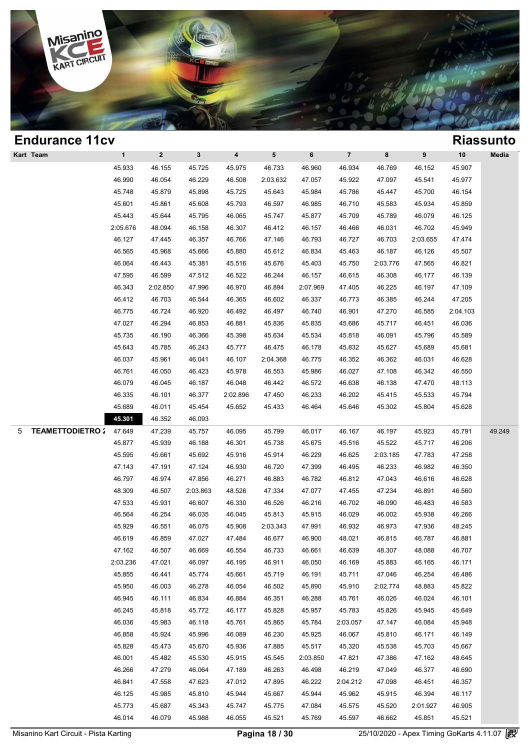## Endurance 11cv

## Riassunto

| Kart | Team | 1 | 2 | 3 | 4 | 5 | 6 | 7 | 8 | 9 | 10 | Media |
|---|---|---|---|---|---|---|---|---|---|---|---|---|
| | | 45.933 | 46.155 | 45.725 | 45.975 | 46.733 | 46.960 | 46.934 | 46.769 | 46.152 | 45.907 | |
| | | 46.990 | 46.054 | 46.229 | 46.508 | 2:03.632 | 47.057 | 45.922 | 47.097 | 45.541 | 45.977 | |
| | | 45.748 | 45.879 | 45.898 | 45.725 | 45.643 | 45.984 | 45.786 | 45.447 | 45.700 | 46.154 | |
| | | 45.601 | 45.861 | 45.608 | 45.793 | 46.597 | 46.985 | 46.710 | 45.583 | 45.934 | 45.859 | |
| | | 45.443 | 45.644 | 45.795 | 46.065 | 45.747 | 45.877 | 45.709 | 45.789 | 46.079 | 46.125 | |
| | | 2:05.676 | 48.094 | 46.158 | 46.307 | 46.412 | 46.157 | 46.466 | 46.031 | 46.702 | 45.949 | |
| | | 46.127 | 47.445 | 46.357 | 46.766 | 47.146 | 46.793 | 46.727 | 46.703 | 2:03.655 | 47.474 | |
| | | 46.565 | 45.968 | 45.666 | 45.880 | 45.612 | 46.834 | 45.463 | 46.187 | 46.126 | 45.507 | |
| | | 46.064 | 46.443 | 45.381 | 45.516 | 45.676 | 45.403 | 45.750 | 2:03.776 | 47.565 | 46.821 | |
| | | 47.595 | 46.599 | 47.512 | 46.522 | 46.244 | 46.157 | 46.615 | 46.308 | 46.177 | 46.139 | |
| | | 46.343 | 2:02.850 | 47.996 | 46.970 | 46.894 | 2:07.969 | 47.405 | 46.225 | 46.197 | 47.109 | |
| | | 46.412 | 46.703 | 46.544 | 46.365 | 46.602 | 46.337 | 46.773 | 46.385 | 46.244 | 47.205 | |
| | | 46.775 | 46.724 | 46.920 | 46.492 | 46.497 | 46.740 | 46.901 | 47.270 | 46.585 | 2:04.103 | |
| | | 47.027 | 46.294 | 46.853 | 46.881 | 45.836 | 45.835 | 45.686 | 45.717 | 46.451 | 46.036 | |
| | | 45.735 | 46.190 | 46.366 | 45.398 | 45.634 | 45.534 | 45.818 | 46.091 | 45.796 | 45.589 | |
| | | 45.643 | 45.785 | 46.243 | 45.777 | 46.475 | 46.178 | 45.832 | 45.627 | 45.689 | 45.681 | |
| | | 46.037 | 45.961 | 46.041 | 46.107 | 2:04.368 | 46.775 | 46.352 | 46.362 | 46.031 | 46.628 | |
| | | 46.761 | 46.050 | 46.423 | 45.978 | 46.553 | 45.986 | 46.027 | 47.108 | 46.342 | 46.550 | |
| | | 46.079 | 46.045 | 46.187 | 46.048 | 46.442 | 46.572 | 46.638 | 46.138 | 47.470 | 48.113 | |
| | | 46.335 | 46.101 | 46.377 | 2:02.896 | 47.450 | 46.233 | 46.202 | 45.415 | 45.533 | 45.794 | |
| | | 45.689 | 46.011 | 45.454 | 45.652 | 45.433 | 46.464 | 45.646 | 45.302 | 45.804 | 45.628 | |
| | | **45.301** | 46.352 | 46.093 | | | | | | | | |
| 5 | TEAMETTODIETRO 2 | 47.649 | 47.239 | 45.757 | 46.095 | 45.799 | 46.017 | 46.167 | 46.197 | 45.923 | 45.791 | 49.249 |
| | | 45.877 | 45.939 | 46.188 | 46.301 | 45.738 | 45.675 | 45.516 | 45.522 | 45.717 | 46.206 | |
| | | 45.595 | 45.661 | 45.692 | 45.916 | 45.914 | 46.229 | 46.625 | 2:03.185 | 47.783 | 47.258 | |
| | | 47.143 | 47.191 | 47.124 | 46.930 | 46.720 | 47.399 | 46.495 | 46.233 | 46.982 | 46.350 | |
| | | 46.797 | 46.974 | 47.856 | 46.271 | 46.883 | 46.782 | 46.812 | 47.043 | 46.616 | 46.628 | |
| | | 48.309 | 46.507 | 2:03.863 | 48.526 | 47.334 | 47.077 | 47.455 | 47.234 | 46.891 | 46.560 | |
| | | 47.533 | 45.931 | 46.607 | 46.330 | 46.526 | 46.216 | 46.702 | 46.090 | 46.483 | 46.583 | |
| | | 46.564 | 46.254 | 46.035 | 46.045 | 45.813 | 45.915 | 46.029 | 46.002 | 45.938 | 46.266 | |
| | | 45.929 | 46.551 | 46.075 | 45.908 | 2:03.343 | 47.991 | 46.932 | 46.973 | 47.936 | 48.245 | |
| | | 46.619 | 46.859 | 47.027 | 47.484 | 46.677 | 46.900 | 48.021 | 46.815 | 46.787 | 46.881 | |
| | | 47.162 | 46.507 | 46.669 | 46.554 | 46.733 | 46.661 | 46.639 | 48.307 | 48.088 | 46.707 | |
| | | 2:03.236 | 47.021 | 46.097 | 46.195 | 46.911 | 46.050 | 46.169 | 45.883 | 46.165 | 46.171 | |
| | | 45.855 | 46.441 | 45.774 | 45.661 | 45.719 | 46.191 | 45.711 | 47.046 | 46.254 | 46.486 | |
| | | 45.950 | 46.003 | 46.278 | 46.054 | 46.502 | 45.890 | 45.910 | 2:02.774 | 48.883 | 45.822 | |
| | | 46.945 | 46.111 | 46.834 | 46.884 | 46.351 | 46.288 | 45.761 | 46.026 | 46.024 | 46.101 | |
| | | 46.245 | 45.818 | 45.772 | 46.177 | 45.828 | 45.957 | 45.783 | 45.826 | 45.945 | 45.649 | |
| | | 46.036 | 45.983 | 46.118 | 45.761 | 45.865 | 45.784 | 2:03.057 | 47.147 | 46.084 | 45.948 | |
| | | 46.858 | 45.924 | 45.996 | 46.089 | 46.230 | 45.925 | 46.067 | 45.810 | 46.171 | 46.149 | |
| | | 45.828 | 45.473 | 45.670 | 45.936 | 47.885 | 45.517 | 45.320 | 45.538 | 45.703 | 45.667 | |
| | | 46.001 | 45.482 | 45.530 | 45.915 | 45.545 | 2:03.850 | 47.821 | 47.386 | 47.162 | 48.645 | |
| | | 46.266 | 47.279 | 46.064 | 47.189 | 46.263 | 46.498 | 46.219 | 47.049 | 46.377 | 46.690 | |
| | | 46.841 | 47.558 | 47.623 | 47.012 | 47.895 | 46.222 | 2:04.212 | 47.098 | 46.451 | 46.357 | |
| | | 46.125 | 45.985 | 45.810 | 45.944 | 45.667 | 45.944 | 45.962 | 45.915 | 46.394 | 46.117 | |
| | | 45.773 | 45.687 | 45.343 | 45.747 | 45.775 | 47.084 | 45.575 | 45.520 | 2:01.927 | 46.905 | |
| | | 46.014 | 46.079 | 45.988 | 46.055 | 45.521 | 45.769 | 45.597 | 46.662 | 45.851 | 45.521 | |

Misanino Kart Circuit - Pista Karting — 25/10/2020 - Apex Timing GoKarts 4.11.07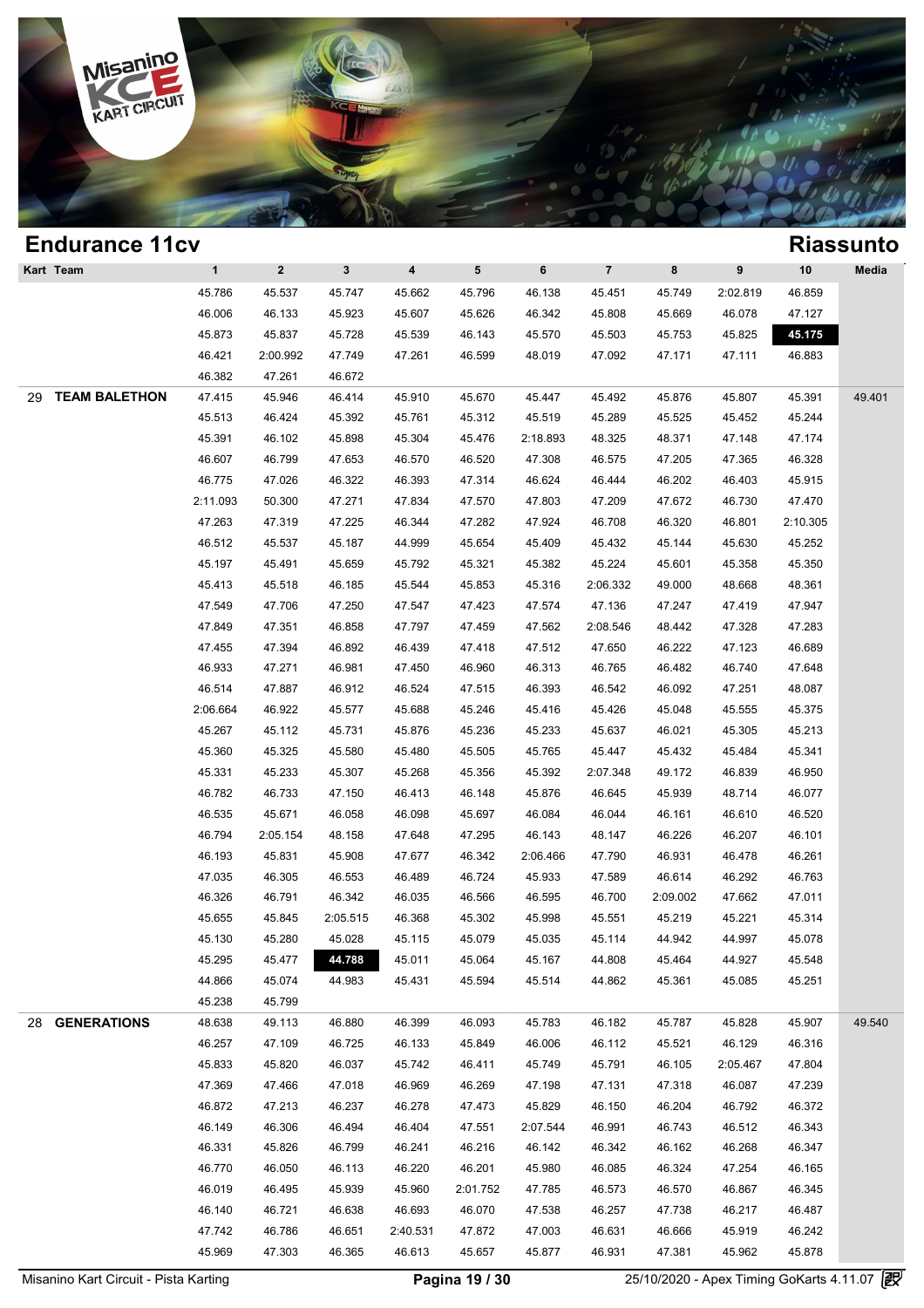## Endurance 11cv

## Riassunto

| Kart | Team | 1 | 2 | 3 | 4 | 5 | 6 | 7 | 8 | 9 | 10 | Media |
|---|---|---|---|---|---|---|---|---|---|---|---|---|
| | | 45.786 | 45.537 | 45.747 | 45.662 | 45.796 | 46.138 | 45.451 | 45.749 | 2:02.819 | 46.859 | |
| | | 46.006 | 46.133 | 45.923 | 45.607 | 45.626 | 46.342 | 45.808 | 45.669 | 46.078 | 47.127 | |
| | | 45.873 | 45.837 | 45.728 | 45.539 | 46.143 | 45.570 | 45.503 | 45.753 | 45.825 | **45.175** | |
| | | 46.421 | 2:00.992 | 47.749 | 47.261 | 46.599 | 48.019 | 47.092 | 47.171 | 47.111 | 46.883 | |
| | | 46.382 | 47.261 | 46.672 | | | | | | | | |
| 29 | **TEAM BALETHON** | 47.415 | 45.946 | 46.414 | 45.910 | 45.670 | 45.447 | 45.492 | 45.876 | 45.807 | 45.391 | 49.401 |
| | | 45.513 | 46.424 | 45.392 | 45.761 | 45.312 | 45.519 | 45.289 | 45.525 | 45.452 | 45.244 | |
| | | 45.391 | 46.102 | 45.898 | 45.304 | 45.476 | 2:18.893 | 48.325 | 48.371 | 47.148 | 47.174 | |
| | | 46.607 | 46.799 | 47.653 | 46.570 | 46.520 | 47.308 | 46.575 | 47.205 | 47.365 | 46.328 | |
| | | 46.775 | 47.026 | 46.322 | 46.393 | 47.314 | 46.624 | 46.444 | 46.202 | 46.403 | 45.915 | |
| | | 2:11.093 | 50.300 | 47.271 | 47.834 | 47.570 | 47.803 | 47.209 | 47.672 | 46.730 | 47.470 | |
| | | 47.263 | 47.319 | 47.225 | 46.344 | 47.282 | 47.924 | 46.708 | 46.320 | 46.801 | 2:10.305 | |
| | | 46.512 | 45.537 | 45.187 | 44.999 | 45.654 | 45.409 | 45.432 | 45.144 | 45.630 | 45.252 | |
| | | 45.197 | 45.491 | 45.659 | 45.792 | 45.321 | 45.382 | 45.224 | 45.601 | 45.358 | 45.350 | |
| | | 45.413 | 45.518 | 46.185 | 45.544 | 45.853 | 45.316 | 2:06.332 | 49.000 | 48.668 | 48.361 | |
| | | 47.549 | 47.706 | 47.250 | 47.547 | 47.423 | 47.574 | 47.136 | 47.247 | 47.419 | 47.947 | |
| | | 47.849 | 47.351 | 46.858 | 47.797 | 47.459 | 47.562 | 2:08.546 | 48.442 | 47.328 | 47.283 | |
| | | 47.455 | 47.394 | 46.892 | 46.439 | 47.418 | 47.512 | 47.650 | 46.222 | 47.123 | 46.689 | |
| | | 46.933 | 47.271 | 46.981 | 47.450 | 46.960 | 46.313 | 46.765 | 46.482 | 46.740 | 47.648 | |
| | | 46.514 | 47.887 | 46.912 | 46.524 | 47.515 | 46.393 | 46.542 | 46.092 | 47.251 | 48.087 | |
| | | 2:06.664 | 46.922 | 45.577 | 45.688 | 45.246 | 45.416 | 45.426 | 45.048 | 45.555 | 45.375 | |
| | | 45.267 | 45.112 | 45.731 | 45.876 | 45.236 | 45.233 | 45.637 | 46.021 | 45.305 | 45.213 | |
| | | 45.360 | 45.325 | 45.580 | 45.480 | 45.505 | 45.765 | 45.447 | 45.432 | 45.484 | 45.341 | |
| | | 45.331 | 45.233 | 45.307 | 45.268 | 45.356 | 45.392 | 2:07.348 | 49.172 | 46.839 | 46.950 | |
| | | 46.782 | 46.733 | 47.150 | 46.413 | 46.148 | 45.876 | 46.645 | 45.939 | 48.714 | 46.077 | |
| | | 46.535 | 45.671 | 46.058 | 46.098 | 45.697 | 46.084 | 46.044 | 46.161 | 46.610 | 46.520 | |
| | | 46.794 | 2:05.154 | 48.158 | 47.648 | 47.295 | 46.143 | 48.147 | 46.226 | 46.207 | 46.101 | |
| | | 46.193 | 45.831 | 45.908 | 47.677 | 46.342 | 2:06.466 | 47.790 | 46.931 | 46.478 | 46.261 | |
| | | 47.035 | 46.305 | 46.553 | 46.489 | 46.724 | 45.933 | 47.589 | 46.614 | 46.292 | 46.763 | |
| | | 46.326 | 46.791 | 46.342 | 46.035 | 46.566 | 46.595 | 46.700 | 2:09.002 | 47.662 | 47.011 | |
| | | 45.655 | 45.845 | 2:05.515 | 46.368 | 45.302 | 45.998 | 45.551 | 45.219 | 45.221 | 45.314 | |
| | | 45.130 | 45.280 | 45.028 | 45.115 | 45.079 | 45.035 | 45.114 | 44.942 | 44.997 | 45.078 | |
| | | 45.295 | 45.477 | **44.788** | 45.011 | 45.064 | 45.167 | 44.808 | 45.464 | 44.927 | 45.548 | |
| | | 44.866 | 45.074 | 44.983 | 45.431 | 45.594 | 45.514 | 44.862 | 45.361 | 45.085 | 45.251 | |
| | | 45.238 | 45.799 | | | | | | | | | |
| 28 | **GENERATIONS** | 48.638 | 49.113 | 46.880 | 46.399 | 46.093 | 45.783 | 46.182 | 45.787 | 45.828 | 45.907 | 49.540 |
| | | 46.257 | 47.109 | 46.725 | 46.133 | 45.849 | 46.006 | 46.112 | 45.521 | 46.129 | 46.316 | |
| | | 45.833 | 45.820 | 46.037 | 45.742 | 46.411 | 45.749 | 45.791 | 46.105 | 2:05.467 | 47.804 | |
| | | 47.369 | 47.466 | 47.018 | 46.969 | 46.269 | 47.198 | 47.131 | 47.318 | 46.087 | 47.239 | |
| | | 46.872 | 47.213 | 46.237 | 46.278 | 47.473 | 45.829 | 46.150 | 46.204 | 46.792 | 46.372 | |
| | | 46.149 | 46.306 | 46.494 | 46.404 | 47.551 | 2:07.544 | 46.991 | 46.743 | 46.512 | 46.343 | |
| | | 46.331 | 45.826 | 46.799 | 46.241 | 46.216 | 46.142 | 46.342 | 46.162 | 46.268 | 46.347 | |
| | | 46.770 | 46.050 | 46.113 | 46.220 | 46.201 | 45.980 | 46.085 | 46.324 | 47.254 | 46.165 | |
| | | 46.019 | 46.495 | 45.939 | 45.960 | 2:01.752 | 47.785 | 46.573 | 46.570 | 46.867 | 46.345 | |
| | | 46.140 | 46.721 | 46.638 | 46.693 | 46.070 | 47.538 | 46.257 | 47.738 | 46.217 | 46.487 | |
| | | 47.742 | 46.786 | 46.651 | 2:40.531 | 47.872 | 47.003 | 46.631 | 46.666 | 45.919 | 46.242 | |
| | | 45.969 | 47.303 | 46.365 | 46.613 | 45.657 | 45.877 | 46.931 | 47.381 | 45.962 | 45.878 | |

Misanino Kart Circuit - Pista Karting | 25/10/2020 - Apex Timing GoKarts 4.11.07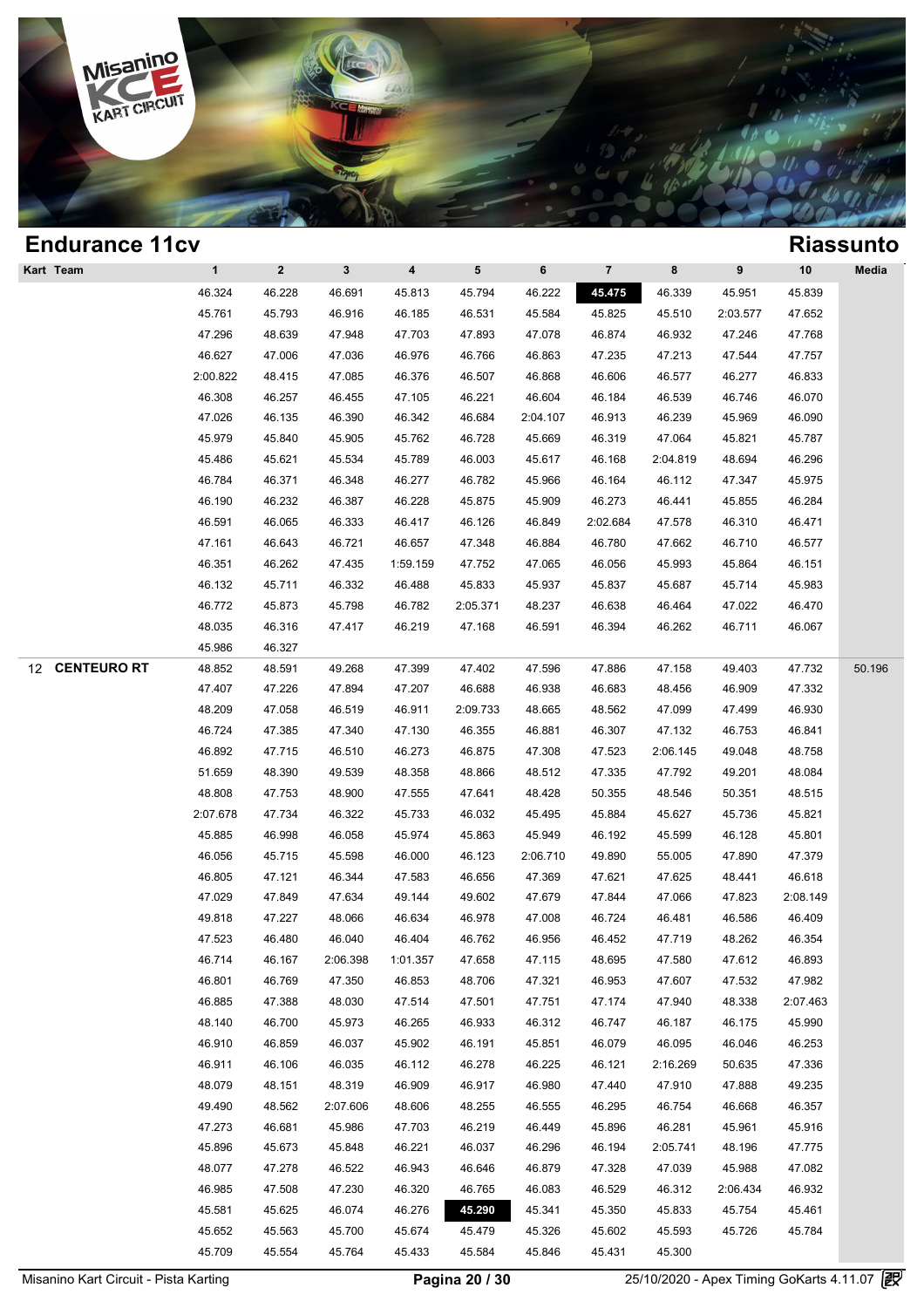## Endurance 11cv

## Riassunto

| Kart | Team | 1 | 2 | 3 | 4 | 5 | 6 | 7 | 8 | 9 | 10 | Media |
|---|---|---|---|---|---|---|---|---|---|---|---|---|
| | | 46.324 | 46.228 | 46.691 | 45.813 | 45.794 | 46.222 | **45.475** | 46.339 | 45.951 | 45.839 | |
| | | 45.761 | 45.793 | 46.916 | 46.185 | 46.531 | 45.584 | 45.825 | 45.510 | 2:03.577 | 47.652 | |
| | | 47.296 | 48.639 | 47.948 | 47.703 | 47.893 | 47.078 | 46.874 | 46.932 | 47.246 | 47.768 | |
| | | 46.627 | 47.006 | 47.036 | 46.976 | 46.766 | 46.863 | 47.235 | 47.213 | 47.544 | 47.757 | |
| | | 2:00.822 | 48.415 | 47.085 | 46.376 | 46.507 | 46.868 | 46.606 | 46.577 | 46.277 | 46.833 | |
| | | 46.308 | 46.257 | 46.455 | 47.105 | 46.221 | 46.604 | 46.184 | 46.539 | 46.746 | 46.070 | |
| | | 47.026 | 46.135 | 46.390 | 46.342 | 46.684 | 2:04.107 | 46.913 | 46.239 | 45.969 | 46.090 | |
| | | 45.979 | 45.840 | 45.905 | 45.762 | 46.728 | 45.669 | 46.319 | 47.064 | 45.821 | 45.787 | |
| | | 45.486 | 45.621 | 45.534 | 45.789 | 46.003 | 45.617 | 46.168 | 2:04.819 | 48.694 | 46.296 | |
| | | 46.784 | 46.371 | 46.348 | 46.277 | 46.782 | 45.966 | 46.164 | 46.112 | 47.347 | 45.975 | |
| | | 46.190 | 46.232 | 46.387 | 46.228 | 45.875 | 45.909 | 46.273 | 46.441 | 45.855 | 46.284 | |
| | | 46.591 | 46.065 | 46.333 | 46.417 | 46.126 | 46.849 | 2:02.684 | 47.578 | 46.310 | 46.471 | |
| | | 47.161 | 46.643 | 46.721 | 46.657 | 47.348 | 46.884 | 46.780 | 47.662 | 46.710 | 46.577 | |
| | | 46.351 | 46.262 | 47.435 | 1:59.159 | 47.752 | 47.065 | 46.056 | 45.993 | 45.864 | 46.151 | |
| | | 46.132 | 45.711 | 46.332 | 46.488 | 45.833 | 45.937 | 45.837 | 45.687 | 45.714 | 45.983 | |
| | | 46.772 | 45.873 | 45.798 | 46.782 | 2:05.371 | 48.237 | 46.638 | 46.464 | 47.022 | 46.470 | |
| | | 48.035 | 46.316 | 47.417 | 46.219 | 47.168 | 46.591 | 46.394 | 46.262 | 46.711 | 46.067 | |
| | | 45.986 | 46.327 | | | | | | | | | |
| 12 | **CENTEURO RT** | 48.852 | 48.591 | 49.268 | 47.399 | 47.402 | 47.596 | 47.886 | 47.158 | 49.403 | 47.732 | 50.196 |
| | | 47.407 | 47.226 | 47.894 | 47.207 | 46.688 | 46.938 | 46.683 | 48.456 | 46.909 | 47.332 | |
| | | 48.209 | 47.058 | 46.519 | 46.911 | 2:09.733 | 48.665 | 48.562 | 47.099 | 47.499 | 46.930 | |
| | | 46.724 | 47.385 | 47.340 | 47.130 | 46.355 | 46.881 | 46.307 | 47.132 | 46.753 | 46.841 | |
| | | 46.892 | 47.715 | 46.510 | 46.273 | 46.875 | 47.308 | 47.523 | 2:06.145 | 49.048 | 48.758 | |
| | | 51.659 | 48.390 | 49.539 | 48.358 | 48.866 | 48.512 | 47.335 | 47.792 | 49.201 | 48.084 | |
| | | 48.808 | 47.753 | 48.900 | 47.555 | 47.641 | 48.428 | 50.355 | 48.546 | 50.351 | 48.515 | |
| | | 2:07.678 | 47.734 | 46.322 | 45.733 | 46.032 | 45.495 | 45.884 | 45.627 | 45.736 | 45.821 | |
| | | 45.885 | 46.998 | 46.058 | 45.974 | 45.863 | 45.949 | 46.192 | 45.599 | 46.128 | 45.801 | |
| | | 46.056 | 45.715 | 45.598 | 46.000 | 46.123 | 2:06.710 | 49.890 | 55.005 | 47.890 | 47.379 | |
| | | 46.805 | 47.121 | 46.344 | 47.583 | 46.656 | 47.369 | 47.621 | 47.625 | 48.441 | 46.618 | |
| | | 47.029 | 47.849 | 47.634 | 49.144 | 49.602 | 47.679 | 47.844 | 47.066 | 47.823 | 2:08.149 | |
| | | 49.818 | 47.227 | 48.066 | 46.634 | 46.978 | 47.008 | 46.724 | 46.481 | 46.586 | 46.409 | |
| | | 47.523 | 46.480 | 46.040 | 46.404 | 46.762 | 46.956 | 46.452 | 47.719 | 48.262 | 46.354 | |
| | | 46.714 | 46.167 | 2:06.398 | 1:01.357 | 47.658 | 47.115 | 48.695 | 47.580 | 47.612 | 46.893 | |
| | | 46.801 | 46.769 | 47.350 | 46.853 | 48.706 | 47.321 | 46.953 | 47.607 | 47.532 | 47.982 | |
| | | 46.885 | 47.388 | 48.030 | 47.514 | 47.501 | 47.751 | 47.174 | 47.940 | 48.338 | 2:07.463 | |
| | | 48.140 | 46.700 | 45.973 | 46.265 | 46.933 | 46.312 | 46.747 | 46.187 | 46.175 | 45.990 | |
| | | 46.910 | 46.859 | 46.037 | 45.902 | 46.191 | 45.851 | 46.079 | 46.095 | 46.046 | 46.253 | |
| | | 46.911 | 46.106 | 46.035 | 46.112 | 46.278 | 46.225 | 46.121 | 2:16.269 | 50.635 | 47.336 | |
| | | 48.079 | 48.151 | 48.319 | 46.909 | 46.917 | 46.980 | 47.440 | 47.910 | 47.888 | 49.235 | |
| | | 49.490 | 48.562 | 2:07.606 | 48.606 | 48.255 | 46.555 | 46.295 | 46.754 | 46.668 | 46.357 | |
| | | 47.273 | 46.681 | 45.986 | 47.703 | 46.219 | 46.449 | 45.896 | 46.281 | 45.961 | 45.916 | |
| | | 45.896 | 45.673 | 45.848 | 46.221 | 46.037 | 46.296 | 46.194 | 2:05.741 | 48.196 | 47.775 | |
| | | 48.077 | 47.278 | 46.522 | 46.943 | 46.646 | 46.879 | 47.328 | 47.039 | 45.988 | 47.082 | |
| | | 46.985 | 47.508 | 47.230 | 46.320 | 46.765 | 46.083 | 46.529 | 46.312 | 2:06.434 | 46.932 | |
| | | 45.581 | 45.625 | 46.074 | 46.276 | **45.290** | 45.341 | 45.350 | 45.833 | 45.754 | 45.461 | |
| | | 45.652 | 45.563 | 45.700 | 45.674 | 45.479 | 45.326 | 45.602 | 45.593 | 45.726 | 45.784 | |
| | | 45.709 | 45.554 | 45.764 | 45.433 | 45.584 | 45.846 | 45.431 | 45.300 | | | |

Misanino Kart Circuit - Pista Karting

25/10/2020 - Apex Timing GoKarts 4.11.07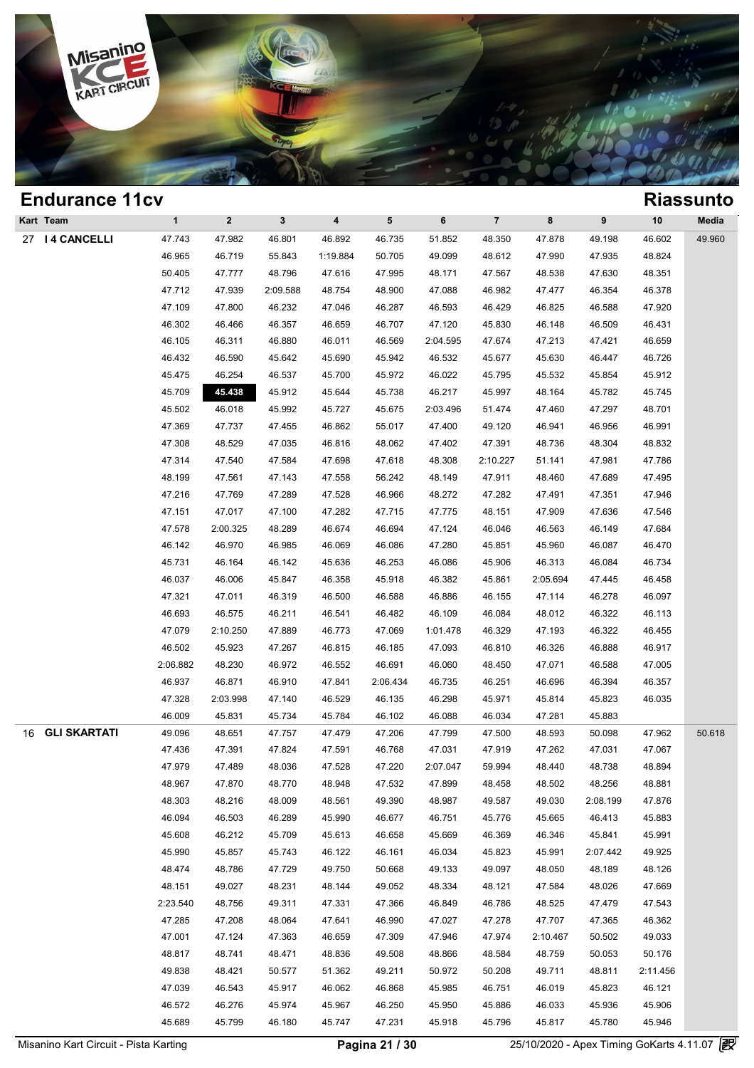## Endurance 11cv

## Riassunto

| Kart | Team | 1 | 2 | 3 | 4 | 5 | 6 | 7 | 8 | 9 | 10 | Media |
|---|---|---|---|---|---|---|---|---|---|---|---|---|
| 27 | I 4 CANCELLI | 47.743 | 47.982 | 46.801 | 46.892 | 46.735 | 51.852 | 48.350 | 47.878 | 49.198 | 46.602 | 49.960 |
| | | 46.965 | 46.719 | 55.843 | 1:19.884 | 50.705 | 49.099 | 48.612 | 47.990 | 47.935 | 48.824 | |
| | | 50.405 | 47.777 | 48.796 | 47.616 | 47.995 | 48.171 | 47.567 | 48.538 | 47.630 | 48.351 | |
| | | 47.712 | 47.939 | 2:09.588 | 48.754 | 48.900 | 47.088 | 46.982 | 47.477 | 46.354 | 46.378 | |
| | | 47.109 | 47.800 | 46.232 | 47.046 | 46.287 | 46.593 | 46.429 | 46.825 | 46.588 | 47.920 | |
| | | 46.302 | 46.466 | 46.357 | 46.659 | 46.707 | 47.120 | 45.830 | 46.148 | 46.509 | 46.431 | |
| | | 46.105 | 46.311 | 46.880 | 46.011 | 46.569 | 2:04.595 | 47.674 | 47.213 | 47.421 | 46.659 | |
| | | 46.432 | 46.590 | 45.642 | 45.690 | 45.942 | 46.532 | 45.677 | 45.630 | 46.447 | 46.726 | |
| | | 45.475 | 46.254 | 46.537 | 45.700 | 45.972 | 46.022 | 45.795 | 45.532 | 45.854 | 45.912 | |
| | | 45.709 | **45.438** | 45.912 | 45.644 | 45.738 | 46.217 | 45.997 | 48.164 | 45.782 | 45.745 | |
| | | 45.502 | 46.018 | 45.992 | 45.727 | 45.675 | 2:03.496 | 51.474 | 47.460 | 47.297 | 48.701 | |
| | | 47.369 | 47.737 | 47.455 | 46.862 | 55.017 | 47.400 | 49.120 | 46.941 | 46.956 | 46.991 | |
| | | 47.308 | 48.529 | 47.035 | 46.816 | 48.062 | 47.402 | 47.391 | 48.736 | 48.304 | 48.832 | |
| | | 47.314 | 47.540 | 47.584 | 47.698 | 47.618 | 48.308 | 2:10.227 | 51.141 | 47.981 | 47.786 | |
| | | 48.199 | 47.561 | 47.143 | 47.558 | 56.242 | 48.149 | 47.911 | 48.460 | 47.689 | 47.495 | |
| | | 47.216 | 47.769 | 47.289 | 47.528 | 46.966 | 48.272 | 47.282 | 47.491 | 47.351 | 47.946 | |
| | | 47.151 | 47.017 | 47.100 | 47.282 | 47.715 | 47.775 | 48.151 | 47.909 | 47.636 | 47.546 | |
| | | 47.578 | 2:00.325 | 48.289 | 46.674 | 46.694 | 47.124 | 46.046 | 46.563 | 46.149 | 47.684 | |
| | | 46.142 | 46.970 | 46.985 | 46.069 | 46.086 | 47.280 | 45.851 | 45.960 | 46.087 | 46.470 | |
| | | 45.731 | 46.164 | 46.142 | 45.636 | 46.253 | 46.086 | 45.906 | 46.313 | 46.084 | 46.734 | |
| | | 46.037 | 46.006 | 45.847 | 46.358 | 45.918 | 46.382 | 45.861 | 2:05.694 | 47.445 | 46.458 | |
| | | 47.321 | 47.011 | 46.319 | 46.500 | 46.588 | 46.886 | 46.155 | 47.114 | 46.278 | 46.097 | |
| | | 46.693 | 46.575 | 46.211 | 46.541 | 46.482 | 46.109 | 46.084 | 48.012 | 46.322 | 46.113 | |
| | | 47.079 | 2:10.250 | 47.889 | 46.773 | 47.069 | 1:01.478 | 46.329 | 47.193 | 46.322 | 46.455 | |
| | | 46.502 | 45.923 | 47.267 | 46.815 | 46.185 | 47.093 | 46.810 | 46.326 | 46.888 | 46.917 | |
| | | 2:06.882 | 48.230 | 46.972 | 46.552 | 46.691 | 46.060 | 48.450 | 47.071 | 46.588 | 47.005 | |
| | | 46.937 | 46.871 | 46.910 | 47.841 | 2:06.434 | 46.735 | 46.251 | 46.696 | 46.394 | 46.357 | |
| | | 47.328 | 2:03.998 | 47.140 | 46.529 | 46.135 | 46.298 | 45.971 | 45.814 | 45.823 | 46.035 | |
| | | 46.009 | 45.831 | 45.734 | 45.784 | 46.102 | 46.088 | 46.034 | 47.281 | 45.883 | | |
| 16 | GLI SKARTATI | 49.096 | 48.651 | 47.757 | 47.479 | 47.206 | 47.799 | 47.500 | 48.593 | 50.098 | 47.962 | 50.618 |
| | | 47.436 | 47.391 | 47.824 | 47.591 | 46.768 | 47.031 | 47.919 | 47.262 | 47.031 | 47.067 | |
| | | 47.979 | 47.489 | 48.036 | 47.528 | 47.220 | 2:07.047 | 59.994 | 48.440 | 48.738 | 48.894 | |
| | | 48.967 | 47.870 | 48.770 | 48.948 | 47.532 | 47.899 | 48.458 | 48.502 | 48.256 | 48.881 | |
| | | 48.303 | 48.216 | 48.009 | 48.561 | 49.390 | 48.987 | 49.587 | 49.030 | 2:08.199 | 47.876 | |
| | | 46.094 | 46.503 | 46.289 | 45.990 | 46.677 | 46.751 | 45.776 | 45.665 | 46.413 | 45.883 | |
| | | 45.608 | 46.212 | 45.709 | 45.613 | 46.658 | 45.669 | 46.369 | 46.346 | 45.841 | 45.991 | |
| | | 45.990 | 45.857 | 45.743 | 46.122 | 46.161 | 46.034 | 45.823 | 45.991 | 2:07.442 | 49.925 | |
| | | 48.474 | 48.786 | 47.729 | 49.750 | 50.668 | 49.133 | 49.097 | 48.050 | 48.189 | 48.126 | |
| | | 48.151 | 49.027 | 48.231 | 48.144 | 49.052 | 48.334 | 48.121 | 47.584 | 48.026 | 47.669 | |
| | | 2:23.540 | 48.756 | 49.311 | 47.331 | 47.366 | 46.849 | 46.786 | 48.525 | 47.479 | 47.543 | |
| | | 47.285 | 47.208 | 48.064 | 47.641 | 46.990 | 47.027 | 47.278 | 47.707 | 47.365 | 46.362 | |
| | | 47.001 | 47.124 | 47.363 | 46.659 | 47.309 | 47.946 | 47.974 | 2:10.467 | 50.502 | 49.033 | |
| | | 48.817 | 48.741 | 48.471 | 48.836 | 49.508 | 48.866 | 48.584 | 48.759 | 50.053 | 50.176 | |
| | | 49.838 | 48.421 | 50.577 | 51.362 | 49.211 | 50.972 | 50.208 | 49.711 | 48.811 | 2:11.456 | |
| | | 47.039 | 46.543 | 45.917 | 46.062 | 46.868 | 45.985 | 46.751 | 46.019 | 45.823 | 46.121 | |
| | | 46.572 | 46.276 | 45.974 | 45.967 | 46.250 | 45.950 | 45.886 | 46.033 | 45.936 | 45.906 | |
| | | 45.689 | 45.799 | 46.180 | 45.747 | 47.231 | 45.918 | 45.796 | 45.817 | 45.780 | 45.946 | |

Misanino Kart Circuit - Pista Karting | 25/10/2020 - Apex Timing GoKarts 4.11.07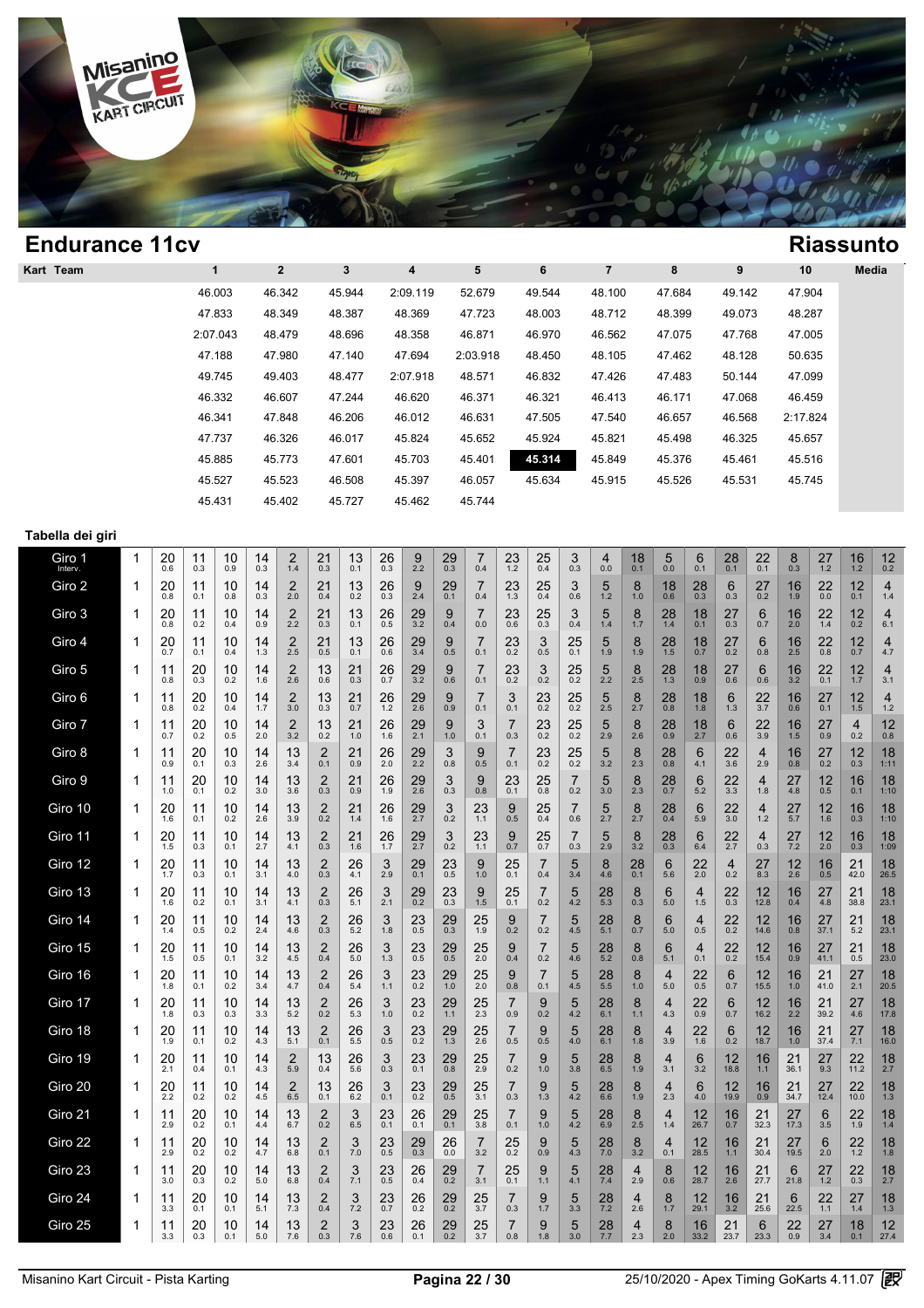# Endurance 11cv

## Riassunto

| Kart | Team | 1 | 2 | 3 | 4 | 5 | 6 | 7 | 8 | 9 | 10 | Media |
|---|---|---|---|---|---|---|---|---|---|---|---|---|
| | | 46.003 | 46.342 | 45.944 | 2:09.119 | 52.679 | 49.544 | 48.100 | 47.684 | 49.142 | 47.904 | |
| | | 47.833 | 48.349 | 48.387 | 48.369 | 47.723 | 48.003 | 48.712 | 48.399 | 49.073 | 48.287 | |
| | | 2:07.043 | 48.479 | 48.696 | 48.358 | 46.871 | 46.970 | 46.562 | 47.075 | 47.768 | 47.005 | |
| | | 47.188 | 47.980 | 47.140 | 47.694 | 2:03.918 | 48.450 | 48.105 | 47.462 | 48.128 | 50.635 | |
| | | 49.745 | 49.403 | 48.477 | 2:07.918 | 48.571 | 46.832 | 47.426 | 47.483 | 50.144 | 47.099 | |
| | | 46.332 | 46.607 | 47.244 | 46.620 | 46.371 | 46.321 | 46.413 | 46.171 | 47.068 | 46.459 | |
| | | 46.341 | 47.848 | 46.206 | 46.012 | 46.631 | 47.505 | 47.540 | 46.657 | 46.568 | 2:17.824 | |
| | | 47.737 | 46.326 | 46.017 | 45.824 | 45.652 | 45.924 | 45.821 | 45.498 | 46.325 | 45.657 | |
| | | 45.885 | 45.773 | 47.601 | 45.703 | 45.401 | **45.314** | 45.849 | 45.376 | 45.461 | 45.516 | |
| | | 45.527 | 45.523 | 46.508 | 45.397 | 46.057 | 45.634 | 45.915 | 45.526 | 45.531 | 45.745 | |
| | | 45.431 | 45.402 | 45.727 | 45.462 | 45.744 | | | | | | |

## Tabella dei giri

| Giro | | | | | | | | | | | | | | | | | | | | | | | | | |
|---|---|---|---|---|---|---|---|---|---|---|---|---|---|---|---|---|---|---|---|---|---|---|---|---|---|
| Giro 1 Interv. | 1 | 20<br>0.6 | 11<br>0.3 | 10<br>0.9 | 14<br>0.3 | 2<br>1.4 | 21<br>0.3 | 13<br>0.1 | 26<br>0.3 | 9<br>2.2 | 29<br>0.3 | 7<br>0.4 | 23<br>1.2 | 25<br>0.4 | 3<br>0.3 | 4<br>0.0 | 18<br>0.1 | 5<br>0.0 | 6<br>0.1 | 28<br>0.1 | 22<br>0.1 | 8<br>0.3 | 27<br>1.2 | 16<br>1.2 | 12<br>0.2 |
| Giro 2 | 1 | 20<br>0.8 | 11<br>0.1 | 10<br>0.8 | 14<br>0.3 | 2<br>2.0 | 21<br>0.4 | 13<br>0.2 | 26<br>0.3 | 9<br>2.4 | 29<br>0.1 | 7<br>0.4 | 23<br>1.3 | 25<br>0.4 | 3<br>0.6 | 5<br>1.2 | 8<br>1.0 | 18<br>0.6 | 28<br>0.3 | 6<br>0.3 | 27<br>0.2 | 16<br>1.9 | 22<br>0.0 | 12<br>0.1 | 4<br>1.4 |
| Giro 3 | 1 | 20<br>0.8 | 11<br>0.2 | 10<br>0.4 | 14<br>0.9 | 2<br>2.2 | 21<br>0.3 | 13<br>0.1 | 26<br>0.5 | 29<br>3.2 | 9<br>0.4 | 7<br>0.0 | 23<br>0.6 | 25<br>0.3 | 3<br>0.4 | 5<br>1.4 | 8<br>1.7 | 28<br>1.4 | 18<br>0.1 | 27<br>0.3 | 6<br>0.7 | 16<br>2.0 | 22<br>1.4 | 12<br>0.2 | 4<br>6.1 |
| Giro 4 | 1 | 20<br>0.7 | 11<br>0.1 | 10<br>0.4 | 14<br>1.3 | 2<br>2.5 | 21<br>0.5 | 13<br>0.1 | 26<br>0.6 | 29<br>3.4 | 9<br>0.5 | 7<br>0.1 | 23<br>0.2 | 3<br>0.5 | 25<br>0.1 | 5<br>1.9 | 8<br>1.9 | 28<br>1.5 | 18<br>0.7 | 27<br>0.2 | 6<br>0.8 | 16<br>2.5 | 22<br>0.8 | 12<br>0.7 | 4<br>4.7 |
| Giro 5 | 1 | 11<br>0.8 | 20<br>0.3 | 10<br>0.2 | 14<br>1.6 | 2<br>2.6 | 13<br>0.6 | 21<br>0.3 | 26<br>0.7 | 29<br>3.2 | 9<br>0.6 | 7<br>0.1 | 23<br>0.2 | 3<br>0.2 | 25<br>0.2 | 5<br>2.2 | 8<br>2.5 | 28<br>1.3 | 18<br>0.9 | 27<br>0.6 | 6<br>0.6 | 16<br>3.2 | 22<br>0.1 | 12<br>1.7 | 4<br>3.1 |
| Giro 6 | 1 | 11<br>0.8 | 20<br>0.2 | 10<br>0.4 | 14<br>1.7 | 2<br>3.0 | 13<br>0.3 | 21<br>0.7 | 26<br>1.2 | 29<br>2.6 | 9<br>0.9 | 7<br>0.1 | 3<br>0.1 | 23<br>0.2 | 25<br>0.2 | 5<br>2.5 | 8<br>2.7 | 28<br>0.8 | 18<br>1.8 | 6<br>1.3 | 22<br>3.7 | 16<br>0.6 | 27<br>0.1 | 12<br>1.5 | 4<br>1.2 |
| Giro 7 | 1 | 11<br>0.7 | 20<br>0.2 | 10<br>0.5 | 14<br>2.0 | 2<br>3.2 | 13<br>0.2 | 21<br>1.0 | 26<br>1.6 | 29<br>2.1 | 9<br>1.0 | 3<br>0.1 | 7<br>0.3 | 23<br>0.2 | 25<br>0.2 | 5<br>2.9 | 8<br>2.6 | 28<br>0.9 | 18<br>2.7 | 6<br>0.6 | 22<br>3.9 | 16<br>1.5 | 27<br>0.9 | 4<br>0.2 | 12<br>0.8 |
| Giro 8 | 1 | 11<br>0.9 | 20<br>0.1 | 10<br>0.3 | 14<br>2.6 | 13<br>3.4 | 2<br>0.1 | 21<br>0.9 | 26<br>2.0 | 29<br>2.2 | 3<br>0.8 | 9<br>0.5 | 7<br>0.1 | 23<br>0.2 | 25<br>0.2 | 5<br>3.2 | 8<br>2.3 | 28<br>0.8 | 6<br>4.1 | 22<br>3.6 | 4<br>2.9 | 16<br>0.8 | 27<br>0.2 | 12<br>0.3 | 18<br>1:11 |
| Giro 9 | 1 | 11<br>1.0 | 20<br>0.1 | 10<br>0.2 | 14<br>3.0 | 13<br>3.6 | 2<br>0.3 | 21<br>0.9 | 26<br>1.9 | 29<br>2.6 | 3<br>0.3 | 9<br>0.8 | 23<br>0.1 | 25<br>0.8 | 7<br>0.2 | 5<br>3.0 | 8<br>2.3 | 28<br>0.7 | 6<br>5.2 | 22<br>3.3 | 4<br>1.8 | 27<br>4.8 | 12<br>0.5 | 16<br>0.1 | 18<br>1:10 |
| Giro 10 | 1 | 20<br>1.6 | 11<br>0.1 | 10<br>0.2 | 14<br>2.6 | 13<br>3.9 | 2<br>0.2 | 21<br>1.4 | 26<br>1.6 | 29<br>2.7 | 3<br>0.2 | 23<br>1.1 | 9<br>0.5 | 25<br>0.4 | 7<br>0.6 | 5<br>2.7 | 8<br>2.7 | 28<br>0.4 | 6<br>5.9 | 22<br>3.0 | 4<br>1.2 | 27<br>5.7 | 12<br>1.6 | 16<br>0.3 | 18<br>1:10 |
| Giro 11 | 1 | 20<br>1.5 | 11<br>0.3 | 10<br>0.1 | 14<br>2.7 | 13<br>4.1 | 2<br>0.3 | 21<br>1.6 | 26<br>1.7 | 29<br>2.7 | 3<br>0.2 | 23<br>1.1 | 9<br>0.7 | 25<br>0.7 | 7<br>0.3 | 5<br>2.9 | 8<br>3.2 | 28<br>0.3 | 6<br>6.4 | 22<br>2.7 | 4<br>0.3 | 27<br>7.2 | 12<br>2.0 | 16<br>0.3 | 18<br>1:09 |
| Giro 12 | 1 | 20<br>1.7 | 11<br>0.3 | 10<br>0.1 | 14<br>3.1 | 13<br>4.0 | 2<br>0.3 | 26<br>4.1 | 3<br>2.9 | 29<br>0.1 | 23<br>0.5 | 9<br>1.0 | 25<br>0.1 | 7<br>0.4 | 5<br>3.4 | 8<br>4.6 | 28<br>0.1 | 6<br>5.6 | 22<br>2.0 | 4<br>0.2 | 27<br>8.3 | 12<br>2.6 | 16<br>0.5 | 21<br>42.0 | 18<br>26.5 |
| Giro 13 | 1 | 20<br>1.6 | 11<br>0.2 | 10<br>0.1 | 14<br>3.1 | 13<br>4.1 | 2<br>0.3 | 26<br>5.1 | 3<br>2.1 | 29<br>0.2 | 23<br>0.3 | 9<br>1.5 | 25<br>0.1 | 7<br>0.2 | 5<br>4.2 | 28<br>5.3 | 8<br>0.3 | 6<br>5.0 | 4<br>1.5 | 22<br>0.3 | 12<br>12.8 | 16<br>0.4 | 27<br>4.8 | 21<br>38.8 | 18<br>23.1 |
| Giro 14 | 1 | 20<br>1.4 | 11<br>0.5 | 10<br>0.2 | 14<br>2.4 | 13<br>4.6 | 2<br>0.3 | 26<br>5.2 | 3<br>1.8 | 23<br>0.5 | 29<br>0.3 | 25<br>1.9 | 9<br>0.2 | 7<br>0.2 | 5<br>4.5 | 28<br>5.1 | 8<br>0.7 | 6<br>5.0 | 4<br>0.5 | 22<br>0.2 | 12<br>14.6 | 16<br>0.8 | 27<br>37.1 | 21<br>5.2 | 18<br>23.1 |
| Giro 15 | 1 | 20<br>1.5 | 11<br>0.5 | 10<br>0.1 | 14<br>3.2 | 13<br>4.5 | 2<br>0.4 | 26<br>5.0 | 3<br>1.3 | 23<br>0.5 | 29<br>0.5 | 25<br>2.0 | 9<br>0.4 | 7<br>0.2 | 5<br>4.6 | 28<br>5.2 | 8<br>0.8 | 6<br>5.1 | 4<br>0.1 | 22<br>0.2 | 12<br>15.4 | 16<br>0.9 | 27<br>41.1 | 21<br>0.5 | 18<br>23.0 |
| Giro 16 | 1 | 20<br>1.8 | 11<br>0.1 | 10<br>0.2 | 14<br>3.4 | 13<br>4.7 | 2<br>0.4 | 26<br>5.4 | 3<br>1.1 | 23<br>0.2 | 29<br>1.0 | 25<br>2.0 | 9<br>0.8 | 7<br>0.1 | 5<br>4.5 | 28<br>5.5 | 8<br>1.0 | 4<br>5.0 | 22<br>0.5 | 6<br>0.7 | 12<br>15.5 | 16<br>1.0 | 21<br>41.0 | 27<br>2.1 | 18<br>20.5 |
| Giro 17 | 1 | 20<br>1.8 | 11<br>0.3 | 10<br>0.3 | 14<br>3.3 | 13<br>5.2 | 2<br>0.2 | 26<br>5.3 | 3<br>1.0 | 23<br>0.2 | 29<br>1.1 | 25<br>2.3 | 7<br>0.9 | 9<br>0.2 | 5<br>4.2 | 28<br>6.1 | 8<br>1.1 | 4<br>4.3 | 22<br>0.9 | 6<br>0.7 | 12<br>16.2 | 16<br>2.2 | 21<br>39.2 | 27<br>4.6 | 18<br>17.8 |
| Giro 18 | 1 | 20<br>1.9 | 11<br>0.1 | 10<br>0.2 | 14<br>4.3 | 13<br>5.1 | 2<br>0.1 | 26<br>5.5 | 3<br>0.5 | 23<br>0.2 | 29<br>1.3 | 25<br>2.6 | 7<br>0.5 | 9<br>0.5 | 5<br>4.0 | 28<br>6.1 | 8<br>1.8 | 4<br>3.9 | 22<br>1.6 | 6<br>0.2 | 12<br>18.7 | 16<br>1.0 | 21<br>37.4 | 27<br>7.1 | 18<br>16.0 |
| Giro 19 | 1 | 20<br>2.1 | 11<br>0.4 | 10<br>0.1 | 14<br>4.3 | 2<br>5.9 | 13<br>0.4 | 26<br>5.6 | 3<br>0.3 | 23<br>0.1 | 29<br>0.8 | 25<br>2.9 | 7<br>0.2 | 9<br>1.0 | 5<br>3.8 | 28<br>6.5 | 8<br>1.9 | 4<br>3.1 | 6<br>3.2 | 12<br>18.8 | 16<br>1.1 | 21<br>36.1 | 27<br>9.3 | 22<br>11.2 | 18<br>2.7 |
| Giro 20 | 1 | 20<br>2.2 | 11<br>0.2 | 10<br>0.2 | 14<br>4.5 | 2<br>6.5 | 13<br>0.1 | 26<br>6.2 | 3<br>0.1 | 23<br>0.2 | 29<br>0.5 | 25<br>3.1 | 7<br>0.3 | 9<br>1.3 | 5<br>4.2 | 28<br>6.6 | 8<br>1.9 | 4<br>2.3 | 6<br>4.0 | 12<br>19.9 | 16<br>0.9 | 21<br>34.7 | 27<br>12.4 | 22<br>10.0 | 18<br>1.3 |
| Giro 21 | 1 | 11<br>2.9 | 20<br>0.2 | 10<br>0.1 | 14<br>4.4 | 13<br>6.7 | 2<br>0.2 | 3<br>6.5 | 23<br>0.1 | 26<br>0.1 | 29<br>0.1 | 25<br>3.8 | 7<br>0.1 | 9<br>1.0 | 5<br>4.2 | 28<br>6.9 | 8<br>2.5 | 4<br>1.4 | 12<br>26.7 | 16<br>0.7 | 21<br>32.3 | 27<br>17.3 | 6<br>3.5 | 22<br>1.9 | 18<br>1.4 |
| Giro 22 | 1 | 11<br>2.9 | 20<br>0.2 | 10<br>0.2 | 14<br>4.7 | 13<br>6.8 | 2<br>0.1 | 3<br>7.0 | 23<br>0.5 | 29<br>0.3 | 26<br>0.0 | 7<br>3.2 | 25<br>0.2 | 9<br>0.9 | 5<br>4.3 | 28<br>7.0 | 8<br>3.2 | 4<br>0.1 | 12<br>28.5 | 16<br>1.1 | 21<br>30.4 | 27<br>19.5 | 6<br>2.0 | 22<br>1.2 | 18<br>1.8 |
| Giro 23 | 1 | 11<br>3.0 | 20<br>0.3 | 10<br>0.2 | 14<br>5.0 | 13<br>6.8 | 2<br>0.4 | 3<br>7.1 | 23<br>0.5 | 26<br>0.4 | 29<br>0.2 | 7<br>3.1 | 25<br>0.1 | 9<br>1.1 | 5<br>4.1 | 28<br>7.4 | 4<br>2.9 | 8<br>0.6 | 12<br>28.7 | 16<br>2.6 | 21<br>27.7 | 6<br>21.8 | 27<br>1.2 | 22<br>0.3 | 18<br>2.7 |
| Giro 24 | 1 | 11<br>3.3 | 20<br>0.1 | 10<br>0.1 | 14<br>5.1 | 13<br>7.3 | 2<br>0.4 | 3<br>7.2 | 23<br>0.7 | 26<br>0.2 | 29<br>0.2 | 25<br>3.7 | 7<br>0.3 | 9<br>1.7 | 5<br>3.3 | 28<br>7.2 | 4<br>2.6 | 8<br>1.7 | 12<br>29.1 | 16<br>3.2 | 21<br>25.6 | 6<br>22.5 | 22<br>1.1 | 27<br>1.4 | 18<br>1.3 |
| Giro 25 | 1 | 11<br>3.3 | 20<br>0.3 | 10<br>0.1 | 14<br>5.0 | 13<br>7.6 | 2<br>0.3 | 3<br>7.6 | 23<br>0.6 | 26<br>0.1 | 29<br>0.2 | 25<br>3.7 | 7<br>0.8 | 9<br>1.8 | 5<br>3.0 | 28<br>7.7 | 4<br>2.3 | 8<br>2.0 | 16<br>33.2 | 21<br>23.7 | 6<br>23.3 | 22<br>0.9 | 27<br>3.4 | 18<br>0.1 | 12<br>27.4 |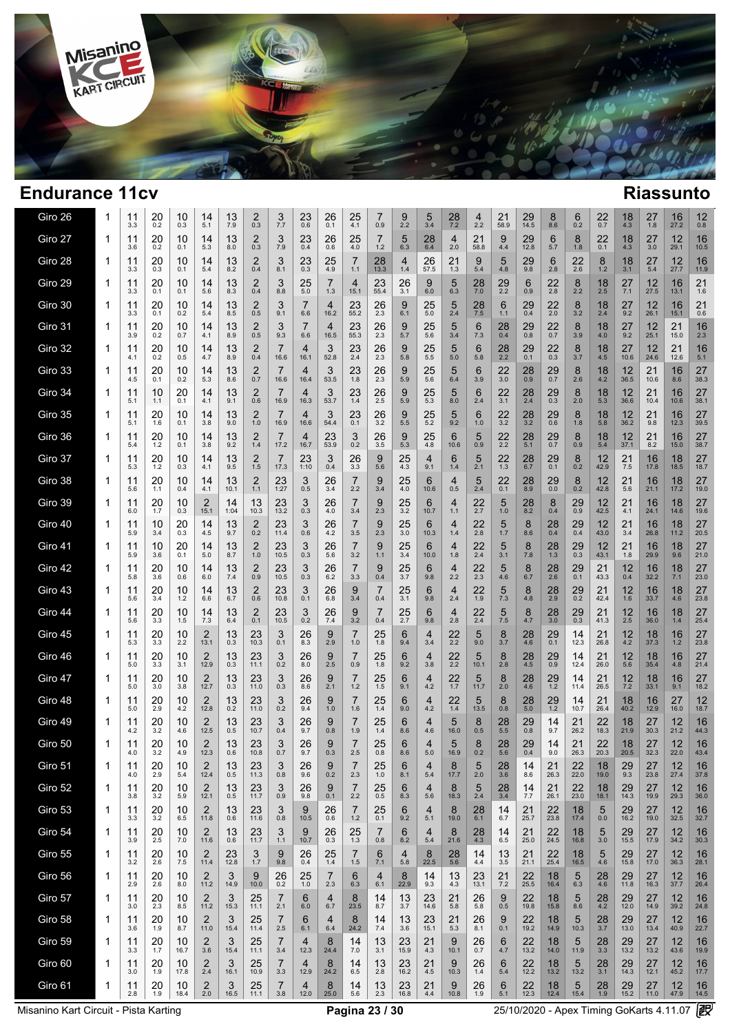# Endurance 11cv

## Riassunto

| Giro | | | | | | | | | | | | | | | | | | | | | | | | | | | | |
|---|---|---|---|---|---|---|---|---|---|---|---|---|---|---|---|---|---|---|---|---|---|---|---|---|---|---|---|---|
| Giro 26 | 1 | 11 3.3 | 20 0.2 | 10 0.3 | 14 5.1 | 13 7.9 | 2 0.3 | 3 7.7 | 23 0.6 | 26 0.1 | 25 4.1 | 7 0.9 | 9 2.2 | 5 3.4 | 28 7.2 | 4 2.2 | 21 58.9 | 29 14.5 | 8 8.6 | 6 0.2 | 22 0.7 | 18 4.3 | 27 1.8 | 16 27.2 | 12 0.8 |
| Giro 27 | 1 | 11 3.6 | 20 0.2 | 10 0.1 | 14 5.3 | 13 8.0 | 2 0.3 | 3 7.9 | 23 0.4 | 26 0.6 | 25 4.0 | 7 1.2 | 5 6.3 | 28 6.4 | 4 2.0 | 21 58.8 | 9 4.4 | 29 12.8 | 6 5.7 | 8 1.8 | 22 0.1 | 18 4.3 | 27 3.0 | 12 29.1 | 16 10.5 |
| Giro 28 | 1 | 11 3.3 | 20 0.3 | 10 0.1 | 14 5.4 | 13 8.2 | 2 0.4 | 3 8.1 | 23 0.3 | 25 4.9 | 7 1.1 | 28 13.3 | 4 1.4 | 26 57.5 | 21 1.3 | 9 5.4 | 5 4.8 | 29 9.8 | 6 2.8 | 22 2.6 | 8 1.2 | 18 3.1 | 27 5.4 | 12 27.7 | 16 11.9 |
| Giro 29 | 1 | 11 3.3 | 20 0.1 | 10 0.1 | 14 5.6 | 13 8.3 | 2 0.4 | 3 8.8 | 25 5.0 | 7 1.3 | 4 15.1 | 23 55.4 | 26 3.1 | 9 6.0 | 5 6.3 | 28 7.0 | 29 2.2 | 6 0.9 | 22 2.8 | 8 2.2 | 18 2.5 | 27 7.1 | 12 27.5 | 16 13.1 | 21 1.6 |
| Giro 30 | 1 | 11 3.3 | 20 0.1 | 10 0.2 | 14 5.4 | 13 8.5 | 2 0.5 | 3 9.1 | 7 6.6 | 4 16.2 | 23 55.2 | 26 2.3 | 9 6.1 | 25 5.0 | 5 2.4 | 28 7.5 | 6 1.1 | 29 0.4 | 22 2.0 | 8 3.2 | 18 2.4 | 27 9.2 | 12 26.1 | 16 15.1 | 21 0.6 |
| Giro 31 | 1 | 11 3.9 | 20 0.2 | 10 0.7 | 14 4.1 | 13 8.9 | 2 0.5 | 3 9.3 | 7 6.6 | 4 16.5 | 23 55.3 | 26 2.3 | 9 5.7 | 25 5.6 | 5 3.4 | 6 7.3 | 28 0.4 | 29 0.8 | 22 0.7 | 8 3.9 | 18 4.0 | 27 9.2 | 12 25.1 | 21 15.0 | 16 2.3 |
| Giro 32 | 1 | 11 4.1 | 20 0.2 | 10 0.5 | 14 4.7 | 13 8.9 | 2 0.4 | 7 16.6 | 4 16.1 | 3 52.8 | 23 2.4 | 26 2.3 | 9 5.8 | 25 5.5 | 5 5.0 | 6 5.8 | 28 2.2 | 29 0.1 | 22 0.3 | 8 3.7 | 18 4.5 | 27 10.6 | 12 24.6 | 21 12.6 | 16 5.1 |
| Giro 33 | 1 | 11 4.5 | 20 0.1 | 10 0.2 | 14 5.3 | 13 8.6 | 2 0.7 | 7 16.6 | 4 16.4 | 3 53.5 | 23 1.8 | 26 2.3 | 9 5.9 | 25 5.6 | 5 6.4 | 6 3.9 | 22 3.0 | 28 0.9 | 29 0.7 | 8 2.6 | 18 4.2 | 12 36.5 | 21 10.6 | 16 8.6 | 27 38.3 |
| Giro 34 | 1 | 11 5.1 | 10 1.1 | 20 0.1 | 14 4.1 | 13 9.1 | 2 0.6 | 7 16.9 | 4 16.3 | 3 53.7 | 23 1.4 | 26 2.5 | 9 5.9 | 25 5.3 | 5 8.0 | 6 2.4 | 22 3.1 | 28 2.4 | 29 0.3 | 8 2.0 | 18 5.3 | 12 36.6 | 21 10.4 | 16 10.6 | 27 38.1 |
| Giro 35 | 1 | 11 5.1 | 20 1.6 | 10 0.1 | 14 3.8 | 13 9.0 | 2 1.0 | 7 16.9 | 4 16.6 | 3 54.4 | 23 0.1 | 26 3.2 | 9 5.5 | 25 5.2 | 5 9.2 | 6 1.0 | 22 3.2 | 28 3.2 | 29 0.6 | 8 1.8 | 18 5.8 | 12 36.2 | 21 9.8 | 16 12.3 | 27 39.5 |
| Giro 36 | 1 | 11 5.4 | 20 1.2 | 10 0.1 | 14 3.8 | 13 9.2 | 2 1.4 | 7 17.2 | 4 16.7 | 23 53.9 | 3 0.2 | 26 3.5 | 9 5.3 | 25 4.8 | 6 10.6 | 5 0.9 | 22 2.2 | 28 5.1 | 29 0.7 | 8 0.9 | 18 5.4 | 12 37.1 | 21 8.2 | 16 15.0 | 27 38.7 |
| Giro 37 | 1 | 11 5.3 | 20 1.2 | 10 0.3 | 14 4.1 | 13 9.5 | 2 1.5 | 7 17.3 | 23 1:10 | 3 0.4 | 26 3.3 | 9 5.6 | 25 4.3 | 6 9.1 | 4 1.4 | 5 2.1 | 22 1.3 | 28 6.7 | 29 0.1 | 8 0.2 | 12 42.9 | 21 7.5 | 16 17.8 | 18 18.5 | 27 18.7 |
| Giro 38 | 1 | 11 5.6 | 20 1.1 | 10 0.4 | 14 4.1 | 13 10.1 | 2 1.1 | 23 1:27 | 3 0.5 | 26 3.4 | 7 2.2 | 9 3.4 | 25 4.0 | 6 10.6 | 4 0.5 | 5 2.4 | 22 0.1 | 28 8.9 | 29 0.0 | 8 0.2 | 12 42.8 | 21 5.6 | 16 21.1 | 18 17.2 | 27 19.0 |
| Giro 39 | 1 | 11 6.0 | 20 1.7 | 10 0.3 | 2 15.1 | 14 1:04 | 13 10.3 | 23 13.2 | 3 0.3 | 26 4.0 | 7 3.4 | 9 2.3 | 25 3.2 | 6 10.7 | 4 1.1 | 22 2.7 | 5 1.0 | 28 8.2 | 8 0.4 | 29 0.9 | 12 42.5 | 21 4.1 | 16 24.1 | 18 14.6 | 27 19.6 |
| Giro 40 | 1 | 11 5.9 | 10 3.4 | 20 0.3 | 14 4.5 | 13 9.7 | 2 0.2 | 23 11.4 | 3 0.6 | 26 4.2 | 7 3.5 | 9 2.3 | 25 3.0 | 6 10.3 | 4 1.4 | 22 2.8 | 5 1.7 | 8 8.6 | 28 0.4 | 29 0.4 | 12 43.0 | 21 3.4 | 16 26.8 | 18 11.2 | 27 20.5 |
| Giro 41 | 1 | 11 5.9 | 10 3.6 | 20 0.1 | 14 5.0 | 13 8.7 | 2 1.0 | 23 10.5 | 3 0.3 | 26 5.6 | 7 3.2 | 9 1.1 | 25 3.4 | 6 10.0 | 4 1.8 | 22 2.4 | 5 3.1 | 8 7.8 | 28 1.3 | 29 0.3 | 12 43.1 | 21 1.8 | 16 29.9 | 18 9.6 | 27 21.0 |
| Giro 42 | 1 | 11 5.8 | 20 3.6 | 10 0.6 | 14 6.0 | 13 7.4 | 2 0.9 | 23 10.5 | 3 0.3 | 26 6.2 | 7 3.3 | 9 0.4 | 25 3.7 | 6 9.8 | 4 2.2 | 22 2.3 | 5 4.6 | 8 6.7 | 28 2.6 | 29 0.1 | 21 43.3 | 12 0.4 | 16 32.2 | 18 7.1 | 27 23.0 |
| Giro 43 | 1 | 11 5.6 | 20 3.4 | 10 1.2 | 14 6.6 | 13 6.7 | 2 0.6 | 23 10.8 | 3 0.1 | 26 6.8 | 9 3.4 | 7 0.4 | 25 3.1 | 6 9.8 | 4 2.4 | 22 1.9 | 5 7.3 | 8 4.8 | 28 2.9 | 29 0.2 | 21 42.4 | 12 1.6 | 16 33.7 | 18 4.6 | 27 23.8 |
| Giro 44 | 1 | 11 5.6 | 20 3.3 | 10 1.5 | 14 7.3 | 13 6.4 | 2 0.1 | 23 10.5 | 3 0.2 | 26 7.4 | 9 3.2 | 7 0.4 | 25 2.7 | 6 9.8 | 4 2.8 | 22 2.4 | 5 7.5 | 8 4.7 | 28 3.0 | 29 0.3 | 21 41.3 | 12 2.5 | 16 36.0 | 18 1.4 | 27 25.4 |
| Giro 45 | 1 | 11 5.3 | 20 3.3 | 10 2.2 | 2 13.1 | 13 0.3 | 23 10.3 | 3 0.1 | 26 8.3 | 9 2.9 | 7 1.0 | 25 1.8 | 6 9.4 | 4 3.4 | 22 2.2 | 5 9.0 | 8 3.7 | 28 4.6 | 29 0.1 | 14 12.3 | 21 26.8 | 12 4.2 | 18 37.3 | 16 1.2 | 27 23.8 |
| Giro 46 | 1 | 11 5.0 | 20 3.3 | 10 3.1 | 2 12.9 | 13 0.3 | 23 11.1 | 3 0.2 | 26 8.0 | 9 2.5 | 7 0.9 | 25 1.8 | 6 9.2 | 4 3.8 | 22 2.2 | 5 10.1 | 8 2.8 | 28 4.5 | 29 0.9 | 14 12.4 | 21 26.0 | 12 5.6 | 18 35.4 | 16 4.8 | 27 21.4 |
| Giro 47 | 1 | 11 5.0 | 20 3.0 | 10 3.8 | 2 12.7 | 13 0.3 | 23 11.0 | 3 0.3 | 26 8.6 | 9 2.1 | 7 1.2 | 25 1.5 | 6 9.1 | 4 4.2 | 22 1.7 | 5 11.7 | 8 2.0 | 28 4.6 | 29 1.2 | 14 11.4 | 21 26.5 | 12 7.2 | 18 33.1 | 16 9.1 | 27 18.2 |
| Giro 48 | 1 | 11 5.0 | 20 2.9 | 10 4.2 | 2 12.8 | 13 0.2 | 23 11.0 | 3 0.2 | 26 9.4 | 9 1.0 | 7 1.6 | 25 1.4 | 6 9.0 | 4 4.2 | 22 1.4 | 5 13.5 | 8 0.8 | 28 5.0 | 29 1.2 | 14 10.7 | 21 26.4 | 18 40.2 | 16 12.9 | 27 16.0 | 12 18.7 |
| Giro 49 | 1 | 11 4.2 | 20 3.2 | 10 4.6 | 2 12.5 | 13 0.5 | 23 10.7 | 3 0.4 | 26 9.7 | 9 0.8 | 7 1.9 | 25 1.4 | 6 8.6 | 4 4.6 | 5 16.0 | 8 0.5 | 28 5.5 | 29 0.8 | 14 9.7 | 21 26.2 | 22 18.3 | 18 21.9 | 27 30.3 | 12 21.2 | 16 44.3 |
| Giro 50 | 1 | 11 4.0 | 20 3.2 | 10 4.9 | 2 12.3 | 13 0.6 | 23 10.8 | 3 0.7 | 26 9.7 | 9 0.3 | 7 2.5 | 25 0.8 | 6 8.6 | 4 5.0 | 5 16.9 | 8 0.2 | 28 5.6 | 29 0.4 | 14 9.0 | 21 26.3 | 22 20.3 | 18 20.5 | 27 32.3 | 12 22.0 | 16 43.4 |
| Giro 51 | 1 | 11 4.0 | 20 2.9 | 10 5.4 | 2 12.4 | 13 0.5 | 23 11.3 | 3 0.8 | 26 9.6 | 9 0.2 | 7 2.3 | 25 1.0 | 6 8.1 | 4 5.4 | 8 17.7 | 5 2.0 | 28 3.6 | 14 8.6 | 21 26.3 | 22 22.0 | 18 19.0 | 29 9.3 | 27 23.8 | 12 27.4 | 16 37.8 |
| Giro 52 | 1 | 11 3.8 | 20 3.2 | 10 5.9 | 2 12.1 | 13 0.5 | 23 11.7 | 3 0.9 | 26 9.8 | 9 0.1 | 7 2.2 | 25 0.5 | 6 8.3 | 4 5.6 | 8 18.3 | 5 2.4 | 28 3.4 | 14 7.7 | 21 26.1 | 22 23.0 | 18 18.1 | 29 14.3 | 27 19.9 | 12 29.3 | 16 36.0 |
| Giro 53 | 1 | 11 3.3 | 20 3.2 | 10 6.5 | 2 11.8 | 13 0.6 | 23 11.6 | 3 0.8 | 9 10.5 | 26 0.6 | 7 1.2 | 25 0.1 | 6 9.2 | 4 5.1 | 8 19.0 | 28 6.1 | 14 6.7 | 21 25.7 | 22 23.8 | 18 17.4 | 5 0.0 | 29 16.2 | 27 19.0 | 12 32.5 | 16 32.7 |
| Giro 54 | 1 | 11 3.9 | 20 2.5 | 10 7.0 | 2 11.6 | 13 0.6 | 23 11.7 | 3 1.1 | 9 10.7 | 26 0.3 | 25 1.3 | 7 0.8 | 6 8.2 | 4 5.4 | 8 21.6 | 28 4.3 | 14 6.5 | 21 25.0 | 22 24.5 | 18 16.8 | 5 3.0 | 29 15.5 | 27 17.9 | 12 34.2 | 16 30.3 |
| Giro 55 | 1 | 11 3.2 | 20 2.6 | 10 7.5 | 2 11.4 | 23 12.8 | 3 1.7 | 9 9.8 | 26 0.4 | 25 1.4 | 7 1.5 | 6 7.1 | 4 5.8 | 8 22.5 | 28 5.6 | 14 4.4 | 13 3.5 | 21 21.1 | 22 25.4 | 18 16.5 | 5 4.6 | 29 15.8 | 27 17.0 | 12 36.3 | 16 28.1 |
| Giro 56 | 1 | 11 2.9 | 20 2.6 | 10 8.0 | 2 11.2 | 3 14.9 | 9 10.0 | 26 0.2 | 25 1.0 | 7 2.3 | 6 6.3 | 4 6.1 | 8 22.9 | 14 9.3 | 13 4.3 | 23 13.1 | 21 7.2 | 22 25.5 | 18 16.4 | 5 6.3 | 28 4.6 | 29 11.8 | 27 16.3 | 12 37.7 | 16 26.4 |
| Giro 57 | 1 | 11 3.0 | 20 2.3 | 10 8.5 | 2 11.2 | 3 15.3 | 25 11.1 | 7 2.1 | 6 6.0 | 4 6.7 | 8 23.5 | 14 8.7 | 13 3.7 | 23 14.6 | 21 5.8 | 26 5.8 | 9 0.5 | 22 19.8 | 18 15.8 | 5 8.6 | 28 4.2 | 29 12.0 | 27 14.9 | 12 39.2 | 16 24.8 |
| Giro 58 | 1 | 11 3.6 | 20 1.9 | 10 8.7 | 2 11.0 | 3 15.4 | 25 11.1 | 7 2.5 | 6 6.1 | 4 6.4 | 8 24.2 | 14 7.4 | 13 3.6 | 23 15.1 | 21 5.3 | 26 8.1 | 9 0.1 | 22 19.2 | 18 14.9 | 5 10.3 | 28 3.7 | 29 13.0 | 27 13.4 | 12 40.9 | 16 22.7 |
| Giro 59 | 1 | 11 3.3 | 20 1.7 | 10 16.7 | 2 3.6 | 3 15.4 | 25 11.1 | 7 3.4 | 4 12.3 | 8 24.4 | 14 7.0 | 13 3.1 | 23 15.9 | 21 4.3 | 9 10.1 | 26 0.7 | 6 4.7 | 22 13.2 | 18 14.0 | 5 11.9 | 28 3.3 | 29 13.2 | 27 13.2 | 12 43.6 | 16 19.9 |
| Giro 60 | 1 | 11 3.0 | 20 1.9 | 10 17.8 | 2 2.4 | 3 16.1 | 25 10.9 | 7 3.3 | 4 12.9 | 8 24.2 | 14 6.5 | 13 2.8 | 23 16.2 | 21 4.5 | 9 10.3 | 26 1.4 | 6 5.4 | 22 12.2 | 18 13.2 | 5 13.2 | 28 3.1 | 29 14.3 | 27 12.1 | 12 45.2 | 16 17.7 |
| Giro 61 | 1 | 11 2.8 | 20 1.9 | 10 18.4 | 2 2.0 | 3 16.5 | 25 11.1 | 7 3.8 | 4 12.0 | 8 25.0 | 14 5.6 | 13 2.3 | 23 16.8 | 21 4.4 | 9 10.8 | 26 1.9 | 6 5.1 | 22 12.3 | 18 12.4 | 5 15.4 | 28 1.9 | 29 15.2 | 27 11.0 | 12 47.9 | 16 14.5 |

Misanino Kart Circuit - Pista Karting — 25/10/2020 - Apex Timing GoKarts 4.11.07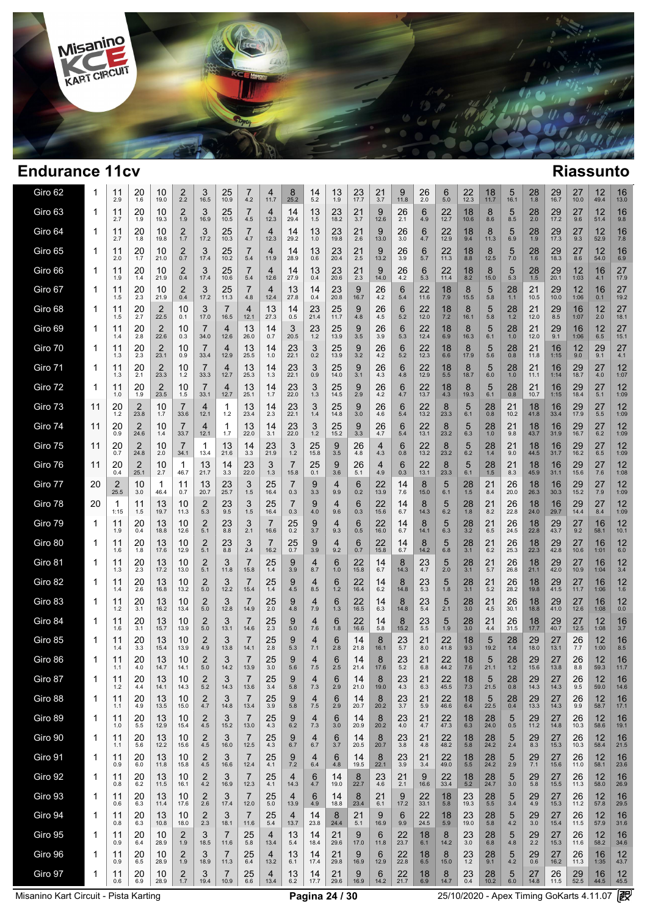# Endurance 11cv

## Riassunto

| Giro | Pos. 1 | Pos. 2 | Pos. 3 | Pos. 4 | Pos. 5 | Pos. 6 | Pos. 7 | Pos. 8 | Pos. 9 | Pos. 10 | Pos. 11 | Pos. 12 | Pos. 13 | Pos. 14 | Pos. 15 | Pos. 16 | Pos. 17 | Pos. 18 | Pos. 19 | Pos. 20 | Pos. 21 | Pos. 22 | Pos. 23 | Pos. 24 | Pos. 25 |
|---|---|---|---|---|---|---|---|---|---|---|---|---|---|---|---|---|---|---|---|---|---|---|---|---|---|
| Giro 62 | 1 | 11 2.9 | 20 1.6 | 10 19.0 | 2 2.2 | 3 16.5 | 25 10.9 | 7 4.2 | 4 11.7 | 8 25.2 | 14 5.2 | 13 1.9 | 23 17.7 | 21 3.7 | 9 11.8 | 26 2.0 | 6 5.0 | 22 12.3 | 18 11.7 | 5 16.1 | 28 1.8 | 29 16.7 | 27 10.0 | 12 49.4 | 16 13.0 |
| Giro 63 | 1 | 11 2.7 | 20 1.9 | 10 19.3 | 2 1.9 | 3 16.9 | 25 10.5 | 7 4.5 | 4 12.3 | 14 29.4 | 13 1.5 | 23 18.2 | 21 3.7 | 9 12.6 | 26 2.1 | 6 4.9 | 22 12.7 | 18 10.6 | 8 8.6 | 5 8.5 | 28 2.0 | 29 17.2 | 27 9.6 | 12 51.4 | 16 9.8 |
| Giro 64 | 1 | 11 2.7 | 20 1.8 | 10 19.8 | 2 1.7 | 3 17.2 | 25 10.3 | 7 4.7 | 4 12.3 | 14 29.2 | 13 1.0 | 23 19.8 | 21 2.6 | 9 13.0 | 26 3.0 | 6 4.7 | 22 12.9 | 18 9.4 | 8 11.3 | 5 6.9 | 28 1.9 | 29 17.3 | 27 9.3 | 12 52.9 | 16 7.8 |
| Giro 65 | 1 | 11 2.0 | 20 1.7 | 10 21.0 | 2 0.7 | 3 17.4 | 25 10.2 | 7 5.4 | 4 11.9 | 14 28.9 | 13 0.6 | 23 20.4 | 21 2.5 | 9 13.2 | 26 3.9 | 6 5.7 | 22 11.3 | 18 8.8 | 8 12.5 | 5 7.0 | 28 1.6 | 29 18.3 | 27 8.6 | 12 54.0 | 16 6.9 |
| Giro 66 | 1 | 11 1.9 | 20 1.4 | 10 21.9 | 2 0.4 | 3 17.4 | 25 10.6 | 7 5.4 | 4 12.6 | 14 27.9 | 13 0.4 | 23 20.6 | 21 2.3 | 9 14.0 | 26 4.2 | 6 5.3 | 22 11.4 | 18 8.2 | 8 15.0 | 5 5.3 | 28 1.5 | 29 20.1 | 12 1:03 | 16 4.1 | 27 17.9 |
| Giro 67 | 1 | 11 1.5 | 20 2.3 | 10 21.9 | 2 0.4 | 3 17.2 | 25 11.3 | 7 4.8 | 4 12.4 | 13 27.8 | 14 0.4 | 23 20.8 | 9 16.7 | 26 4.2 | 6 5.4 | 22 11.6 | 18 7.9 | 8 15.5 | 5 5.8 | 28 1.1 | 21 10.5 | 29 10.0 | 12 1:06 | 16 0.1 | 27 19.2 |
| Giro 68 | 1 | 11 1.5 | 20 2.7 | 2 22.5 | 10 0.1 | 3 17.0 | 7 16.5 | 4 12.1 | 13 27.3 | 14 0.5 | 23 21.4 | 25 11.7 | 9 4.8 | 26 4.5 | 6 5.2 | 22 12.0 | 18 7.2 | 8 16.1 | 5 5.8 | 28 1.2 | 21 12.0 | 29 8.5 | 16 1:07 | 12 2.0 | 27 18.1 |
| Giro 69 | 1 | 11 1.4 | 20 2.8 | 2 22.6 | 10 0.3 | 7 34.0 | 4 12.6 | 13 26.0 | 14 0.7 | 3 20.5 | 23 1.2 | 25 13.9 | 9 3.5 | 26 3.9 | 6 5.3 | 22 12.4 | 18 6.9 | 8 16.3 | 5 6.1 | 28 1.0 | 21 12.0 | 29 9.1 | 16 1:06 | 12 6.5 | 27 15.1 |
| Giro 70 | 1 | 11 1.3 | 20 2.3 | 2 23.1 | 10 0.9 | 7 33.4 | 4 12.9 | 13 25.5 | 14 1.0 | 23 22.1 | 3 0.2 | 25 13.9 | 9 3.2 | 26 4.2 | 6 5.2 | 22 12.3 | 18 6.6 | 8 17.9 | 5 5.6 | 28 0.8 | 21 11.8 | 16 1:15 | 12 9.0 | 29 9.1 | 27 4.1 |
| Giro 71 | 1 | 11 1.3 | 20 2.1 | 2 23.3 | 10 1.2 | 7 33.3 | 4 12.7 | 13 25.3 | 14 1.3 | 23 22.1 | 3 0.9 | 25 14.0 | 9 3.1 | 26 4.3 | 6 4.8 | 22 12.9 | 18 5.5 | 8 18.7 | 5 6.0 | 28 1.0 | 21 11.1 | 16 1:14 | 29 18.7 | 27 4.0 | 12 1:07 |
| Giro 72 | 1 | 11 1.0 | 20 1.9 | 2 23.5 | 10 1.5 | 7 33.1 | 4 12.7 | 13 25.1 | 14 1.7 | 23 22.0 | 3 1.3 | 25 14.5 | 9 2.9 | 26 4.2 | 6 4.7 | 22 13.7 | 18 4.3 | 8 19.3 | 5 6.1 | 28 0.8 | 21 10.7 | 16 1:15 | 29 18.4 | 27 5.1 | 12 1:09 |
| Giro 73 | 11 | 20 1.2 | 2 23.8 | 10 1.7 | 7 33.6 | 4 12.1 | 1 1.2 | 13 23.4 | 14 2.3 | 23 22.1 | 3 1.4 | 25 14.8 | 9 3.0 | 26 4.6 | 6 5.4 | 22 13.2 | 8 23.3 | 5 6.1 | 28 0.8 | 21 10.2 | 18 41.8 | 16 33.4 | 29 17.9 | 27 5.5 | 12 1:09 |
| Giro 74 | 11 | 20 0.9 | 2 24.6 | 10 1.4 | 7 33.7 | 4 12.1 | 1 1.7 | 13 22.0 | 14 3.1 | 23 22.0 | 3 1.2 | 25 15.2 | 9 3.3 | 26 4.7 | 6 5.4 | 22 13.1 | 8 23.2 | 5 6.3 | 28 1.0 | 21 9.8 | 18 43.7 | 16 31.9 | 29 16.7 | 27 6.2 | 12 1:09 |
| Giro 75 | 11 | 20 0.7 | 2 24.8 | 10 2.0 | 7 34.1 | 1 13.4 | 13 21.6 | 14 3.3 | 23 21.9 | 3 1.2 | 25 15.8 | 9 3.5 | 26 4.8 | 4 4.3 | 6 0.8 | 22 13.2 | 8 23.2 | 5 6.2 | 28 1.4 | 21 9.0 | 18 44.5 | 16 31.7 | 29 16.2 | 27 6.5 | 12 1:09 |
| Giro 76 | 11 | 20 0.4 | 2 25.1 | 10 2.7 | 1 46.7 | 13 21.7 | 14 3.3 | 23 22.0 | 3 1.3 | 7 15.8 | 25 0.1 | 9 3.6 | 26 5.1 | 4 4.9 | 6 0.3 | 22 13.1 | 8 23.3 | 5 6.1 | 28 1.5 | 21 8.3 | 18 45.9 | 16 31.1 | 29 15.6 | 27 7.6 | 12 1:08 |
| Giro 77 | 20 | 2 25.5 | 10 3.0 | 1 46.4 | 11 0.7 | 13 20.7 | 23 25.7 | 3 1.5 | 25 16.4 | 7 0.3 | 9 3.3 | 4 9.9 | 6 0.2 | 22 13.9 | 14 7.6 | 8 15.0 | 5 6.1 | 28 1.5 | 21 8.4 | 26 20.0 | 18 26.3 | 16 30.3 | 29 15.2 | 27 7.9 | 12 1:09 |
| Giro 78 | 20 | 1 1:15 | 11 1.5 | 13 19.7 | 10 11.3 | 2 5.3 | 23 9.5 | 3 1.5 | 25 16.4 | 7 0.3 | 9 4.0 | 4 9.6 | 6 0.3 | 22 15.6 | 14 6.7 | 8 14.3 | 5 6.2 | 28 1.8 | 21 8.2 | 26 22.8 | 18 24.0 | 16 29.7 | 29 14.4 | 27 8.4 | 12 1:09 |
| Giro 79 | 1 | 11 1.9 | 20 0.4 | 13 18.8 | 10 12.6 | 2 5.1 | 23 8.8 | 3 2.1 | 7 16.6 | 25 0.2 | 9 3.7 | 4 9.3 | 6 0.5 | 22 16.0 | 14 6.7 | 8 14.1 | 5 6.3 | 28 3.2 | 21 6.5 | 26 24.5 | 18 22.8 | 29 43.7 | 27 9.2 | 16 58.1 | 12 10.1 |
| Giro 80 | 1 | 11 1.6 | 20 1.8 | 13 17.6 | 10 12.9 | 2 5.1 | 23 8.8 | 3 2.4 | 7 16.2 | 25 0.7 | 9 3.9 | 4 9.2 | 6 0.7 | 22 15.8 | 14 6.7 | 8 14.2 | 5 6.8 | 28 3.1 | 21 6.2 | 26 25.3 | 18 22.3 | 29 42.8 | 27 10.6 | 16 1:01 | 12 6.0 |
| Giro 81 | 1 | 11 1.3 | 20 2.3 | 13 17.2 | 10 13.0 | 2 5.1 | 3 11.8 | 7 15.8 | 25 1.4 | 9 3.9 | 4 8.7 | 6 1.0 | 22 15.8 | 14 6.7 | 8 14.3 | 23 4.7 | 5 2.0 | 28 3.1 | 21 5.7 | 26 26.8 | 18 21.1 | 29 42.0 | 27 10.9 | 16 1:04 | 12 3.4 |
| Giro 82 | 1 | 11 1.4 | 20 2.6 | 13 16.8 | 10 13.2 | 2 5.0 | 3 12.2 | 7 15.4 | 25 1.4 | 9 4.5 | 4 8.5 | 6 1.2 | 22 16.4 | 14 6.2 | 8 14.8 | 23 5.3 | 5 1.8 | 28 3.1 | 21 5.2 | 26 28.2 | 18 19.8 | 29 41.5 | 27 11.7 | 16 1:06 | 12 1.6 |
| Giro 83 | 1 | 11 1.2 | 20 3.1 | 13 16.2 | 10 13.4 | 2 5.0 | 3 12.8 | 7 14.9 | 25 2.0 | 9 4.8 | 4 7.9 | 6 1.3 | 22 16.5 | 14 6.3 | 8 14.8 | 23 5.4 | 5 2.1 | 28 3.0 | 21 4.5 | 26 30.1 | 18 18.8 | 29 41.0 | 27 12.6 | 16 1:08 | 12 0.0 |
| Giro 84 | 1 | 11 1.6 | 20 3.1 | 13 15.7 | 10 13.9 | 2 5.0 | 3 13.1 | 7 14.6 | 25 2.3 | 9 5.0 | 4 7.6 | 6 1.8 | 22 16.6 | 14 5.8 | 8 15.2 | 23 5.5 | 5 1.9 | 28 3.0 | 21 4.4 | 26 31.5 | 18 17.7 | 29 40.7 | 27 12.5 | 12 1:08 | 16 3.7 |
| Giro 85 | 1 | 11 1.4 | 20 3.3 | 13 15.4 | 10 13.9 | 2 4.9 | 3 13.8 | 7 14.1 | 25 2.8 | 9 5.3 | 4 7.1 | 6 2.8 | 14 21.8 | 8 16.1 | 23 5.7 | 21 8.0 | 22 41.8 | 18 9.3 | 5 19.2 | 28 1.4 | 29 18.0 | 27 13.1 | 26 7.7 | 12 1:00 | 16 8.5 |
| Giro 86 | 1 | 11 1.1 | 20 4.0 | 13 14.7 | 10 14.1 | 2 5.0 | 3 14.2 | 7 13.9 | 25 3.0 | 9 5.6 | 4 7.5 | 6 2.5 | 14 21.4 | 8 17.6 | 23 5.2 | 21 6.8 | 22 44.2 | 18 7.6 | 5 21.1 | 28 1.2 | 29 15.6 | 27 13.8 | 26 8.8 | 12 59.3 | 16 11.7 |
| Giro 87 | 1 | 11 1.2 | 20 4.4 | 13 14.1 | 10 14.3 | 2 5.2 | 3 14.3 | 7 13.6 | 25 3.4 | 9 5.8 | 4 7.3 | 6 2.9 | 14 21.0 | 8 19.0 | 23 4.3 | 21 6.3 | 22 45.5 | 18 7.3 | 5 21.5 | 28 0.8 | 29 14.3 | 27 14.3 | 26 9.5 | 12 59.0 | 16 14.6 |
| Giro 88 | 1 | 11 1.1 | 20 4.9 | 13 13.5 | 10 15.0 | 2 4.7 | 3 14.8 | 7 13.4 | 25 3.9 | 9 5.8 | 4 7.5 | 6 2.9 | 14 20.7 | 8 20.2 | 23 3.7 | 21 5.9 | 22 46.6 | 18 6.4 | 5 22.5 | 28 0.4 | 29 13.3 | 27 14.3 | 26 9.9 | 12 58.7 | 16 17.1 |
| Giro 89 | 1 | 11 1.0 | 20 5.5 | 13 12.9 | 10 15.4 | 2 4.5 | 3 15.2 | 7 13.0 | 25 4.3 | 9 6.2 | 4 7.3 | 6 3.0 | 14 20.9 | 8 20.2 | 23 4.0 | 21 4.7 | 22 47.3 | 18 6.3 | 28 24.0 | 5 0.5 | 29 11.2 | 27 14.8 | 26 10.3 | 12 58.6 | 16 19.1 |
| Giro 90 | 1 | 11 1.1 | 20 5.6 | 13 12.2 | 10 15.6 | 2 4.5 | 3 16.0 | 7 12.5 | 25 4.3 | 9 6.7 | 4 6.7 | 6 3.7 | 14 20.5 | 8 20.7 | 23 3.8 | 21 4.8 | 22 48.2 | 18 5.8 | 28 24.2 | 5 2.4 | 29 8.3 | 27 15.3 | 26 10.3 | 12 58.4 | 16 21.5 |
| Giro 91 | 1 | 11 0.9 | 20 6.0 | 13 11.8 | 10 15.8 | 2 4.5 | 3 16.6 | 7 12.4 | 25 4.1 | 9 7.2 | 4 6.4 | 6 4.8 | 14 19.5 | 8 22.1 | 23 3.9 | 21 3.4 | 22 49.0 | 18 5.5 | 28 24.2 | 5 2.9 | 29 7.1 | 27 15.6 | 26 11.0 | 12 58.1 | 16 23.6 |
| Giro 92 | 1 | 11 0.8 | 20 6.2 | 13 11.5 | 10 16.1 | 2 4.2 | 3 16.9 | 7 12.3 | 25 4.1 | 4 14.3 | 6 4.7 | 14 19.0 | 8 22.7 | 23 4.6 | 21 2.1 | 9 16.6 | 22 33.4 | 18 5.2 | 28 24.7 | 5 3.0 | 29 5.8 | 27 15.5 | 26 11.3 | 12 58.0 | 16 26.9 |
| Giro 93 | 1 | 11 0.6 | 20 6.3 | 13 11.4 | 10 17.6 | 2 2.6 | 3 17.4 | 7 12.0 | 25 5.0 | 4 13.9 | 6 4.9 | 14 18.8 | 8 23.4 | 21 6.1 | 9 17.2 | 22 33.1 | 18 5.8 | 23 19.3 | 28 5.5 | 5 3.4 | 29 4.9 | 27 15.3 | 26 11.2 | 12 57.8 | 16 29.5 |
| Giro 94 | 1 | 11 0.8 | 20 6.3 | 13 10.8 | 10 18.0 | 2 2.3 | 3 18.1 | 7 11.6 | 25 5.4 | 4 13.7 | 14 23.8 | 8 24.4 | 21 5.1 | 9 16.9 | 6 9.9 | 22 24.5 | 18 5.9 | 23 19.0 | 28 5.8 | 5 4.2 | 29 3.0 | 27 15.4 | 26 11.5 | 12 57.9 | 16 31.6 |
| Giro 95 | 1 | 11 0.9 | 20 6.4 | 10 28.9 | 2 1.9 | 3 18.5 | 7 11.6 | 25 5.8 | 4 13.4 | 13 5.4 | 14 18.4 | 21 29.6 | 9 17.0 | 6 11.8 | 22 23.7 | 18 6.1 | 8 14.2 | 23 3.0 | 28 6.8 | 5 4.8 | 29 2.2 | 27 15.3 | 26 11.6 | 12 58.2 | 16 34.6 |
| Giro 96 | 1 | 11 0.9 | 20 6.5 | 10 28.9 | 2 1.9 | 3 18.9 | 7 11.3 | 25 6.4 | 4 13.2 | 13 6.1 | 14 17.4 | 21 29.8 | 9 16.9 | 6 12.9 | 22 22.8 | 18 6.5 | 8 15.0 | 23 1.2 | 28 9.1 | 5 4.2 | 29 0.6 | 27 16.2 | 26 11.3 | 16 1:35 | 12 43.7 |
| Giro 97 | 1 | 11 0.6 | 20 6.9 | 10 28.9 | 2 1.7 | 3 19.4 | 7 10.9 | 25 6.6 | 4 13.4 | 13 6.2 | 14 17.7 | 21 29.6 | 9 16.9 | 6 14.2 | 22 21.7 | 18 6.9 | 8 14.7 | 23 0.4 | 28 10.2 | 5 6.0 | 27 14.8 | 26 11.5 | 29 52.5 | 16 44.5 | 12 45.5 |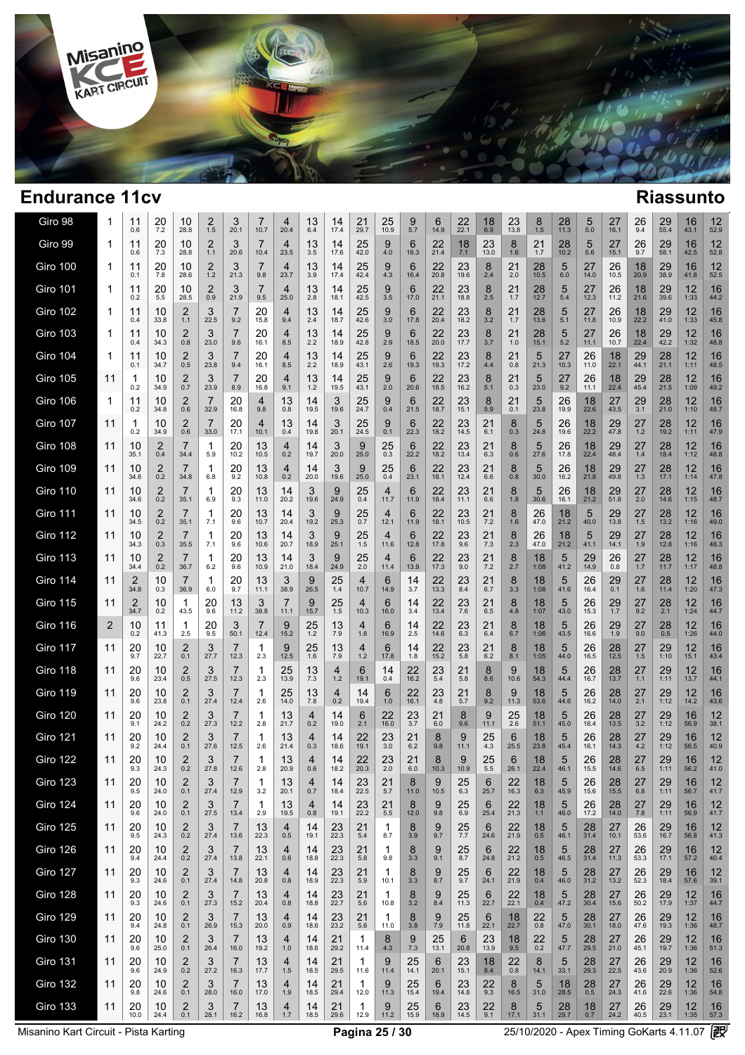# Endurance 11cv

## Riassunto

| Giro | 1 | 2 | 3 | 4 | 5 | 6 | 7 | 8 | 9 | 10 | 11 | 12 | 13 | 14 | 15 | 16 | 17 | 18 | 19 | 20 | 21 | 22 | 23 | 24 | 25 |
|---|---|---|---|---|---|---|---|---|---|---|---|---|---|---|---|---|---|---|---|---|---|---|---|---|---|
| Giro 98 | 1 | 11 0.6 | 20 7.2 | 10 28.8 | 2 1.5 | 3 20.1 | 7 10.7 | 4 20.4 | 13 6.4 | 14 17.4 | 21 29.7 | 25 10.9 | 9 5.7 | 6 14.9 | 22 22.1 | 18 6.9 | 23 13.8 | 8 1.5 | 28 11.3 | 5 5.0 | 27 16.1 | 26 9.4 | 29 55.4 | 16 43.1 | 12 52.9 |
| Giro 99 | 1 | 11 0.6 | 20 7.3 | 10 28.8 | 2 1.1 | 3 20.6 | 7 10.4 | 4 23.5 | 13 3.5 | 14 17.6 | 25 42.0 | 9 4.0 | 6 16.3 | 22 21.4 | 18 7.1 | 23 13.0 | 8 1.6 | 21 1.7 | 28 10.2 | 5 5.6 | 27 15.1 | 26 9.7 | 29 58.1 | 16 42.5 | 12 52.8 |
| Giro 100 | 1 | 11 0.1 | 20 7.8 | 10 28.6 | 2 1.2 | 3 21.3 | 7 9.8 | 4 23.7 | 13 3.9 | 14 17.4 | 25 42.4 | 9 4.3 | 6 16.4 | 22 20.8 | 23 19.6 | 8 2.4 | 21 2.0 | 28 10.5 | 5 6.0 | 27 14.0 | 26 10.5 | 18 20.9 | 29 38.9 | 16 41.8 | 12 52.5 |
| Giro 101 | 1 | 11 0.2 | 20 5.5 | 10 28.5 | 2 0.9 | 3 21.9 | 7 9.5 | 4 25.0 | 13 2.8 | 14 18.1 | 25 42.5 | 9 3.5 | 6 17.0 | 22 21.1 | 23 18.8 | 8 2.5 | 21 1.7 | 28 12.7 | 5 5.4 | 27 12.3 | 26 11.2 | 18 21.6 | 29 39.6 | 12 1:33 | 16 44.2 |
| Giro 102 | 1 | 11 0.4 | 10 33.8 | 2 1.1 | 3 22.5 | 7 9.2 | 20 15.8 | 4 9.4 | 13 2.4 | 14 18.7 | 25 42.6 | 9 3.0 | 6 17.8 | 22 20.4 | 23 18.2 | 8 3.2 | 21 1.7 | 28 13.6 | 5 5.1 | 27 11.8 | 26 10.9 | 18 22.2 | 29 41.0 | 12 1:33 | 16 45.8 |
| Giro 103 | 1 | 11 0.4 | 10 34.3 | 2 0.8 | 3 23.0 | 7 9.6 | 20 16.1 | 4 8.5 | 13 2.2 | 14 18.9 | 25 42.8 | 9 2.9 | 6 18.5 | 22 20.0 | 23 17.7 | 8 3.7 | 21 1.0 | 28 15.1 | 5 5.2 | 27 11.1 | 26 10.7 | 18 22.4 | 29 42.2 | 12 1:32 | 16 48.8 |
| Giro 104 | 1 | 11 0.1 | 10 34.7 | 2 0.5 | 3 23.8 | 7 9.4 | 20 16.1 | 4 8.5 | 13 2.2 | 14 18.9 | 25 43.1 | 9 2.6 | 6 19.3 | 22 19.3 | 23 17.2 | 8 4.4 | 21 0.8 | 5 21.3 | 27 10.3 | 26 11.0 | 18 22.1 | 29 44.1 | 28 21.1 | 12 1:11 | 16 48.5 |
| Giro 105 | 11 | 1 0.2 | 10 34.9 | 2 0.7 | 3 23.9 | 7 8.9 | 20 16.8 | 4 9.1 | 13 1.2 | 14 19.5 | 25 43.1 | 9 2.0 | 6 20.6 | 22 18.5 | 23 16.2 | 8 5.1 | 21 0.3 | 5 23.0 | 27 9.2 | 26 11.1 | 18 22.4 | 29 45.4 | 28 21.5 | 12 1:09 | 16 49.2 |
| Giro 106 | 1 | 11 0.2 | 10 34.8 | 2 0.6 | 7 32.9 | 20 16.8 | 4 9.8 | 13 0.8 | 14 19.5 | 3 19.6 | 25 24.7 | 9 0.4 | 6 21.5 | 22 18.7 | 23 15.1 | 8 5.9 | 21 0.1 | 5 23.8 | 26 19.9 | 18 22.6 | 27 43.5 | 29 3.1 | 28 21.0 | 12 1:10 | 16 48.7 |
| Giro 107 | 11 | 1 0.2 | 10 34.9 | 2 0.6 | 7 33.0 | 20 17.1 | 4 10.1 | 13 0.4 | 14 19.8 | 3 20.1 | 25 24.5 | 9 0.1 | 6 22.3 | 22 18.2 | 23 14.5 | 21 6.1 | 8 0.3 | 5 24.8 | 26 19.6 | 18 22.2 | 29 47.8 | 27 1.2 | 28 19.2 | 12 1:11 | 16 47.9 |
| Giro 108 | 11 | 10 35.1 | 2 0.4 | 7 34.4 | 1 5.9 | 20 10.2 | 13 10.5 | 4 0.2 | 14 19.7 | 3 20.0 | 9 25.0 | 25 0.3 | 6 22.2 | 22 18.2 | 23 13.4 | 21 6.3 | 8 0.6 | 5 27.6 | 26 17.8 | 18 22.4 | 29 48.4 | 27 1.4 | 28 18.4 | 12 1:12 | 16 48.8 |
| Giro 109 | 11 | 10 34.6 | 2 0.2 | 7 34.8 | 1 6.8 | 20 9.2 | 13 10.8 | 4 0.2 | 14 20.0 | 3 19.6 | 9 25.0 | 25 0.4 | 6 23.1 | 22 18.1 | 23 12.4 | 21 6.6 | 8 0.8 | 5 30.0 | 26 16.2 | 18 21.8 | 29 49.8 | 27 1.3 | 28 17.1 | 12 1:14 | 16 47.8 |
| Giro 110 | 11 | 10 34.6 | 2 0.2 | 7 35.1 | 1 6.9 | 20 9.3 | 13 11.0 | 14 20.2 | 3 19.6 | 9 24.9 | 25 0.4 | 4 11.7 | 6 11.9 | 22 18.4 | 23 11.1 | 21 6.6 | 8 1.8 | 5 30.6 | 26 16.1 | 18 21.2 | 29 51.8 | 27 2.0 | 28 14.6 | 12 1:15 | 16 48.7 |
| Giro 111 | 11 | 10 34.5 | 2 0.2 | 7 35.1 | 1 7.1 | 20 9.6 | 13 10.7 | 14 20.4 | 3 19.2 | 9 25.3 | 25 0.7 | 4 12.1 | 6 11.9 | 22 18.1 | 23 10.5 | 21 7.2 | 8 1.6 | 26 47.0 | 18 21.2 | 5 40.0 | 29 13.8 | 27 1.5 | 28 13.2 | 12 1:16 | 16 49.0 |
| Giro 112 | 11 | 10 34.3 | 2 0.3 | 7 35.5 | 1 7.1 | 20 9.6 | 13 10.6 | 14 20.7 | 3 18.9 | 9 25.1 | 25 1.5 | 4 11.6 | 6 12.8 | 22 17.8 | 23 9.6 | 21 7.3 | 8 2.3 | 26 47.0 | 18 21.2 | 5 41.1 | 29 14.1 | 27 1.9 | 28 12.8 | 12 1:16 | 16 48.3 |
| Giro 113 | 11 | 10 34.4 | 2 0.2 | 7 36.7 | 1 6.2 | 20 9.6 | 13 10.9 | 14 21.0 | 3 18.4 | 9 24.9 | 25 2.0 | 4 11.4 | 6 13.9 | 22 17.3 | 23 9.0 | 21 7.2 | 8 2.7 | 18 1:08 | 5 41.2 | 29 14.9 | 26 0.8 | 27 1.7 | 28 11.7 | 12 1:17 | 16 48.8 |
| Giro 114 | 11 | 2 34.8 | 10 0.3 | 7 36.9 | 1 6.0 | 20 9.7 | 13 11.1 | 3 38.9 | 9 26.5 | 25 1.4 | 4 10.7 | 6 14.9 | 14 3.7 | 22 13.3 | 23 8.4 | 21 6.7 | 8 3.3 | 18 1:08 | 5 41.6 | 26 16.4 | 29 0.1 | 27 1.6 | 28 11.4 | 12 1:20 | 16 47.3 |
| Giro 115 | 11 | 2 34.7 | 10 0.2 | 1 43.5 | 20 9.5 | 13 11.2 | 3 38.8 | 7 11.1 | 9 15.7 | 25 1.5 | 4 10.3 | 6 16.0 | 14 3.4 | 22 13.4 | 23 7.6 | 21 6.5 | 8 4.8 | 18 1:07 | 5 43.0 | 26 15.3 | 29 1.7 | 27 9.2 | 28 2.1 | 12 1:24 | 16 44.7 |
| Giro 116 | 2 | 10 0.2 | 11 41.3 | 1 2.5 | 20 9.5 | 3 50.1 | 7 12.4 | 9 15.2 | 25 1.2 | 13 7.9 | 4 1.8 | 6 16.9 | 14 2.5 | 22 14.6 | 23 6.3 | 21 6.4 | 8 6.7 | 18 1:06 | 5 43.5 | 26 16.6 | 29 1.9 | 27 9.0 | 28 0.5 | 12 1:26 | 16 44.0 |
| Giro 117 | 11 | 20 9.7 | 10 22.7 | 2 0.1 | 3 27.7 | 7 12.3 | 1 2.3 | 9 12.5 | 25 1.6 | 13 7.9 | 4 1.2 | 6 17.8 | 14 1.8 | 22 15.2 | 23 5.8 | 21 6.2 | 8 8.1 | 18 1:05 | 5 44.0 | 26 16.5 | 28 12.5 | 27 1.5 | 29 1:10 | 12 15.1 | 16 43.4 |
| Giro 118 | 11 | 20 9.6 | 10 23.4 | 2 0.5 | 3 27.5 | 7 12.3 | 1 2.3 | 25 13.9 | 13 7.3 | 4 1.2 | 6 19.1 | 14 0.4 | 22 16.2 | 23 5.4 | 21 5.8 | 8 8.6 | 9 10.6 | 18 54.3 | 5 44.4 | 26 16.7 | 28 13.7 | 27 1.1 | 29 1:11 | 12 13.7 | 16 44.1 |
| Giro 119 | 11 | 20 9.6 | 10 23.8 | 2 0.1 | 3 27.4 | 7 12.4 | 1 2.6 | 25 14.0 | 13 7.8 | 4 0.2 | 14 19.4 | 6 1.0 | 22 16.1 | 23 4.8 | 21 5.7 | 8 9.2 | 9 11.3 | 18 53.6 | 5 44.6 | 26 16.2 | 28 14.0 | 27 2.1 | 29 1:12 | 12 14.2 | 16 43.6 |
| Giro 120 | 11 | 20 9.1 | 10 24.2 | 2 0.2 | 3 27.3 | 7 12.2 | 1 2.8 | 13 21.7 | 4 0.2 | 14 19.0 | 6 2.1 | 22 16.0 | 23 3.7 | 21 6.0 | 8 9.6 | 9 11.1 | 25 2.6 | 18 51.1 | 5 45.0 | 26 16.4 | 28 13.5 | 27 3.2 | 29 1:12 | 16 56.9 | 12 38.1 |
| Giro 121 | 11 | 20 9.2 | 10 24.4 | 2 0.1 | 3 27.6 | 7 12.5 | 1 2.6 | 13 21.4 | 4 0.3 | 14 18.6 | 22 19.1 | 23 3.0 | 21 6.2 | 8 9.8 | 9 11.1 | 25 4.3 | 6 25.5 | 18 23.8 | 5 45.4 | 26 16.1 | 28 14.3 | 27 4.2 | 29 1:12 | 16 56.5 | 12 40.9 |
| Giro 122 | 11 | 20 9.3 | 10 24.3 | 2 0.2 | 3 27.8 | 7 12.6 | 1 2.8 | 13 20.9 | 4 0.6 | 14 18.2 | 22 20.3 | 23 2.0 | 21 6.0 | 8 10.8 | 9 10.9 | 25 5.5 | 6 26.1 | 18 22.4 | 5 46.1 | 26 15.5 | 28 14.6 | 27 6.5 | 29 1:11 | 16 56.2 | 12 41.0 |
| Giro 123 | 11 | 20 9.5 | 10 24.0 | 2 0.1 | 3 27.4 | 7 12.9 | 1 3.2 | 13 20.1 | 4 0.7 | 14 18.4 | 23 22.5 | 21 5.7 | 8 11.0 | 9 10.5 | 25 6.3 | 6 25.7 | 22 16.3 | 18 6.3 | 5 45.9 | 26 15.6 | 28 15.5 | 27 6.8 | 29 1:11 | 16 56.7 | 12 41.7 |
| Giro 124 | 11 | 20 9.6 | 10 24.0 | 2 0.1 | 3 27.5 | 7 13.4 | 1 2.9 | 13 19.5 | 4 0.8 | 14 19.1 | 23 22.2 | 21 5.5 | 8 12.0 | 9 9.8 | 25 6.9 | 6 25.4 | 22 21.3 | 18 1.1 | 5 46.0 | 26 17.2 | 28 14.0 | 27 7.8 | 29 1:11 | 16 56.9 | 12 41.7 |
| Giro 125 | 11 | 20 9.5 | 10 24.3 | 2 0.2 | 3 27.4 | 7 13.6 | 13 22.3 | 4 0.5 | 14 19.1 | 23 22.3 | 21 5.4 | 1 8.7 | 8 3.9 | 9 9.7 | 25 7.7 | 6 24.6 | 22 21.9 | 18 0.5 | 5 46.1 | 28 31.4 | 27 10.1 | 26 53.6 | 29 16.7 | 16 56.8 | 12 41.3 |
| Giro 126 | 11 | 20 9.4 | 10 24.4 | 2 0.2 | 3 27.4 | 7 13.8 | 13 22.1 | 4 0.6 | 14 18.8 | 23 22.3 | 21 5.8 | 1 9.8 | 8 3.3 | 9 9.1 | 25 8.7 | 6 24.8 | 22 21.2 | 18 0.5 | 5 46.5 | 28 31.4 | 27 11.3 | 26 53.3 | 29 17.1 | 16 57.2 | 12 40.4 |
| Giro 127 | 11 | 20 9.3 | 10 24.6 | 2 0.1 | 3 27.4 | 7 14.8 | 13 20.8 | 4 0.8 | 14 18.9 | 23 22.3 | 21 5.9 | 1 10.1 | 8 3.3 | 9 8.7 | 25 9.7 | 6 24.1 | 22 21.9 | 18 0.4 | 5 46.0 | 28 31.2 | 27 13.2 | 26 52.3 | 29 18.4 | 16 57.6 | 12 39.1 |
| Giro 128 | 11 | 20 9.3 | 10 24.6 | 2 0.1 | 3 27.3 | 7 15.2 | 13 20.4 | 4 0.8 | 14 18.8 | 23 22.7 | 21 5.6 | 1 10.8 | 8 3.2 | 9 8.4 | 25 11.3 | 6 22.7 | 22 22.1 | 18 0.4 | 5 47.2 | 28 30.4 | 27 15.6 | 26 50.2 | 29 17.9 | 12 1:37 | 16 44.7 |
| Giro 129 | 11 | 20 9.4 | 10 24.8 | 2 0.1 | 3 26.9 | 7 15.3 | 13 20.0 | 4 0.9 | 14 18.6 | 23 23.2 | 21 5.6 | 1 11.0 | 8 3.8 | 9 7.9 | 25 11.8 | 6 22.1 | 18 22.7 | 22 0.8 | 5 47.0 | 28 30.1 | 27 18.0 | 26 47.6 | 29 19.3 | 12 1:36 | 16 48.7 |
| Giro 130 | 11 | 20 9.6 | 10 25.0 | 2 0.1 | 3 26.4 | 7 16.0 | 13 19.2 | 4 1.0 | 14 18.6 | 21 29.2 | 1 11.4 | 8 4.3 | 9 7.3 | 25 13.1 | 6 20.8 | 23 13.9 | 18 9.5 | 22 0.2 | 5 47.7 | 28 29.5 | 27 21.0 | 26 45.1 | 29 19.7 | 12 1:36 | 16 51.3 |
| Giro 131 | 11 | 20 9.6 | 10 24.9 | 2 0.2 | 3 27.2 | 7 16.3 | 13 17.7 | 4 1.5 | 14 18.5 | 21 29.5 | 1 11.6 | 9 11.4 | 25 14.1 | 6 20.1 | 23 15.1 | 18 8.4 | 22 0.8 | 8 14.1 | 5 33.1 | 28 29.3 | 27 22.5 | 26 43.6 | 29 20.9 | 12 1:36 | 16 52.6 |
| Giro 132 | 11 | 20 9.8 | 10 24.6 | 2 0.1 | 3 28.0 | 7 16.0 | 13 17.0 | 4 1.9 | 14 18.5 | 21 29.4 | 1 12.0 | 9 11.3 | 25 15.4 | 6 19.4 | 23 14.8 | 22 9.3 | 8 16.5 | 5 31.0 | 28 28.5 | 18 0.5 | 27 24.3 | 26 41.6 | 29 22.6 | 12 1:36 | 16 54.8 |
| Giro 133 | 11 | 20 10.0 | 10 24.4 | 2 0.1 | 3 28.1 | 7 16.2 | 13 16.8 | 4 1.7 | 14 18.5 | 21 29.6 | 1 12.9 | 9 11.2 | 25 15.9 | 6 18.9 | 23 14.5 | 22 9.1 | 8 17.1 | 5 31.1 | 28 29.7 | 18 0.7 | 27 24.2 | 26 40.5 | 29 23.1 | 12 1:35 | 16 57.3 |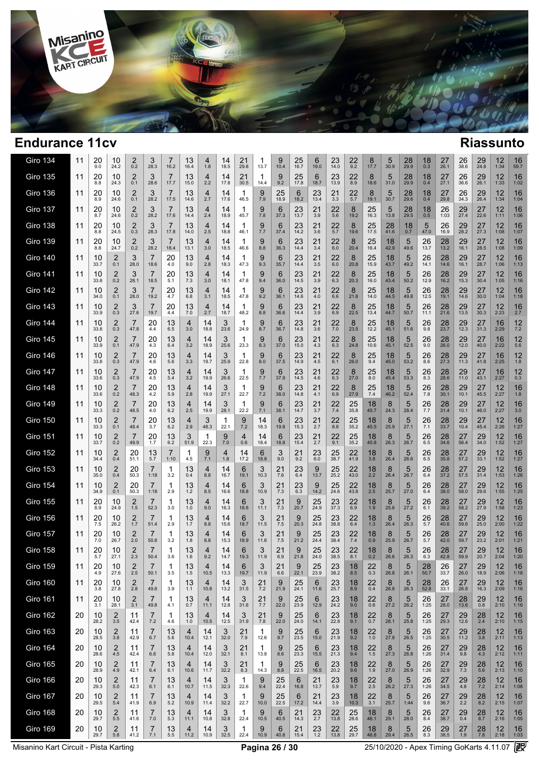# Endurance 11cv

## Riassunto

| Giro | | | | | | | | | | | | | | | | | | | | | | | | | |
|---|---|---|---|---|---|---|---|---|---|---|---|---|---|---|---|---|---|---|---|---|---|---|---|---|---|
| Giro 134 | 11 | 20 9.0 | 10 24.2 | 2 0.2 | 3 28.3 | 7 16.2 | 13 16.4 | 4 1.8 | 14 18.5 | 21 29.8 | 1 13.7 | 9 10.4 | 25 16.7 | 6 19.0 | 23 14.0 | 22 9.2 | 8 17.7 | 5 30.9 | 28 29.9 | 18 0.3 | 27 26.1 | 26 38.6 | 29 24.8 | 12 1:34 | 16 59.7 |
| Giro 135 | 11 | 20 8.8 | 10 24.3 | 2 0.1 | 3 28.6 | 7 17.7 | 13 15.0 | 4 2.2 | 14 17.8 | 21 30.5 | 1 14.4 | 9 9.2 | 25 17.8 | 6 18.7 | 23 13.9 | 22 8.9 | 8 18.6 | 5 31.0 | 28 29.9 | 18 0.4 | 27 27.1 | 26 36.6 | 29 26.1 | 12 1:33 | 16 1:02 |
| Giro 136 | 11 | 20 8.9 | 10 24.6 | 2 0.1 | 3 28.2 | 7 17.5 | 13 14.6 | 4 2.7 | 14 17.6 | 1 46.5 | 9 7.9 | 25 18.9 | 6 18.2 | 23 13.4 | 21 3.3 | 22 5.7 | 8 19.1 | 5 30.7 | 28 29.6 | 18 0.4 | 27 29.8 | 26 34.3 | 29 26.4 | 12 1:34 | 16 1:04 |
| Giro 137 | 11 | 20 8.7 | 10 24.6 | 2 0.2 | 3 28.2 | 7 17.6 | 13 14.4 | 4 2.4 | 14 18.9 | 1 45.7 | 9 7.8 | 6 37.3 | 23 13.7 | 21 3.9 | 22 5.6 | 8 19.2 | 25 16.3 | 5 13.8 | 28 29.5 | 18 0.5 | 26 1:03 | 29 27.4 | 27 22.6 | 12 1:11 | 16 1:06 |
| Giro 138 | 11 | 20 8.8 | 10 24.5 | 2 0.3 | 3 28.3 | 7 17.8 | 13 14.0 | 4 2.5 | 14 18.8 | 1 46.1 | 9 7.7 | 6 37.4 | 23 14.2 | 21 3.6 | 22 5.7 | 8 19.6 | 25 17.5 | 28 41.6 | 18 0.7 | 5 47.0 | 26 16.9 | 29 28.2 | 27 27.3 | 12 1:08 | 16 1:07 |
| Giro 139 | 11 | 20 8.8 | 10 24.7 | 2 0.2 | 3 28.2 | 7 18.4 | 13 13.1 | 4 3.0 | 14 18.5 | 1 46.6 | 9 8.8 | 6 36.3 | 23 14.4 | 21 3.4 | 22 6.0 | 8 20.4 | 25 16.4 | 18 42.9 | 5 49.6 | 26 13.7 | 28 13.2 | 29 16.1 | 27 28.5 | 12 1:08 | 16 1:09 |
| Giro 140 | 11 | 10 33.7 | 2 0.1 | 3 28.0 | 7 18.6 | 20 4.0 | 13 9.0 | 4 2.8 | 14 18.3 | 1 47.3 | 9 9.3 | 6 35.7 | 23 14.4 | 21 3.5 | 22 6.0 | 8 20.8 | 25 15.9 | 18 43.7 | 5 49.2 | 26 14.1 | 28 14.6 | 29 16.1 | 27 28.7 | 12 1:06 | 16 1:13 |
| Giro 141 | 11 | 10 33.8 | 2 0.2 | 3 28.1 | 7 18.5 | 20 5.1 | 13 7.3 | 4 3.0 | 14 18.1 | 1 47.8 | 9 9.4 | 6 36.0 | 23 14.5 | 21 3.9 | 22 6.3 | 8 20.3 | 25 16.0 | 18 43.4 | 5 50.2 | 26 12.9 | 28 16.2 | 29 15.3 | 27 30.4 | 12 1:05 | 16 1:16 |
| Giro 142 | 11 | 10 34.0 | 2 0.1 | 3 28.0 | 7 19.2 | 20 4.7 | 13 6.8 | 4 3.1 | 14 18.5 | 1 47.8 | 9 9.2 | 6 36.1 | 23 14.6 | 21 4.0 | 22 6.6 | 8 21.8 | 25 14.0 | 18 44.5 | 5 49.8 | 26 12.5 | 28 19.1 | 29 14.6 | 27 30.0 | 12 1:04 | 16 1:18 |
| Giro 143 | 11 | 10 33.9 | 2 0.3 | 3 27.6 | 7 19.7 | 20 4.4 | 13 7.0 | 4 2.7 | 14 18.7 | 1 48.2 | 9 8.8 | 6 36.6 | 23 14.4 | 21 3.9 | 22 6.9 | 8 22.5 | 25 13.4 | 18 44.7 | 5 50.7 | 26 11.1 | 28 21.6 | 29 13.5 | 27 30.3 | 12 2:23 | 16 2.7 |
| Giro 144 | 11 | 10 33.8 | 2 0.3 | 7 47.8 | 20 4.4 | 13 6.5 | 4 3.0 | 14 18.8 | 3 23.6 | 1 24.9 | 9 8.7 | 6 36.7 | 23 14.8 | 21 3.6 | 22 7.0 | 8 23.5 | 25 12.2 | 18 45.1 | 5 51.6 | 26 9.8 | 28 23.7 | 29 12.3 | 27 31.3 | 16 2:29 | 12 7.2 |
| Giro 145 | 11 | 10 33.9 | 2 0.1 | 7 47.9 | 20 4.3 | 13 6.4 | 4 3.2 | 14 18.9 | 3 25.6 | 1 23.3 | 9 8.3 | 6 37.0 | 23 15.0 | 21 4.3 | 22 6.3 | 8 24.8 | 25 10.6 | 18 45.1 | 5 52.5 | 26 9.0 | 28 26.0 | 29 12.0 | 27 40.0 | 16 2:22 | 12 5.6 |
| Giro 146 | 11 | 10 33.8 | 2 0.3 | 7 47.9 | 20 4.6 | 13 5.6 | 4 3.3 | 14 19.7 | 3 25.9 | 1 22.8 | 9 8.0 | 6 37.5 | 23 14.9 | 21 4.5 | 22 6.1 | 8 26.0 | 25 9.4 | 18 45.0 | 5 53.2 | 26 8.6 | 28 27.3 | 29 11.3 | 27 41.8 | 16 2:25 | 12 1.8 |
| Giro 147 | 11 | 10 33.6 | 2 0.3 | 7 47.9 | 20 4.5 | 13 5.4 | 4 3.2 | 14 19.9 | 3 26.6 | 1 22.5 | 9 7.7 | 6 37.9 | 23 14.5 | 21 4.6 | 22 6.3 | 8 27.0 | 25 8.0 | 18 45.4 | 5 53.3 | 26 8.3 | 28 28.6 | 29 11.0 | 27 43.1 | 16 2:27 | 12 0.3 |
| Giro 148 | 11 | 10 33.6 | 2 0.2 | 7 48.3 | 20 4.2 | 13 5.9 | 4 2.8 | 14 19.9 | 3 27.1 | 1 22.7 | 9 7.2 | 6 38.0 | 23 14.8 | 21 4.1 | 22 6.9 | 8 27.9 | 25 7.4 | 18 46.2 | 5 52.4 | 26 7.8 | 28 30.1 | 29 10.1 | 27 45.5 | 12 2:27 | 16 1.8 |
| Giro 149 | 11 | 10 33.3 | 2 0.2 | 7 48.5 | 20 4.0 | 13 6.2 | 4 2.5 | 14 19.9 | 3 28.1 | 1 22.2 | 9 7.1 | 6 38.1 | 23 14.7 | 21 3.7 | 22 7.4 | 25 35.8 | 18 45.7 | 8 24.3 | 5 28.4 | 26 7.7 | 28 31.4 | 29 10.1 | 27 46.0 | 12 2:27 | 16 3.0 |
| Giro 150 | 11 | 10 33.3 | 2 0.1 | 7 48.4 | 20 3.7 | 13 6.2 | 4 2.9 | 3 48.3 | 1 22.1 | 9 7.2 | 14 18.3 | 6 19.8 | 23 15.3 | 21 2.7 | 22 8.8 | 25 35.2 | 18 45.5 | 8 25.9 | 5 27.1 | 26 7.1 | 28 33.7 | 29 10.4 | 27 45.4 | 12 2:26 | 16 1:27 |
| Giro 151 | 11 | 10 33.7 | 2 0.2 | 7 49.9 | 20 1.7 | 13 6.2 | 3 51.9 | 1 22.3 | 9 7.0 | 4 0.6 | 14 18.4 | 6 18.8 | 23 15.4 | 21 2.7 | 22 9.1 | 25 35.2 | 18 45.8 | 8 26.3 | 5 26.7 | 26 6.5 | 28 34.6 | 27 56.4 | 29 34.0 | 12 1:52 | 16 1:27 |
| Giro 152 | 11 | 10 34.4 | 2 0.4 | 20 51.1 | 13 5.7 | 7 1:10 | 1 4.5 | 9 7.1 | 4 1.8 | 14 17.2 | 6 18.8 | 3 9.0 | 21 9.2 | 23 6.0 | 25 38.7 | 22 41.9 | 18 3.8 | 8 26.4 | 5 26.6 | 26 6.5 | 28 35.8 | 27 57.2 | 29 33.1 | 12 1:52 | 16 1:27 |
| Giro 153 | 11 | 10 35.0 | 2 0.4 | 20 50.3 | 7 1:18 | 1 3.2 | 13 0.4 | 4 8.8 | 14 16.7 | 6 19.1 | 3 10.3 | 21 7.6 | 23 6.4 | 9 13.7 | 25 25.2 | 22 43.0 | 18 2.2 | 8 26.4 | 5 26.7 | 26 6.4 | 28 37.2 | 27 57.5 | 29 31.4 | 12 1:53 | 16 1:26 |
| Giro 154 | 11 | 10 34.9 | 2 0.1 | 20 50.3 | 7 1:18 | 1 2.9 | 13 1.2 | 4 8.5 | 14 16.6 | 6 18.8 | 3 10.9 | 21 7.3 | 23 6.3 | 9 14.2 | 25 24.6 | 22 43.8 | 18 2.5 | 8 25.7 | 5 27.0 | 26 6.4 | 28 38.0 | 27 58.0 | 29 29.6 | 12 1:55 | 16 1:25 |
| Giro 155 | 11 | 20 8.9 | 10 24.9 | 2 1.5 | 7 52.3 | 1 3.0 | 13 1.0 | 4 9.0 | 14 16.3 | 6 18.6 | 3 11.1 | 21 7.3 | 9 20.7 | 25 24.9 | 23 37.3 | 22 6.9 | 18 1.9 | 8 25.6 | 5 27.2 | 26 6.1 | 28 39.2 | 27 58.2 | 29 27.9 | 12 1:58 | 16 1:23 |
| Giro 156 | 11 | 20 7.5 | 10 26.2 | 2 1.7 | 7 51.4 | 1 2.9 | 13 1.7 | 4 8.8 | 14 15.6 | 6 18.7 | 3 11.5 | 21 7.5 | 9 20.3 | 25 24.8 | 23 38.8 | 22 6.4 | 18 1.3 | 8 26.4 | 5 26.3 | 26 5.7 | 28 40.6 | 27 59.6 | 29 25.0 | 12 2:00 | 16 1:22 |
| Giro 157 | 11 | 20 7.0 | 10 26.7 | 2 2.0 | 7 50.8 | 1 3.2 | 13 1.8 | 4 8.8 | 14 15.3 | 6 18.9 | 3 11.6 | 21 7.5 | 9 21.2 | 25 24.4 | 23 38.4 | 22 7.4 | 18 0.9 | 8 25.9 | 5 26.7 | 26 5.7 | 28 42.0 | 27 59.7 | 29 23.2 | 12 2:01 | 16 1:21 |
| Giro 158 | 11 | 20 5.7 | 10 27.1 | 2 2.3 | 7 50.4 | 1 3.6 | 13 1.6 | 4 9.2 | 14 14.7 | 6 19.3 | 3 11.9 | 21 6.9 | 9 21.8 | 25 24.0 | 23 38.5 | 22 8.1 | 18 0.2 | 8 26.6 | 5 26.3 | 26 6.3 | 28 42.8 | 27 59.9 | 29 20.7 | 12 2:04 | 16 1:20 |
| Giro 159 | 11 | 20 4.9 | 10 27.6 | 2 2.5 | 7 50.1 | 1 3.5 | 13 1.5 | 4 10.5 | 14 13.3 | 6 19.7 | 3 11.9 | 21 6.6 | 9 22.1 | 25 23.9 | 23 38.2 | 18 8.5 | 22 0.3 | 8 26.8 | 5 26.1 | 28 50.7 | 26 33.7 | 27 26.0 | 29 18.9 | 12 2:06 | 16 1:18 |
| Giro 160 | 11 | 20 3.8 | 10 27.8 | 2 2.8 | 7 49.8 | 1 3.9 | 13 1.1 | 4 10.8 | 14 13.2 | 3 31.5 | 21 7.2 | 9 21.9 | 25 24.1 | 6 11.6 | 23 25.7 | 18 8.9 | 22 0.4 | 8 26.8 | 5 26.3 | 28 52.8 | 26 33.1 | 27 26.8 | 29 16.3 | 12 2:09 | 16 1:16 |
| Giro 161 | 11 | 20 3.1 | 10 28.1 | 2 3.1 | 7 49.8 | 1 4.1 | 13 0.7 | 4 11.1 | 14 12.8 | 3 31.6 | 21 7.7 | 9 22.0 | 25 23.9 | 6 12.9 | 23 24.2 | 18 9.0 | 22 0.6 | 8 27.2 | 5 26.2 | 26 1:25 | 27 28.0 | 28 13.6 | 29 0.8 | 12 2:10 | 16 1:16 |
| Giro 162 | 20 | 10 28.2 | 2 3.5 | 11 42.4 | 7 7.2 | 1 4.6 | 13 1.0 | 4 10.5 | 14 12.5 | 3 31.9 | 21 7.8 | 9 22.0 | 25 24.0 | 6 14.1 | 23 22.8 | 18 9.1 | 22 0.7 | 8 28.1 | 5 25.8 | 26 1:25 | 27 29.3 | 29 12.6 | 28 2.4 | 12 2:10 | 16 1:15 |
| Giro 163 | 20 | 10 28.5 | 2 3.8 | 11 42.9 | 7 6.7 | 13 5.6 | 4 10.4 | 14 12.1 | 3 32.0 | 21 7.9 | 1 12.6 | 9 9.7 | 25 23.5 | 6 15.0 | 23 21.9 | 18 9.2 | 22 1.0 | 8 27.8 | 5 26.5 | 26 1:25 | 27 30.5 | 29 11.2 | 28 3.8 | 12 2:11 | 16 1:13 |
| Giro 164 | 20 | 10 28.6 | 2 4.5 | 11 42.4 | 7 6.6 | 13 5.8 | 4 10.4 | 14 12.0 | 3 32.1 | 21 8.1 | 1 13.8 | 9 8.6 | 25 23.3 | 6 15.5 | 23 21.3 | 18 9.4 | 22 1.5 | 8 27.3 | 5 26.8 | 26 1:26 | 27 31.4 | 29 9.8 | 28 4.3 | 12 2:12 | 16 1:11 |
| Giro 165 | 20 | 10 28.9 | 2 4.9 | 11 42.1 | 7 6.4 | 13 6.1 | 4 10.6 | 14 11.7 | 3 32.2 | 21 8.3 | 1 14.3 | 9 8.8 | 25 22.5 | 6 16.5 | 23 20.2 | 18 9.6 | 22 1.9 | 8 27.0 | 5 26.9 | 26 1:26 | 27 32.9 | 29 7.3 | 28 5.6 | 12 2:13 | 16 1:10 |
| Giro 166 | 20 | 10 29.3 | 2 5.0 | 11 42.3 | 7 6.1 | 13 6.1 | 4 10.7 | 14 11.5 | 3 32.3 | 1 22.6 | 9 9.4 | 25 22.4 | 6 16.8 | 21 13.7 | 23 5.9 | 18 9.7 | 22 2.5 | 8 26.2 | 5 27.3 | 26 1:26 | 27 34.5 | 29 4.8 | 28 7.2 | 12 2:14 | 16 1:08 |
| Giro 167 | 20 | 10 29.5 | 2 5.4 | 11 41.9 | 7 6.9 | 13 5.2 | 4 10.9 | 14 11.4 | 3 32.2 | 1 22.7 | 9 10.0 | 25 22.5 | 6 17.2 | 21 14.4 | 23 3.9 | 18 10.3 | 22 3.1 | 8 25.7 | 5 1:44 | 26 9.6 | 27 36.7 | 29 2.2 | 28 8.2 | 12 2:15 | 16 1:07 |
| Giro 168 | 20 | 10 29.7 | 2 5.5 | 11 41.6 | 7 7.0 | 13 5.3 | 4 11.1 | 14 10.8 | 3 32.8 | 1 22.4 | 9 10.5 | 6 40.5 | 21 14.3 | 23 2.7 | 22 13.8 | 25 28.6 | 18 46.1 | 8 29.1 | 5 28.0 | 26 8.4 | 27 38.7 | 29 0.4 | 28 8.7 | 12 2:16 | 16 1:05 |
| Giro 169 | 20 | 10 29.7 | 2 5.8 | 11 41.2 | 7 7.1 | 13 5.5 | 4 11.2 | 14 10.9 | 3 32.5 | 1 22.4 | 9 10.9 | 6 40.8 | 21 15.4 | 23 1.2 | 22 13.8 | 25 29.7 | 18 46.8 | 8 29.4 | 5 26.5 | 26 8.3 | 27 38.5 | 29 1.9 | 28 7.8 | 12 2:18 | 16 1:03 |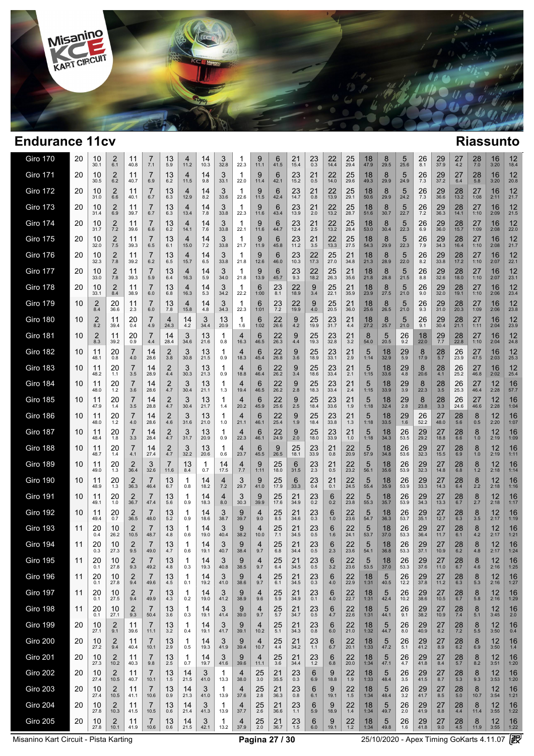# Endurance 11cv

## Riassunto

| | | | | | | | | | | | | | | | | | | | | | | | | | |
|---|---|---|---|---|---|---|---|---|---|---|---|---|---|---|---|---|---|---|---|---|---|---|---|---|---|
| Giro 170 | 20 | 10 30.1 | 2 6.1 | 11 40.8 | 7 7.1 | 13 5.9 | 4 11.2 | 14 10.3 | 3 32.8 | 1 22.3 | 9 11.1 | 6 41.5 | 21 15.4 | 23 0.3 | 22 14.4 | 25 29.4 | 18 47.9 | 8 29.5 | 5 25.6 | 26 8.1 | 29 37.9 | 27 4.2 | 28 7.0 | 16 3:20 | 12 18.4 |
| Giro 171 | 20 | 10 30.5 | 2 6.2 | 11 40.7 | 7 6.9 | 13 6.2 | 4 11.5 | 14 9.8 | 3 33.1 | 1 22.0 | 9 11.4 | 6 42.1 | 23 15.2 | 21 0.5 | 22 14.0 | 25 29.6 | 18 49.3 | 8 29.9 | 5 24.9 | 26 7.3 | 29 37.2 | 27 6.4 | 28 5.8 | 16 3:20 | 12 20.8 |
| Giro 172 | 20 | 10 31.0 | 2 6.6 | 11 40.1 | 7 6.7 | 13 6.3 | 4 12.9 | 14 8.2 | 3 33.6 | 1 22.6 | 9 11.5 | 6 42.4 | 23 14.7 | 21 0.8 | 22 13.9 | 25 29.1 | 18 50.6 | 8 29.9 | 5 24.2 | 26 7.3 | 29 36.6 | 28 13.2 | 27 1:08 | 16 2:11 | 12 21.7 |
| Giro 173 | 20 | 10 31.4 | 2 6.9 | 11 39.7 | 7 6.7 | 13 6.3 | 4 13.4 | 14 7.8 | 3 33.8 | 1 22.3 | 9 11.6 | 6 43.4 | 23 13.9 | 21 2.0 | 22 13.2 | 25 28.7 | 18 51.6 | 8 30.7 | 5 22.7 | 26 7.2 | 29 36.3 | 28 14.1 | 27 1:10 | 16 2:09 | 12 21.5 |
| Giro 174 | 20 | 10 31.7 | 2 7.2 | 11 39.6 | 7 6.6 | 13 6.2 | 4 14.1 | 14 7.6 | 3 33.8 | 1 22.1 | 9 11.6 | 6 44.7 | 23 12.4 | 21 2.5 | 22 13.2 | 25 28.4 | 18 53.0 | 8 30.4 | 5 22.3 | 26 6.9 | 29 36.0 | 28 15.7 | 27 1:09 | 16 2:08 | 12 22.0 |
| Giro 175 | 20 | 10 32.0 | 2 7.5 | 11 39.3 | 7 6.5 | 13 6.1 | 4 15.0 | 14 7.2 | 3 33.8 | 1 21.7 | 9 11.9 | 6 45.8 | 23 11.2 | 21 3.5 | 22 13.3 | 25 27.5 | 18 54.3 | 8 29.9 | 5 22.3 | 26 7.9 | 29 34.3 | 28 16.4 | 27 1:10 | 16 2:08 | 12 21.7 |
| Giro 176 | 20 | 10 32.3 | 2 7.8 | 11 39.2 | 7 6.2 | 13 6.5 | 4 15.7 | 14 6.5 | 3 33.8 | 1 21.8 | 9 12.6 | 6 46.0 | 23 10.3 | 22 17.3 | 25 27.0 | 21 34.8 | 18 21.3 | 8 28.9 | 5 22.0 | 26 8.2 | 29 33.8 | 28 17.2 | 27 1:10 | 16 2:07 | 12 22.1 |
| Giro 177 | 20 | 10 33.0 | 2 7.8 | 11 39.3 | 7 5.9 | 13 6.4 | 4 16.3 | 14 5.9 | 3 34.0 | 1 21.8 | 9 13.9 | 6 45.7 | 23 9.3 | 22 18.2 | 25 26.3 | 21 35.6 | 18 21.8 | 8 28.8 | 5 21.5 | 26 8.8 | 29 32.6 | 28 18.0 | 27 1:10 | 16 2:07 | 12 23.1 |
| Giro 178 | 20 | 10 33.1 | 2 8.4 | 11 38.9 | 7 6.0 | 13 6.8 | 4 16.3 | 14 5.3 | 3 34.2 | 1 22.2 | 6 1:00 | 23 8.1 | 22 18.9 | 9 3.4 | 25 22.1 | 21 35.9 | 18 23.9 | 8 27.5 | 5 21.0 | 26 9.0 | 29 32.0 | 28 19.1 | 27 1:10 | 16 2:06 | 12 23.4 |
| Giro 179 | 10 | 2 8.4 | 10 36.6 | 11 2.3 | 7 6.0 | 13 7.8 | 4 15.8 | 14 4.8 | 3 34.3 | 1 22.3 | 6 1:01 | 23 7.2 | 22 19.9 | 9 4.0 | 25 20.5 | 21 36.0 | 18 25.6 | 8 26.5 | 5 21.0 | 26 9.3 | 29 31.0 | 28 20.3 | 27 1:09 | 16 2:06 | 12 23.8 |
| Giro 180 | 10 | 2 8.2 | 11 39.4 | 20 0.4 | 7 4.9 | 4 24.3 | 14 4.2 | 3 34.4 | 13 20.9 | 1 1.6 | 6 1:02 | 22 26.6 | 9 4.2 | 25 19.9 | 23 31.7 | 21 4.4 | 18 27.2 | 8 25.7 | 5 21.0 | 26 9.1 | 29 30.4 | 28 21.1 | 27 1:11 | 16 2:04 | 12 23.9 |
| Giro 181 | 10 | 2 8.3 | 11 39.2 | 20 0.9 | 7 4.4 | 14 28.4 | 3 34.6 | 13 21.6 | 1 0.8 | 4 16.3 | 6 46.5 | 22 26.3 | 9 4.4 | 25 19.3 | 23 32.8 | 21 3.2 | 8 54.0 | 5 20.5 | 26 9.2 | 18 22.0 | 29 7.7 | 28 22.8 | 27 1:10 | 16 2:04 | 12 24.8 |
| Giro 182 | 10 | 11 48.1 | 20 0.8 | 7 4.0 | 14 28.6 | 2 3.8 | 3 30.8 | 13 21.5 | 1 0.9 | 4 18.3 | 6 45.4 | 22 26.8 | 9 3.6 | 25 18.9 | 23 33.1 | 21 2.9 | 5 1:14 | 18 32.9 | 29 5.9 | 8 17.9 | 28 5.7 | 26 23.9 | 27 47.5 | 16 2:03 | 12 25.3 |
| Giro 183 | 10 | 11 48.2 | 20 1.1 | 7 3.5 | 14 28.9 | 2 4.4 | 3 30.3 | 13 21.3 | 1 0.9 | 4 18.8 | 6 46.4 | 22 26.2 | 9 3.4 | 25 18.6 | 23 33.4 | 21 2.1 | 5 1:15 | 18 33.6 | 29 4.8 | 8 20.6 | 28 4.1 | 26 25.2 | 27 46.8 | 16 2:02 | 12 25.4 |
| Giro 184 | 10 | 11 48.0 | 20 1.2 | 7 3.6 | 14 28.6 | 2 4.7 | 3 30.4 | 13 21.1 | 1 1.3 | 4 19.4 | 6 46.5 | 22 26.2 | 9 2.8 | 25 18.3 | 23 33.4 | 21 2.4 | 5 1:15 | 18 33.9 | 29 3.9 | 8 22.3 | 28 3.5 | 26 25.3 | 27 46.4 | 12 2:28 | 16 57.7 |
| Giro 185 | 10 | 11 47.9 | 20 1.4 | 7 3.5 | 14 28.8 | 2 4.7 | 3 30.4 | 13 21.7 | 1 1.4 | 4 20.2 | 6 45.9 | 22 25.6 | 9 2.5 | 25 18.4 | 23 33.6 | 21 1.9 | 5 1:18 | 18 32.4 | 29 2.8 | 8 23.8 | 28 3.3 | 26 24.6 | 27 46.6 | 12 2:28 | 16 1:04 |
| Giro 186 | 10 | 11 48.0 | 20 1.2 | 7 4.0 | 14 28.6 | 2 4.6 | 3 31.6 | 13 21.0 | 1 1.0 | 4 21.1 | 6 46.1 | 22 25.4 | 9 1.9 | 25 18.4 | 23 33.8 | 21 1.3 | 5 1:18 | 18 33.5 | 29 1.6 | 26 52.2 | 27 48.0 | 28 5.6 | 8 0.5 | 12 2:20 | 16 1:07 |
| Giro 187 | 10 | 11 48.4 | 20 1.8 | 7 3.3 | 14 28.4 | 2 4.7 | 3 31.7 | 13 20.9 | 1 0.9 | 4 22.3 | 6 46.1 | 22 24.9 | 9 2.0 | 25 18.0 | 23 33.9 | 21 1.0 | 5 1:18 | 18 34.3 | 26 53.5 | 29 29.2 | 27 18.8 | 28 6.6 | 8 1.0 | 12 2:19 | 16 1:09 |
| Giro 188 | 10 | 11 48.7 | 20 1.4 | 7 4.1 | 14 27.4 | 2 4.7 | 3 32.2 | 13 20.6 | 1 0.6 | 4 23.7 | 6 45.5 | 9 26.5 | 25 18.1 | 23 33.9 | 21 0.8 | 22 20.9 | 5 57.9 | 18 34.8 | 26 53.6 | 29 32.3 | 27 15.5 | 28 6.9 | 8 1.0 | 12 2:19 | 16 1:11 |
| Giro 189 | 10 | 11 49.0 | 20 1.3 | 2 36.4 | 3 32.6 | 7 11.6 | 13 8.4 | 1 0.7 | 14 17.5 | 4 7.7 | 9 1:11 | 25 18.0 | 6 31.5 | 23 2.3 | 21 0.5 | 22 23.2 | 5 56.1 | 18 35.6 | 26 53.9 | 29 32.3 | 27 14.8 | 28 6.8 | 8 1.2 | 12 2:18 | 16 1:14 |
| Giro 190 | 10 | 11 48.9 | 20 1.3 | 2 36.3 | 7 46.4 | 13 6.7 | 1 0.8 | 14 18.2 | 4 7.2 | 3 29.7 | 9 41.0 | 25 17.9 | 6 33.3 | 23 0.4 | 21 0.1 | 22 24.5 | 5 55.4 | 18 35.9 | 26 53.9 | 29 33.3 | 27 14.3 | 28 6.4 | 8 2.2 | 12 2:18 | 16 1:16 |
| Giro 191 | 10 | 11 49.1 | 20 1.0 | 2 36.7 | 7 47.4 | 13 5.6 | 1 0.9 | 14 18.3 | 4 8.0 | 3 30.3 | 9 39.9 | 25 17.6 | 21 34.9 | 23 0.2 | 6 0.2 | 22 23.8 | 5 55.3 | 18 35.7 | 26 53.9 | 29 34.3 | 27 13.3 | 28 6.7 | 8 2.7 | 12 2:18 | 16 1:17 |
| Giro 192 | 10 | 11 49.4 | 20 0.7 | 2 36.5 | 7 48.0 | 13 5.2 | 1 0.9 | 14 18.6 | 3 38.7 | 9 39.7 | 4 9.0 | 25 8.5 | 21 34.6 | 23 0.3 | 6 1.0 | 22 23.6 | 5 54.7 | 18 36.3 | 26 53.7 | 29 35.1 | 27 12.7 | 28 6.3 | 8 3.5 | 12 2:17 | 16 1:19 |
| Giro 193 | 11 | 20 0.4 | 10 26.2 | 2 10.5 | 7 48.7 | 13 4.8 | 1 0.6 | 14 19.0 | 3 40.4 | 9 38.2 | 4 10.0 | 25 7.1 | 21 34.5 | 23 0.5 | 6 1.6 | 22 24.1 | 5 53.7 | 18 37.0 | 26 53.3 | 29 36.4 | 27 11.7 | 28 6.1 | 8 4.2 | 12 2:17 | 16 1:21 |
| Giro 194 | 11 | 20 0.3 | 10 27.3 | 2 9.5 | 7 49.0 | 13 4.7 | 1 0.6 | 14 19.1 | 3 40.7 | 9 38.4 | 4 9.7 | 25 6.8 | 21 34.4 | 23 0.5 | 6 2.3 | 22 23.6 | 5 54.1 | 18 36.8 | 26 53.3 | 29 37.1 | 27 10.9 | 28 6.2 | 8 4.8 | 12 2:17 | 16 1:24 |
| Giro 195 | 11 | 20 0.1 | 10 27.8 | 2 9.3 | 7 49.2 | 13 4.8 | 1 0.3 | 14 19.3 | 3 40.8 | 9 38.5 | 4 9.7 | 25 6.4 | 21 34.5 | 23 0.5 | 6 3.2 | 22 23.6 | 5 53.5 | 18 37.0 | 26 53.3 | 29 37.6 | 27 11.0 | 28 6.7 | 8 4.6 | 12 2:16 | 16 1:25 |
| Giro 196 | 11 | 20 0.1 | 10 27.8 | 2 9.4 | 7 49.6 | 13 4.5 | 1 0.1 | 14 19.2 | 3 41.0 | 9 38.6 | 4 9.7 | 25 6.1 | 21 34.5 | 23 0.3 | 6 4.0 | 22 22.9 | 18 1:31 | 5 40.5 | 26 12.2 | 29 37.8 | 27 11.2 | 28 6.3 | 8 5.3 | 12 2:16 | 16 1:27 |
| Giro 197 | 11 | 20 0.1 | 10 27.5 | 2 9.4 | 7 49.9 | 13 4.3 | 1 0.2 | 14 19.0 | 3 41.2 | 9 38.9 | 4 9.6 | 25 5.9 | 21 34.9 | 23 0.1 | 6 4.0 | 22 22.7 | 18 1:31 | 5 42.4 | 26 10.2 | 29 38.6 | 27 10.5 | 28 6.7 | 8 5.8 | 12 2:16 | 16 1:29 |
| Giro 198 | 11 | 20 0.1 | 10 27.1 | 2 9.3 | 7 50.4 | 13 3.6 | 1 0.3 | 14 19.1 | 3 41.4 | 9 39.0 | 4 9.7 | 25 5.7 | 21 34.7 | 23 0.5 | 6 4.7 | 22 22.6 | 18 1:31 | 5 44.1 | 26 9.1 | 29 38.2 | 27 10.9 | 28 7.4 | 8 5.1 | 12 3:45 | 16 2.0 |
| Giro 199 | 20 | 10 27.1 | 2 9.1 | 11 39.6 | 7 11.1 | 13 3.2 | 1 0.4 | 14 19.1 | 3 41.7 | 9 39.1 | 4 10.2 | 25 5.1 | 21 34.3 | 23 0.8 | 6 6.0 | 22 21.0 | 18 1:32 | 5 44.7 | 26 8.0 | 29 40.9 | 27 8.2 | 28 7.2 | 8 5.5 | 12 3:50 | 16 0.4 |
| Giro 200 | 20 | 10 27.2 | 2 9.4 | 11 40.4 | 7 10.1 | 13 2.9 | 1 0.5 | 14 19.3 | 3 41.9 | 9 39.4 | 4 10.7 | 25 4.4 | 21 34.2 | 23 1.1 | 6 6.7 | 22 20.1 | 18 1:33 | 5 47.2 | 26 5.1 | 29 41.2 | 27 8.9 | 28 6.2 | 8 6.9 | 12 3:50 | 16 1.4 |
| Giro 201 | 20 | 10 27.3 | 2 10.2 | 11 40.3 | 7 9.8 | 13 2.5 | 1 0.7 | 14 19.7 | 3 41.6 | 9 39.6 | 4 11.1 | 25 3.6 | 21 34.4 | 23 1.2 | 6 6.8 | 22 20.0 | 18 1:34 | 5 47.1 | 26 4.7 | 29 41.8 | 27 8.4 | 28 5.7 | 8 8.2 | 12 3:51 | 16 1:20 |
| Giro 202 | 20 | 10 27.4 | 2 10.5 | 11 40.7 | 7 10.1 | 13 1.5 | 14 21.5 | 3 41.0 | 1 13.3 | 4 38.0 | 25 3.0 | 21 35.5 | 23 0.3 | 6 6.9 | 9 18.8 | 22 1.9 | 18 1:33 | 5 48.4 | 26 3.5 | 29 41.5 | 27 8.7 | 28 5.3 | 8 9.3 | 12 3:53 | 16 1:20 |
| Giro 203 | 20 | 10 27.4 | 2 10.5 | 11 41.1 | 7 10.6 | 13 0.9 | 14 21.3 | 3 41.0 | 1 13.9 | 4 37.6 | 25 2.8 | 21 36.3 | 23 0.8 | 6 6.1 | 9 19.1 | 22 1.5 | 18 1:34 | 5 48.4 | 26 3.2 | 29 41.7 | 27 8.5 | 28 5.0 | 8 10.7 | 12 3:54 | 16 1:21 |
| Giro 204 | 20 | 10 27.8 | 2 10.3 | 11 41.5 | 7 10.5 | 13 0.6 | 14 21.4 | 3 41.3 | 1 13.9 | 4 37.7 | 25 2.6 | 21 36.6 | 23 1.1 | 6 5.9 | 9 18.9 | 22 1.4 | 18 1:34 | 5 49.7 | 26 2.0 | 29 41.9 | 27 8.8 | 28 4.4 | 8 11.4 | 12 3:55 | 16 1:22 |
| Giro 205 | 20 | 10 27.8 | 2 10.1 | 11 41.9 | 7 10.6 | 13 0.6 | 14 21.5 | 3 42.1 | 1 13.2 | 4 37.9 | 25 2.0 | 21 36.7 | 23 1.5 | 6 6.0 | 9 19.1 | 22 1.2 | 18 1:34 | 5 49.8 | 26 1.6 | 29 41.8 | 27 9.0 | 28 4.5 | 8 11.9 | 12 3:55 | 16 1:22 |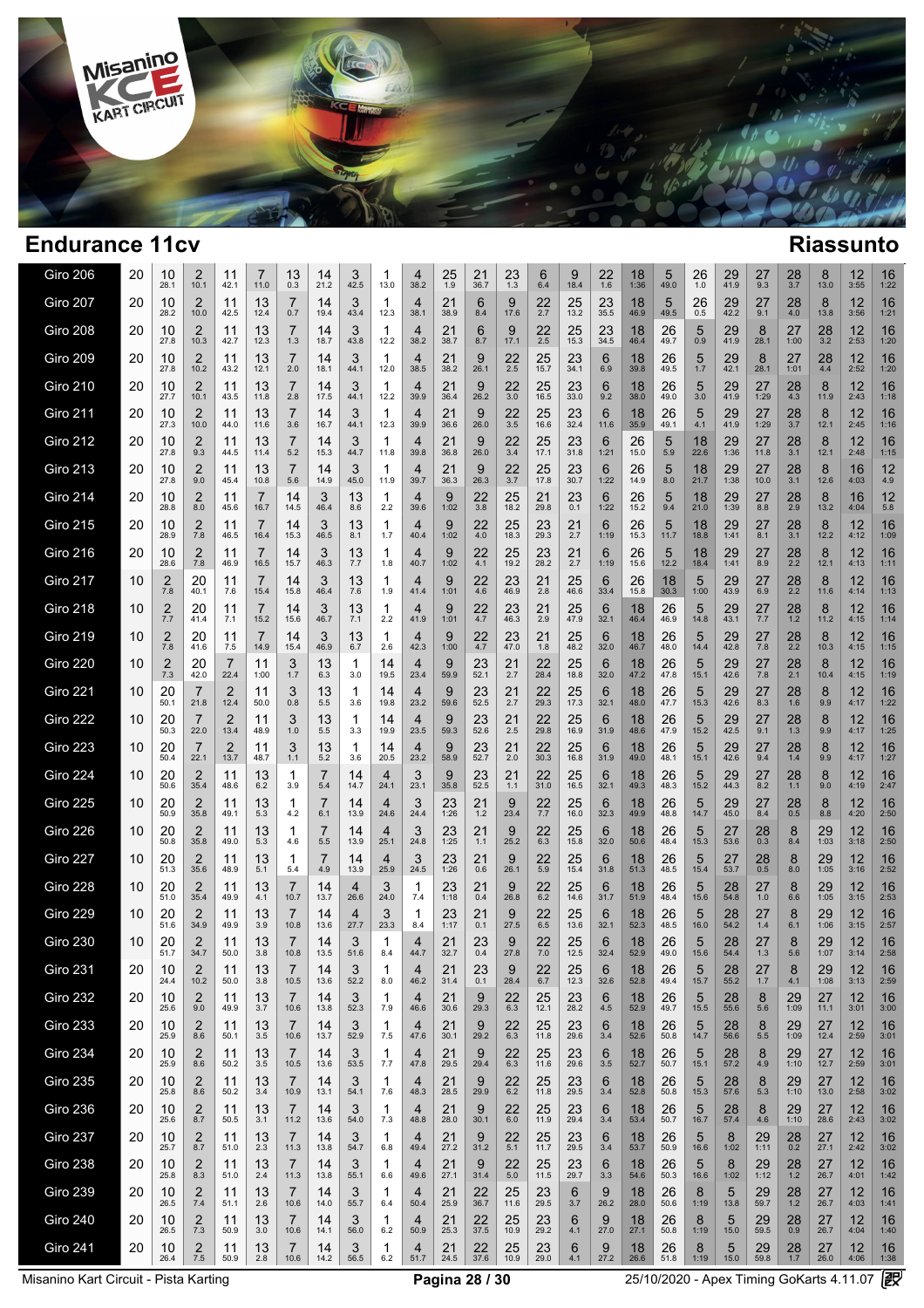# Endurance 11cv

## Riassunto

| Giro | N | | | | | | | | | | | | | | | | | | | | | | | | | | | | | | | | | | | | | | | | | | | | | | | | | | | | | | | | | | | | | | | | |
|---|---|---|---|---|---|---|---|---|---|---|---|---|---|---|---|---|---|---|---|---|---|---|---|---|---|---|---|---|---|---|---|---|---|---|---|---|---|---|---|---|---|---|---|---|---|---|---|---|---|---|---|---|---|---|---|---|---|---|---|---|---|---|---|---|---|
| Giro 206 | 20 | 10 28.1 | 2 10.1 | 11 42.1 | 7 11.0 | 13 0.3 | 14 21.2 | 3 42.5 | 1 13.0 | 4 38.2 | 25 1.9 | 21 36.7 | 23 1.3 | 6 6.4 | 9 18.4 | 22 1.6 | 18 1:36 | 5 49.0 | 26 1.0 | 29 41.9 | 27 9.3 | 28 3.7 | 8 13.0 | 12 3:55 | 16 1:22 |
| Giro 207 | 20 | 10 28.2 | 2 10.0 | 11 42.5 | 13 12.4 | 7 0.7 | 14 19.4 | 3 43.4 | 1 12.3 | 4 38.1 | 21 38.9 | 6 8.4 | 9 17.6 | 22 2.7 | 25 13.2 | 23 35.5 | 18 46.9 | 5 49.5 | 26 0.5 | 29 42.2 | 27 9.1 | 28 4.0 | 8 13.8 | 12 3:56 | 16 1:21 |
| Giro 208 | 20 | 10 27.8 | 2 10.3 | 11 42.7 | 13 12.3 | 7 1.3 | 14 18.7 | 3 43.8 | 1 12.2 | 4 38.2 | 21 38.7 | 6 8.7 | 9 17.1 | 22 2.5 | 25 15.3 | 23 34.5 | 18 46.4 | 26 49.7 | 5 0.9 | 29 41.9 | 8 28.1 | 27 1:00 | 28 3.2 | 12 2:53 | 16 1:20 |
| Giro 209 | 20 | 10 27.8 | 2 10.2 | 11 43.2 | 13 12.1 | 7 2.0 | 14 18.1 | 3 44.1 | 1 12.0 | 4 38.5 | 21 38.2 | 9 26.1 | 22 2.5 | 25 15.7 | 23 34.1 | 6 6.9 | 18 39.8 | 26 49.5 | 5 1.7 | 29 42.1 | 8 28.1 | 27 1:01 | 28 4.4 | 12 2:52 | 16 1:20 |
| Giro 210 | 20 | 10 27.7 | 2 10.1 | 11 43.5 | 13 11.8 | 7 2.8 | 14 17.5 | 3 44.1 | 1 12.2 | 4 39.9 | 21 36.4 | 9 26.2 | 22 3.0 | 25 16.5 | 23 33.0 | 6 9.2 | 18 38.0 | 26 49.0 | 5 3.0 | 29 41.9 | 27 1:29 | 28 4.3 | 8 11.9 | 12 2:43 | 16 1:18 |
| Giro 211 | 20 | 10 27.3 | 2 10.0 | 11 44.0 | 13 11.6 | 7 3.6 | 14 16.7 | 3 44.1 | 1 12.3 | 4 39.9 | 21 36.6 | 9 26.0 | 22 3.5 | 25 16.6 | 23 32.4 | 6 11.6 | 18 35.9 | 26 49.1 | 5 4.1 | 29 41.9 | 27 1:29 | 28 3.7 | 8 12.1 | 12 2:45 | 16 1:16 |
| Giro 212 | 20 | 10 27.8 | 2 9.3 | 11 44.5 | 13 11.4 | 7 5.2 | 14 15.3 | 3 44.7 | 1 11.8 | 4 39.8 | 21 36.8 | 9 26.0 | 22 3.4 | 25 17.1 | 23 31.8 | 6 1:21 | 26 15.0 | 5 5.9 | 18 22.6 | 29 1:36 | 27 11.8 | 28 3.1 | 8 12.1 | 12 2:48 | 16 1:15 |
| Giro 213 | 20 | 10 27.8 | 2 9.0 | 11 45.4 | 13 10.8 | 7 5.6 | 14 14.9 | 3 45.0 | 1 11.9 | 4 39.7 | 21 36.3 | 9 26.3 | 22 3.7 | 25 17.8 | 23 30.7 | 6 1:22 | 26 14.9 | 5 8.0 | 18 21.7 | 29 1:38 | 27 10.0 | 28 3.1 | 8 12.6 | 16 4:03 | 12 4.9 |
| Giro 214 | 20 | 10 28.8 | 2 8.0 | 11 45.6 | 7 16.7 | 14 14.5 | 3 46.4 | 13 8.6 | 1 2.2 | 4 39.6 | 9 1:02 | 22 3.8 | 25 18.2 | 21 29.8 | 23 0.1 | 6 1:22 | 26 15.2 | 5 9.4 | 18 21.0 | 29 1:39 | 27 8.8 | 28 2.9 | 8 13.2 | 16 4:04 | 12 5.8 |
| Giro 215 | 20 | 10 28.9 | 2 7.8 | 11 46.5 | 7 16.4 | 14 15.3 | 3 46.5 | 13 8.1 | 1 1.7 | 4 40.4 | 9 1:02 | 22 4.0 | 25 18.3 | 23 29.3 | 21 2.7 | 6 1:19 | 26 15.3 | 5 11.7 | 18 18.8 | 29 1:41 | 27 8.1 | 28 3.1 | 8 12.2 | 12 4:12 | 16 1:09 |
| Giro 216 | 20 | 10 28.6 | 2 7.8 | 11 46.9 | 7 16.5 | 14 15.7 | 3 46.3 | 13 7.7 | 1 1.8 | 4 40.7 | 9 1:02 | 22 4.1 | 25 19.2 | 23 28.2 | 21 2.7 | 6 1:19 | 26 15.6 | 5 12.2 | 18 18.4 | 29 1:41 | 27 8.9 | 28 2.2 | 8 12.1 | 12 4:13 | 16 1:11 |
| Giro 217 | 10 | 2 7.8 | 20 40.1 | 11 7.6 | 7 15.4 | 14 15.8 | 3 46.4 | 13 7.6 | 1 1.9 | 4 41.4 | 9 1:01 | 22 4.6 | 23 46.9 | 21 2.8 | 25 46.6 | 6 33.4 | 26 15.8 | 18 30.3 | 5 1:00 | 29 43.9 | 27 6.9 | 28 2.2 | 8 11.6 | 12 4:14 | 16 1:13 |
| Giro 218 | 10 | 2 7.7 | 20 41.4 | 11 7.1 | 7 15.2 | 14 15.6 | 3 46.7 | 13 7.1 | 1 2.2 | 4 41.9 | 9 1:01 | 22 4.7 | 23 46.3 | 21 2.9 | 25 47.9 | 6 32.1 | 18 46.4 | 26 46.9 | 5 14.8 | 29 43.1 | 27 7.7 | 28 1.2 | 8 11.2 | 12 4:15 | 16 1:14 |
| Giro 219 | 10 | 2 7.8 | 20 41.6 | 11 7.5 | 7 14.9 | 14 15.4 | 3 46.9 | 13 6.7 | 1 2.6 | 4 42.3 | 9 1:00 | 22 4.7 | 23 47.0 | 21 1.8 | 25 48.2 | 6 32.0 | 18 46.7 | 26 48.0 | 5 14.4 | 29 42.8 | 27 7.8 | 28 2.2 | 8 10.3 | 12 4:15 | 16 1:15 |
| Giro 220 | 10 | 2 7.3 | 20 42.0 | 7 22.4 | 11 1:00 | 3 1.7 | 13 6.3 | 1 3.0 | 14 19.5 | 4 23.4 | 9 59.9 | 23 52.1 | 21 2.7 | 22 28.4 | 25 18.8 | 6 32.0 | 18 47.2 | 26 47.8 | 5 15.1 | 29 42.6 | 27 7.8 | 28 2.1 | 8 10.4 | 12 4:15 | 16 1:19 |
| Giro 221 | 10 | 20 50.1 | 7 21.8 | 2 12.4 | 11 50.0 | 3 0.8 | 13 5.5 | 1 3.6 | 14 19.8 | 4 23.2 | 9 59.6 | 23 52.5 | 21 2.7 | 22 29.3 | 25 17.3 | 6 32.1 | 18 48.0 | 26 47.7 | 5 15.3 | 29 42.6 | 27 8.3 | 28 1.6 | 8 9.9 | 12 4:17 | 16 1:22 |
| Giro 222 | 10 | 20 50.3 | 7 22.0 | 2 13.4 | 11 48.9 | 3 1.0 | 13 5.5 | 1 3.3 | 14 19.9 | 4 23.5 | 9 59.3 | 23 52.6 | 21 2.5 | 22 29.8 | 25 16.9 | 6 31.9 | 18 48.6 | 26 47.9 | 5 15.2 | 29 42.5 | 27 9.1 | 28 1.3 | 8 9.9 | 12 4:17 | 16 1:25 |
| Giro 223 | 10 | 20 50.4 | 7 22.1 | 2 13.7 | 11 48.7 | 3 1.1 | 13 5.2 | 1 3.6 | 14 20.5 | 4 23.2 | 9 58.9 | 23 52.7 | 21 2.0 | 22 30.3 | 25 16.8 | 6 31.9 | 18 49.0 | 26 48.1 | 5 15.1 | 29 42.6 | 27 9.4 | 28 1.4 | 8 9.9 | 12 4:17 | 16 1:27 |
| Giro 224 | 10 | 20 50.6 | 2 35.4 | 11 48.6 | 13 6.2 | 1 3.9 | 7 5.4 | 14 14.7 | 4 24.1 | 3 23.1 | 9 35.8 | 23 52.5 | 21 1.1 | 22 31.0 | 25 16.5 | 6 32.1 | 18 49.3 | 26 48.3 | 5 15.2 | 29 44.3 | 27 8.2 | 28 1.1 | 8 9.0 | 12 4:19 | 16 2:47 |
| Giro 225 | 10 | 20 50.9 | 2 35.8 | 11 49.1 | 13 5.3 | 1 4.2 | 7 6.1 | 14 13.9 | 4 24.6 | 3 24.4 | 23 1:26 | 21 1.2 | 9 23.4 | 22 7.7 | 25 16.0 | 6 32.3 | 18 49.9 | 26 48.8 | 5 14.7 | 29 45.0 | 27 8.4 | 28 0.5 | 8 8.8 | 12 4:20 | 16 2:50 |
| Giro 226 | 10 | 20 50.8 | 2 35.8 | 11 49.0 | 13 5.3 | 1 4.6 | 7 5.5 | 14 13.9 | 4 25.1 | 3 24.8 | 23 1:25 | 21 1.1 | 9 25.2 | 22 6.3 | 25 15.8 | 6 32.0 | 18 50.6 | 26 48.4 | 5 15.3 | 27 53.6 | 28 0.3 | 8 8.4 | 29 1:03 | 12 3:18 | 16 2:50 |
| Giro 227 | 10 | 20 51.3 | 2 35.6 | 11 48.9 | 13 5.1 | 1 5.4 | 7 4.9 | 14 13.9 | 4 25.9 | 3 24.5 | 23 1:26 | 21 0.6 | 9 26.1 | 22 5.9 | 25 15.4 | 6 31.8 | 18 51.3 | 26 48.5 | 5 15.4 | 27 53.7 | 28 0.5 | 8 8.0 | 29 1:05 | 12 3:16 | 16 2:52 |
| Giro 228 | 10 | 20 51.0 | 2 35.4 | 11 49.9 | 13 4.1 | 7 10.7 | 14 13.7 | 4 26.6 | 3 24.0 | 1 7.4 | 23 1:18 | 21 0.4 | 9 26.8 | 22 6.2 | 25 14.6 | 6 31.7 | 18 51.9 | 26 48.4 | 5 15.6 | 28 54.8 | 27 1.0 | 8 6.6 | 29 1:05 | 12 3:15 | 16 2:53 |
| Giro 229 | 10 | 20 51.6 | 2 34.9 | 11 49.9 | 13 3.9 | 7 10.8 | 14 13.6 | 4 27.7 | 3 23.3 | 1 8.4 | 23 1:17 | 21 0.1 | 9 27.5 | 22 6.5 | 25 13.6 | 6 32.1 | 18 52.3 | 26 48.5 | 5 16.0 | 28 54.2 | 27 1.4 | 8 6.1 | 29 1:06 | 12 3:15 | 16 2:57 |
| Giro 230 | 10 | 20 51.7 | 2 34.7 | 11 50.0 | 13 3.8 | 7 10.8 | 14 13.5 | 3 51.6 | 1 8.4 | 4 44.7 | 21 32.7 | 23 0.4 | 9 27.8 | 22 7.0 | 25 12.5 | 6 32.4 | 18 52.9 | 26 49.0 | 5 15.6 | 28 54.4 | 27 1.3 | 8 5.6 | 29 1:07 | 12 3:14 | 16 2:58 |
| Giro 231 | 20 | 10 24.4 | 2 10.2 | 11 50.0 | 13 3.8 | 7 10.5 | 14 13.6 | 3 52.2 | 1 8.0 | 4 46.2 | 21 31.4 | 23 0.1 | 9 28.4 | 22 6.7 | 25 12.3 | 6 32.6 | 18 52.8 | 26 49.4 | 5 15.7 | 28 55.2 | 27 1.7 | 8 4.1 | 29 1:08 | 12 3:13 | 16 2:59 |
| Giro 232 | 20 | 10 25.6 | 2 9.0 | 11 49.9 | 13 3.7 | 7 10.6 | 14 13.8 | 3 52.3 | 1 7.9 | 4 46.6 | 21 30.6 | 9 29.3 | 22 6.3 | 25 12.1 | 23 28.2 | 6 4.5 | 18 52.9 | 26 49.7 | 5 15.5 | 28 55.6 | 8 5.6 | 29 1:09 | 27 11.1 | 12 3:01 | 16 3:00 |
| Giro 233 | 20 | 10 25.9 | 2 8.6 | 11 50.1 | 13 3.5 | 7 10.6 | 14 13.7 | 3 52.9 | 1 7.5 | 4 47.6 | 21 30.1 | 9 29.2 | 22 6.3 | 25 11.8 | 23 29.6 | 6 3.4 | 18 52.6 | 26 50.8 | 5 14.7 | 28 56.6 | 8 5.5 | 29 1:09 | 27 12.4 | 12 2:59 | 16 3:01 |
| Giro 234 | 20 | 10 25.9 | 2 8.6 | 11 50.2 | 13 3.5 | 7 10.5 | 14 13.6 | 3 53.5 | 1 7.7 | 4 47.8 | 21 29.5 | 9 29.4 | 22 6.3 | 25 11.6 | 23 29.6 | 6 3.5 | 18 52.7 | 26 50.7 | 5 15.1 | 28 57.2 | 8 4.9 | 29 1:10 | 27 12.7 | 12 2:59 | 16 3:01 |
| Giro 235 | 20 | 10 25.8 | 2 8.6 | 11 50.2 | 13 3.4 | 7 10.9 | 14 13.1 | 3 54.1 | 1 7.6 | 4 48.3 | 21 28.5 | 9 29.9 | 22 6.2 | 25 11.8 | 23 29.5 | 6 3.4 | 18 52.8 | 26 50.8 | 5 15.3 | 28 57.6 | 8 5.3 | 29 1:10 | 27 13.0 | 12 2:58 | 16 3:02 |
| Giro 236 | 20 | 10 25.6 | 2 8.7 | 11 50.5 | 13 3.1 | 7 11.2 | 14 13.6 | 3 54.0 | 1 7.3 | 4 48.8 | 21 28.0 | 9 30.1 | 22 6.0 | 25 11.9 | 23 29.4 | 6 3.4 | 18 53.4 | 26 50.7 | 5 16.7 | 28 57.4 | 8 4.6 | 29 1:10 | 27 28.6 | 12 2:43 | 16 3:02 |
| Giro 237 | 20 | 10 25.7 | 2 8.7 | 11 51.0 | 13 2.3 | 7 11.3 | 14 13.8 | 3 54.7 | 1 6.8 | 4 49.4 | 21 27.2 | 9 31.2 | 22 5.1 | 25 11.7 | 23 29.5 | 6 3.4 | 18 53.7 | 26 50.9 | 5 16.6 | 8 1:02 | 29 1:11 | 28 0.2 | 27 27.1 | 12 2:42 | 16 3:02 |
| Giro 238 | 20 | 10 25.8 | 2 8.3 | 11 51.0 | 13 2.4 | 7 11.3 | 14 13.8 | 3 55.1 | 1 6.6 | 4 49.6 | 21 27.1 | 9 31.4 | 22 5.0 | 25 11.5 | 23 29.7 | 6 3.3 | 18 54.6 | 26 50.3 | 5 16.6 | 8 1:02 | 29 1:12 | 28 1.2 | 27 26.7 | 12 4:01 | 16 1:42 |
| Giro 239 | 20 | 10 26.5 | 2 7.4 | 11 51.1 | 13 2.6 | 7 10.6 | 14 14.0 | 3 55.7 | 1 6.4 | 4 50.4 | 21 25.9 | 22 36.7 | 25 11.6 | 23 29.5 | 6 3.7 | 9 26.2 | 18 28.0 | 26 50.6 | 8 1:19 | 5 13.8 | 29 59.7 | 28 1.2 | 27 26.7 | 12 4:03 | 16 1:41 |
| Giro 240 | 20 | 10 26.5 | 2 7.3 | 11 50.9 | 13 3.0 | 7 10.6 | 14 14.1 | 3 56.0 | 1 6.2 | 4 50.9 | 21 25.3 | 22 37.5 | 25 10.9 | 23 29.2 | 6 4.1 | 9 27.0 | 18 27.1 | 26 50.8 | 8 1:19 | 5 15.0 | 29 59.5 | 28 0.9 | 27 26.7 | 12 4:04 | 16 1:40 |
| Giro 241 | 20 | 10 26.4 | 2 7.5 | 11 50.9 | 13 2.8 | 7 10.6 | 14 14.2 | 3 56.5 | 1 6.2 | 4 51.7 | 21 24.5 | 22 37.6 | 25 10.9 | 23 29.0 | 6 4.1 | 9 27.2 | 18 26.6 | 26 51.8 | 8 1:19 | 5 15.0 | 29 59.8 | 28 1.7 | 27 26.0 | 12 4:06 | 16 1:38 |

Misanino Kart Circuit - Pista Karting | 25/10/2020 - Apex Timing GoKarts 4.11.07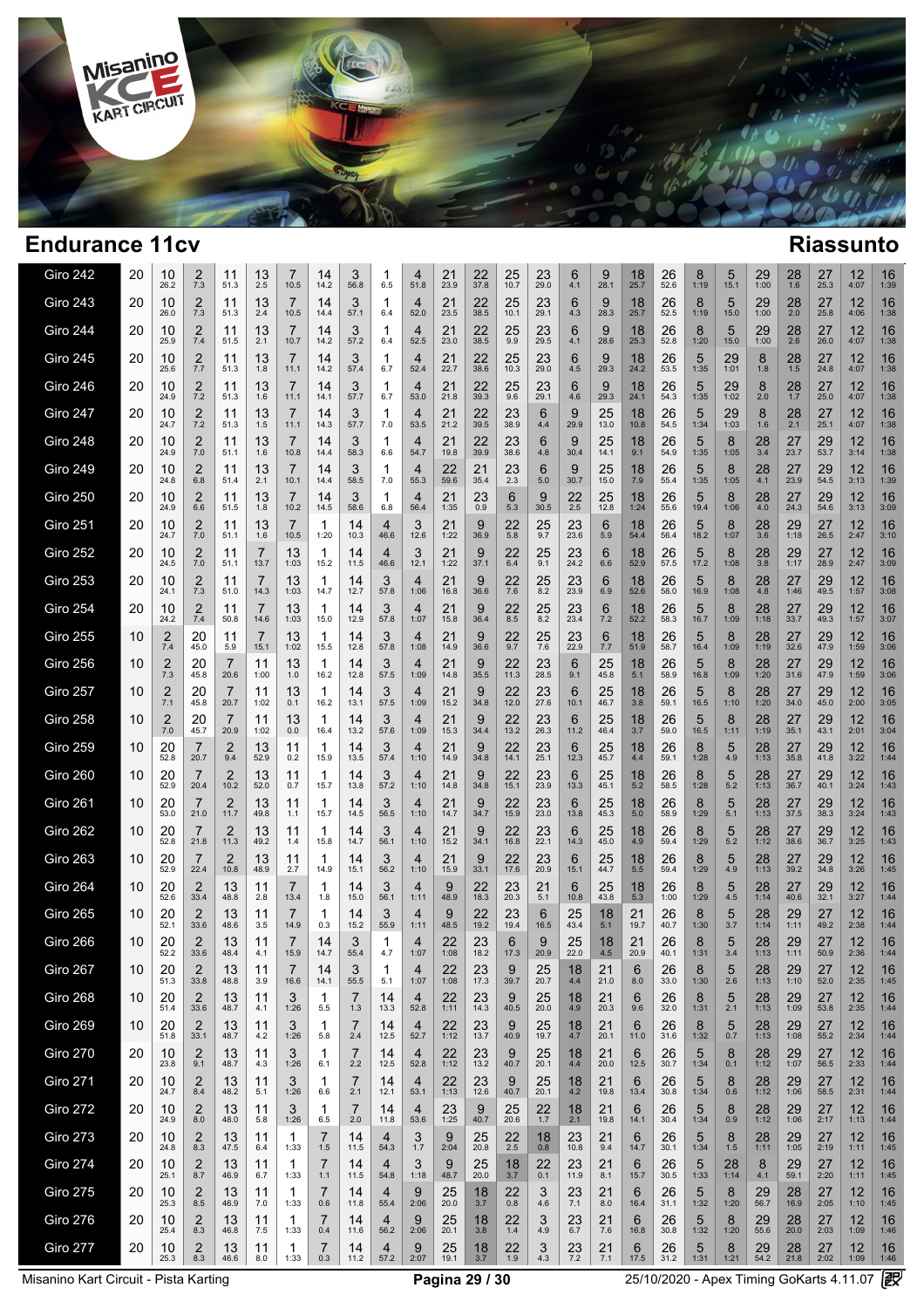# Endurance 11cv

## Riassunto

| | | | | | | | | | | | | | | | | | | | | | | | | | |
|---|---|---|---|---|---|---|---|---|---|---|---|---|---|---|---|---|---|---|---|---|---|---|---|---|---|
| Giro 242 | 20 | 10 26.2 | 2 7.3 | 11 51.3 | 13 2.5 | 7 10.5 | 14 14.2 | 3 56.8 | 1 6.5 | 4 51.8 | 21 23.9 | 22 37.8 | 25 10.7 | 23 29.0 | 6 4.1 | 9 28.1 | 18 25.7 | 26 52.6 | 8 1:19 | 5 15.1 | 29 1:00 | 28 1.6 | 27 25.3 | 12 4:07 | 16 1:39 |
| Giro 243 | 20 | 10 26.0 | 2 7.3 | 11 51.3 | 13 2.4 | 7 10.5 | 14 14.4 | 3 57.1 | 1 6.4 | 4 52.0 | 21 23.5 | 22 38.5 | 25 10.1 | 23 29.1 | 6 4.3 | 9 28.3 | 18 25.7 | 26 52.5 | 8 1:19 | 5 15.0 | 29 1:00 | 28 2.0 | 27 25.8 | 12 4:06 | 16 1:38 |
| Giro 244 | 20 | 10 25.9 | 2 7.4 | 11 51.5 | 13 2.1 | 7 10.7 | 14 14.2 | 3 57.2 | 1 6.4 | 4 52.5 | 21 23.0 | 22 38.5 | 25 9.9 | 23 29.5 | 6 4.1 | 9 28.6 | 18 25.3 | 26 52.8 | 8 1:20 | 5 15.0 | 29 1:00 | 28 2.6 | 27 26.0 | 12 4:07 | 16 1:38 |
| Giro 245 | 20 | 10 25.6 | 2 7.7 | 11 51.3 | 13 1.8 | 7 11.1 | 14 14.2 | 3 57.4 | 1 6.7 | 4 52.4 | 21 22.7 | 22 38.6 | 25 10.3 | 23 29.0 | 6 4.5 | 9 29.3 | 18 24.2 | 26 53.5 | 5 1:35 | 29 1:01 | 8 1.8 | 28 1.5 | 27 24.8 | 12 4:07 | 16 1:38 |
| Giro 246 | 20 | 10 24.9 | 2 7.2 | 11 51.3 | 13 1.6 | 7 11.1 | 14 14.1 | 3 57.7 | 1 6.7 | 4 53.0 | 21 21.8 | 22 39.3 | 25 9.6 | 23 29.1 | 6 4.6 | 9 29.3 | 18 24.1 | 26 54.3 | 5 1:35 | 29 1:02 | 8 2.0 | 28 1.7 | 27 25.0 | 12 4:07 | 16 1:38 |
| Giro 247 | 20 | 10 24.7 | 2 7.2 | 11 51.3 | 13 1.5 | 7 11.1 | 14 14.3 | 3 57.7 | 1 7.0 | 4 53.5 | 21 21.2 | 22 39.5 | 23 38.9 | 6 4.4 | 9 29.9 | 25 13.0 | 18 10.8 | 26 54.5 | 5 1:34 | 29 1:03 | 8 1.6 | 28 2.1 | 27 25.1 | 12 4:07 | 16 1:38 |
| Giro 248 | 20 | 10 24.9 | 2 7.0 | 11 51.1 | 13 1.6 | 7 10.8 | 14 14.4 | 3 58.3 | 1 6.6 | 4 54.7 | 21 19.8 | 22 39.9 | 23 38.6 | 6 4.8 | 9 30.4 | 25 14.1 | 18 9.1 | 26 54.9 | 5 1:35 | 8 1:05 | 28 3.4 | 27 23.7 | 29 53.7 | 12 3:14 | 16 1:38 |
| Giro 249 | 20 | 10 24.8 | 2 6.8 | 11 51.4 | 13 2.1 | 7 10.1 | 14 14.4 | 3 58.5 | 1 7.0 | 4 55.3 | 22 59.6 | 21 35.4 | 23 2.3 | 6 5.0 | 9 30.7 | 25 15.0 | 18 7.9 | 26 55.4 | 5 1:35 | 8 1:05 | 28 4.1 | 27 23.9 | 29 54.5 | 12 3:13 | 16 1:39 |
| Giro 250 | 20 | 10 24.9 | 2 6.6 | 11 51.5 | 13 1.8 | 7 10.2 | 14 14.5 | 3 58.6 | 1 6.8 | 4 56.4 | 21 1:35 | 23 0.9 | 6 5.3 | 9 30.5 | 22 2.5 | 25 12.8 | 18 1:24 | 26 55.6 | 5 19.4 | 8 1:06 | 28 4.0 | 27 24.3 | 29 54.6 | 12 3:13 | 16 3:09 |
| Giro 251 | 20 | 10 24.7 | 2 7.0 | 11 51.1 | 13 1.6 | 7 10.5 | 1 1:20 | 14 10.3 | 4 46.6 | 3 12.6 | 21 1:22 | 9 36.9 | 22 5.8 | 25 9.7 | 23 23.6 | 6 5.9 | 18 54.4 | 26 56.4 | 5 18.2 | 8 1:07 | 28 3.6 | 29 1:18 | 27 26.5 | 12 2:47 | 16 3:10 |
| Giro 252 | 20 | 10 24.5 | 2 7.0 | 11 51.1 | 7 13.7 | 13 1:03 | 1 15.2 | 14 11.5 | 4 46.6 | 3 12.1 | 21 1:22 | 9 37.1 | 22 6.4 | 25 9.1 | 23 24.2 | 6 6.6 | 18 52.9 | 26 57.5 | 5 17.2 | 8 1:08 | 28 3.8 | 29 1:17 | 27 28.9 | 12 2:47 | 16 3:09 |
| Giro 253 | 20 | 10 24.1 | 2 7.3 | 11 51.0 | 7 14.3 | 13 1:03 | 1 14.7 | 14 12.7 | 3 57.8 | 4 1:06 | 21 16.8 | 9 36.6 | 22 7.6 | 25 8.2 | 23 23.9 | 6 6.9 | 18 52.6 | 26 58.0 | 5 16.9 | 8 1:08 | 28 4.8 | 27 1:46 | 29 49.5 | 12 1:57 | 16 3:08 |
| Giro 254 | 20 | 10 24.2 | 2 7.4 | 11 50.8 | 7 14.6 | 13 1:03 | 1 15.0 | 14 12.9 | 3 57.8 | 4 1:07 | 21 15.8 | 9 36.4 | 22 8.5 | 25 8.2 | 23 23.4 | 6 7.2 | 18 52.2 | 26 58.3 | 5 16.7 | 8 1:09 | 28 1:18 | 27 33.7 | 29 49.3 | 12 1:57 | 16 3:07 |
| Giro 255 | 10 | 2 7.4 | 20 45.0 | 11 5.9 | 7 15.1 | 13 1:02 | 1 15.5 | 14 12.8 | 3 57.8 | 4 1:08 | 21 14.9 | 9 36.6 | 22 9.7 | 25 7.6 | 23 22.9 | 6 7.7 | 18 51.9 | 26 58.7 | 5 16.4 | 8 1:09 | 28 1:19 | 27 32.6 | 29 47.9 | 12 1:59 | 16 3:06 |
| Giro 256 | 10 | 2 7.3 | 20 45.8 | 7 20.6 | 11 1:00 | 13 1.0 | 1 16.2 | 14 12.8 | 3 57.5 | 4 1:09 | 21 14.8 | 9 35.5 | 22 11.3 | 23 28.5 | 6 9.1 | 25 45.8 | 18 5.1 | 26 58.9 | 5 16.8 | 8 1:09 | 28 1:20 | 27 31.6 | 29 47.9 | 12 1:59 | 16 3:06 |
| Giro 257 | 10 | 2 7.1 | 20 45.8 | 7 20.7 | 11 1:02 | 13 0.1 | 1 16.2 | 14 13.1 | 3 57.5 | 4 1:09 | 21 15.2 | 9 34.8 | 22 12.0 | 23 27.6 | 6 10.1 | 25 46.7 | 18 3.8 | 26 59.1 | 5 16.5 | 8 1:10 | 28 1:20 | 27 34.0 | 29 45.0 | 12 2:00 | 16 3:05 |
| Giro 258 | 10 | 2 7.0 | 20 45.7 | 7 20.9 | 11 1:02 | 13 0.0 | 1 16.4 | 14 13.2 | 3 57.6 | 4 1:09 | 21 15.3 | 9 34.4 | 22 13.2 | 23 26.3 | 6 11.2 | 25 46.4 | 18 3.7 | 26 59.0 | 5 16.5 | 8 1:11 | 28 1:19 | 27 35.1 | 29 43.1 | 12 2:01 | 16 3:04 |
| Giro 259 | 10 | 20 52.8 | 7 20.7 | 2 9.4 | 13 52.9 | 11 0.2 | 1 15.9 | 14 13.5 | 3 57.4 | 4 1:10 | 21 14.9 | 9 34.8 | 22 14.1 | 23 25.1 | 6 12.3 | 25 45.7 | 18 4.4 | 26 59.1 | 8 1:28 | 5 4.9 | 28 1:13 | 27 35.8 | 29 41.8 | 12 3:22 | 16 1:44 |
| Giro 260 | 10 | 20 52.9 | 7 20.4 | 2 10.2 | 13 52.0 | 11 0.7 | 1 15.7 | 14 13.8 | 3 57.2 | 4 1:10 | 21 14.8 | 9 34.8 | 22 15.1 | 23 23.9 | 6 13.3 | 25 45.1 | 18 5.2 | 26 58.5 | 8 1:28 | 5 5.2 | 28 1:13 | 27 36.7 | 29 40.1 | 12 3:24 | 16 1:43 |
| Giro 261 | 10 | 20 53.0 | 7 21.0 | 2 11.7 | 13 49.8 | 11 1.1 | 1 15.7 | 14 14.5 | 3 56.5 | 4 1:10 | 21 14.7 | 9 34.7 | 22 15.9 | 23 23.0 | 6 13.8 | 25 45.3 | 18 5.0 | 26 58.9 | 8 1:29 | 5 5.1 | 28 1:13 | 27 37.5 | 29 38.3 | 12 3:24 | 16 1:43 |
| Giro 262 | 10 | 20 52.8 | 7 21.8 | 2 11.3 | 13 49.2 | 11 1.4 | 1 15.8 | 14 14.7 | 3 56.1 | 4 1:10 | 21 15.2 | 9 34.1 | 22 16.8 | 23 22.1 | 6 14.3 | 25 45.0 | 18 4.9 | 26 59.4 | 8 1:29 | 5 5.2 | 28 1:12 | 27 38.6 | 29 36.7 | 12 3:25 | 16 1:43 |
| Giro 263 | 10 | 20 52.9 | 7 22.4 | 2 10.8 | 13 48.9 | 11 2.7 | 1 14.9 | 14 15.1 | 3 56.2 | 4 1:10 | 21 15.9 | 9 33.1 | 22 17.6 | 23 20.9 | 6 15.1 | 25 44.7 | 18 5.5 | 26 59.4 | 8 1:29 | 5 4.9 | 28 1:13 | 27 39.2 | 29 34.8 | 12 3:26 | 16 1:45 |
| Giro 264 | 10 | 20 52.6 | 2 33.4 | 13 48.8 | 11 2.8 | 7 13.4 | 1 1.8 | 14 15.0 | 3 56.1 | 4 1:11 | 9 48.9 | 22 18.3 | 23 20.3 | 21 5.1 | 6 10.8 | 25 43.8 | 18 5.3 | 26 1:00 | 8 1:29 | 5 4.5 | 28 1:14 | 27 40.6 | 29 32.1 | 12 3:27 | 16 1:44 |
| Giro 265 | 10 | 20 52.1 | 2 33.6 | 13 48.6 | 11 3.5 | 7 14.9 | 1 0.3 | 14 15.2 | 3 55.9 | 4 1:11 | 9 48.5 | 22 19.2 | 23 19.4 | 6 16.5 | 25 43.4 | 18 5.1 | 21 19.7 | 26 40.7 | 8 1:30 | 5 3.7 | 28 1:14 | 29 1:11 | 27 49.2 | 12 2:38 | 16 1:44 |
| Giro 266 | 10 | 20 52.2 | 2 33.6 | 13 48.4 | 11 4.1 | 7 15.9 | 14 14.7 | 3 55.4 | 1 4.7 | 4 1:07 | 22 1:08 | 23 18.2 | 6 17.3 | 9 20.9 | 25 22.0 | 18 4.5 | 21 20.9 | 26 40.1 | 8 1:31 | 5 3.4 | 28 1:13 | 29 1:11 | 27 50.9 | 12 2:36 | 16 1:44 |
| Giro 267 | 10 | 20 51.3 | 2 33.8 | 13 48.8 | 11 3.9 | 7 16.6 | 14 14.1 | 3 55.5 | 1 5.1 | 4 1:07 | 22 1:08 | 23 17.3 | 9 39.7 | 25 20.7 | 18 4.4 | 21 21.0 | 6 8.0 | 26 33.0 | 8 1:30 | 5 2.6 | 28 1:13 | 29 1:10 | 27 52.0 | 12 2:35 | 16 1:45 |
| Giro 268 | 10 | 20 51.4 | 2 33.6 | 13 48.7 | 11 4.1 | 3 1:26 | 1 5.5 | 7 1.3 | 14 13.3 | 4 52.8 | 22 1:11 | 23 14.3 | 9 40.5 | 25 20.0 | 18 4.8 | 21 20.3 | 6 9.6 | 26 32.0 | 8 1:31 | 5 2.1 | 28 1:13 | 29 1:09 | 27 53.8 | 12 2:35 | 16 1:44 |
| Giro 269 | 10 | 20 51.8 | 2 33.1 | 13 48.7 | 11 4.2 | 3 1:26 | 1 5.8 | 7 2.4 | 14 12.5 | 4 52.7 | 22 1:12 | 23 13.7 | 9 40.9 | 25 19.7 | 18 4.7 | 21 20.1 | 6 11.0 | 26 31.6 | 8 1:32 | 5 0.7 | 28 1:13 | 29 1:08 | 27 55.2 | 12 2:34 | 16 1:44 |
| Giro 270 | 20 | 10 23.8 | 2 9.1 | 13 48.7 | 11 4.3 | 3 1:26 | 1 6.1 | 7 2.2 | 14 12.5 | 4 52.8 | 22 1:12 | 23 13.2 | 9 40.7 | 25 20.1 | 18 4.4 | 21 20.0 | 6 12.5 | 26 30.7 | 5 1:34 | 8 0.1 | 28 1:12 | 29 1:07 | 27 56.5 | 12 2:33 | 16 1:44 |
| Giro 271 | 20 | 10 24.7 | 2 8.4 | 13 48.2 | 11 5.1 | 3 1:26 | 1 6.6 | 7 2.1 | 14 12.1 | 4 53.1 | 22 1:13 | 23 12.6 | 9 40.7 | 25 20.1 | 18 4.2 | 21 19.8 | 6 13.4 | 26 30.8 | 5 1:34 | 8 0.6 | 28 1:12 | 29 1:06 | 27 58.5 | 12 2:31 | 16 1:44 |
| Giro 272 | 20 | 10 24.9 | 2 8.0 | 13 48.0 | 11 5.8 | 3 1:26 | 1 6.5 | 7 2.0 | 14 11.8 | 4 53.6 | 23 1:25 | 9 40.7 | 25 20.6 | 22 1.7 | 18 2.1 | 21 19.8 | 6 14.1 | 26 30.4 | 5 1:34 | 8 0.9 | 28 1:12 | 29 1:06 | 27 2:17 | 12 1:13 | 16 1:44 |
| Giro 273 | 20 | 10 24.8 | 2 8.3 | 13 47.5 | 11 6.4 | 1 1:33 | 7 1.5 | 14 11.5 | 4 54.3 | 3 1.7 | 9 2:04 | 25 20.8 | 22 2.5 | 18 0.8 | 23 10.8 | 21 9.4 | 6 14.7 | 26 30.1 | 5 1:34 | 8 1.5 | 28 1:11 | 29 1:05 | 27 2:19 | 12 1:11 | 16 1:45 |
| Giro 274 | 20 | 10 25.1 | 2 8.7 | 13 46.9 | 11 6.7 | 1 1:33 | 7 1.1 | 14 11.5 | 4 54.8 | 3 1:18 | 9 48.7 | 25 20.0 | 18 3.7 | 22 0.1 | 23 24.2 | 21 8.1 | 6 15.7 | 26 30.5 | 5 1:33 | 28 1:14 | 8 4.1 | 29 59.1 | 27 2:20 | 12 1:11 | 16 1:45 |
| Giro 275 | 20 | 10 25.3 | 2 8.5 | 13 46.9 | 11 7.0 | 1 1:33 | 7 0.6 | 14 11.8 | 4 55.4 | 9 2:06 | 25 20.0 | 18 3.7 | 22 0.8 | 3 4.6 | 23 7.1 | 21 8.0 | 6 16.4 | 26 31.1 | 5 1:32 | 8 1:20 | 29 56.7 | 28 16.9 | 27 2:05 | 12 1:10 | 16 1:45 |
| Giro 276 | 20 | 10 25.4 | 2 8.3 | 13 46.8 | 11 7.5 | 1 1:33 | 7 0.4 | 14 11.6 | 4 56.2 | 9 2:06 | 25 20.1 | 18 3.8 | 22 1.4 | 3 4.9 | 23 6.7 | 21 7.6 | 6 16.8 | 26 30.8 | 5 1:32 | 8 1:20 | 29 55.6 | 28 20.0 | 27 2:03 | 12 1:09 | 16 1:46 |
| Giro 277 | 20 | 10 25.3 | 2 8.3 | 13 46.6 | 11 8.0 | 1 1:33 | 7 0.3 | 14 11.2 | 4 57.2 | 9 2:07 | 25 19.1 | 18 3.7 | 22 1.9 | 3 4.3 | 23 7.2 | 21 7.1 | 6 17.5 | 26 31.2 | 5 1:31 | 8 1:21 | 29 54.2 | 28 21.8 | 27 2:02 | 12 1:09 | 16 1:46 |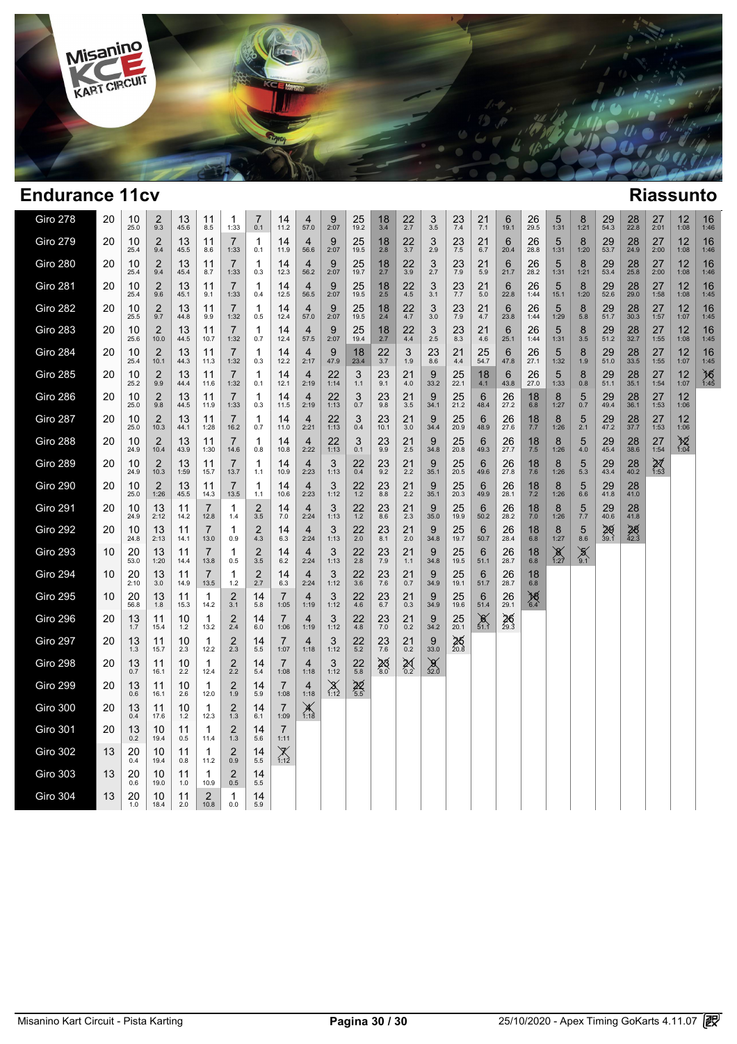## Endurance 11cv

## Riassunto

| | | | | | | | | | | | | | | | | | | | | | | | | | |
|---|---|---|---|---|---|---|---|---|---|---|---|---|---|---|---|---|---|---|---|---|---|---|---|---|---|
| Giro 278 | 20 | 10 25.0 | 2 9.3 | 13 45.6 | 11 8.5 | 1 1:33 | 7 0.1 | 14 11.2 | 4 57.0 | 9 2:07 | 25 19.2 | 18 3.4 | 22 2.7 | 3 3.5 | 23 7.4 | 21 7.1 | 6 19.1 | 26 29.5 | 5 1:31 | 8 1:21 | 29 54.3 | 28 22.8 | 27 2:01 | 12 1:08 | 16 1:46 |
| Giro 279 | 20 | 10 25.4 | 2 9.4 | 13 45.5 | 11 8.6 | 7 1:33 | 1 0.1 | 14 11.9 | 4 56.6 | 9 2:07 | 25 19.5 | 18 2.8 | 22 3.7 | 3 2.9 | 23 7.5 | 21 6.7 | 6 20.4 | 26 28.8 | 5 1:31 | 8 1:20 | 29 53.7 | 28 24.9 | 27 2:00 | 12 1:08 | 16 1:46 |
| Giro 280 | 20 | 10 25.4 | 2 9.4 | 13 45.4 | 11 8.7 | 7 1:33 | 1 0.3 | 14 12.3 | 4 56.2 | 9 2:07 | 25 19.7 | 18 2.7 | 22 3.9 | 3 2.7 | 23 7.9 | 21 5.9 | 6 21.7 | 26 28.2 | 5 1:31 | 8 1:21 | 29 53.4 | 28 25.8 | 27 2:00 | 12 1:08 | 16 1:46 |
| Giro 281 | 20 | 10 25.4 | 2 9.6 | 13 45.1 | 11 9.1 | 7 1:33 | 1 0.4 | 14 12.5 | 4 56.5 | 9 2:07 | 25 19.5 | 18 2.5 | 22 4.5 | 3 3.1 | 23 7.7 | 21 5.0 | 6 22.8 | 26 1:44 | 5 15.1 | 8 1:20 | 29 52.6 | 28 29.0 | 27 1:58 | 12 1:08 | 16 1:45 |
| Giro 282 | 20 | 10 25.5 | 2 9.7 | 13 44.8 | 11 9.9 | 7 1:32 | 1 0.5 | 14 12.4 | 4 57.0 | 9 2:07 | 25 19.5 | 18 2.4 | 22 4.7 | 3 3.0 | 23 7.9 | 21 4.7 | 6 23.8 | 26 1:44 | 5 1:29 | 8 5.8 | 29 51.7 | 28 30.3 | 27 1:57 | 12 1:07 | 16 1:45 |
| Giro 283 | 20 | 10 25.6 | 2 10.0 | 13 44.5 | 11 10.7 | 7 1:32 | 1 0.7 | 14 12.4 | 4 57.5 | 9 2:07 | 25 19.4 | 18 2.7 | 22 4.4 | 3 2.5 | 23 8.3 | 21 4.6 | 6 25.1 | 26 1:44 | 5 1:31 | 8 3.5 | 29 51.2 | 28 32.7 | 27 1:55 | 12 1:08 | 16 1:45 |
| Giro 284 | 20 | 10 25.4 | 2 10.1 | 13 44.3 | 11 11.3 | 7 1:32 | 1 0.3 | 14 12.2 | 4 2:17 | 9 47.9 | 18 23.4 | 22 3.7 | 3 1.9 | 23 8.6 | 21 4.4 | 25 54.7 | 6 47.8 | 26 27.1 | 5 1:32 | 8 1.9 | 29 51.0 | 28 33.5 | 27 1:55 | 12 1:07 | 16 1:45 |
| Giro 285 | 20 | 10 25.2 | 2 9.9 | 13 44.4 | 11 11.6 | 7 1:32 | 1 0.1 | 14 12.1 | 4 2:19 | 22 1:14 | 3 1.1 | 23 9.1 | 21 4.0 | 9 33.2 | 25 22.1 | 18 4.1 | 6 43.8 | 26 27.0 | 5 1:33 | 8 0.8 | 29 51.1 | 28 35.1 | 27 1:54 | 12 1:07 | ~~16~~ 1:45 |
| Giro 286 | 20 | 10 25.0 | 2 9.8 | 13 44.5 | 11 11.9 | 7 1:33 | 1 0.3 | 14 11.5 | 4 2:19 | 22 1:13 | 3 0.7 | 23 9.8 | 21 3.5 | 9 34.1 | 25 21.2 | 6 48.4 | 26 27.2 | 18 6.8 | 8 1:27 | 5 0.7 | 29 49.4 | 28 36.1 | 27 1:53 | 12 1:06 | |
| Giro 287 | 20 | 10 25.0 | 2 10.3 | 13 44.1 | 11 1:28 | 7 16.2 | 1 0.7 | 14 11.0 | 4 2:21 | 22 1:13 | 3 0.4 | 23 10.1 | 21 3.0 | 9 34.4 | 25 20.9 | 6 48.9 | 26 27.6 | 18 7.7 | 8 1:26 | 5 2.1 | 29 47.2 | 28 37.7 | 27 1:53 | 12 1:06 | |
| Giro 288 | 20 | 10 24.9 | 2 10.4 | 13 43.9 | 11 1:30 | 7 14.6 | 1 0.8 | 14 10.8 | 4 2:22 | 22 1:13 | 3 0.1 | 23 9.9 | 21 2.5 | 9 34.8 | 25 20.8 | 6 49.3 | 26 27.7 | 18 7.5 | 8 1:26 | 5 4.0 | 29 45.4 | 28 38.6 | 27 1:54 | ~~12~~ 1:04 | |
| Giro 289 | 20 | 10 24.9 | 2 10.3 | 13 1:59 | 11 15.7 | 7 13.7 | 1 1.1 | 14 10.9 | 4 2:23 | 3 1:13 | 22 0.4 | 23 9.2 | 21 2.2 | 9 35.1 | 25 20.5 | 6 49.6 | 26 27.8 | 18 7.6 | 8 1:26 | 5 5.3 | 29 43.4 | 28 40.2 | ~~27~~ 1:53 | | |
| Giro 290 | 20 | 10 25.0 | 2 1:26 | 13 45.5 | 11 14.3 | 7 13.5 | 1 1.1 | 14 10.6 | 4 2:23 | 3 1:12 | 22 1.2 | 23 8.8 | 21 2.2 | 9 35.1 | 25 20.3 | 6 49.9 | 26 28.1 | 18 7.2 | 8 1:26 | 5 6.6 | 29 41.8 | 28 41.0 | | | |
| Giro 291 | 20 | 10 24.9 | 13 2:12 | 11 14.2 | 7 12.8 | 1 1.4 | 2 3.5 | 14 7.0 | 4 2:24 | 3 1:13 | 22 1.2 | 23 8.6 | 21 2.3 | 9 35.0 | 25 19.9 | 6 50.2 | 26 28.2 | 18 7.0 | 8 1:26 | 5 7.7 | 29 40.6 | 28 41.8 | | | |
| Giro 292 | 20 | 10 24.8 | 13 2:13 | 11 14.1 | 7 13.0 | 1 0.9 | 2 4.3 | 14 6.3 | 4 2:24 | 3 1:13 | 22 2.0 | 23 8.1 | 21 2.0 | 9 34.8 | 25 19.7 | 6 50.7 | 26 28.4 | 18 6.8 | 8 1:27 | 5 8.6 | ~~29~~ 39.1 | ~~28~~ 42.3 | | | |
| Giro 293 | 10 | 20 53.0 | 13 1:20 | 11 14.4 | 7 13.8 | 1 0.5 | 2 3.5 | 14 6.2 | 4 2:24 | 3 1:13 | 22 2.8 | 23 7.9 | 21 1.1 | 9 34.8 | 25 19.5 | 6 51.1 | 26 28.7 | 18 6.8 | ~~8~~ 1:27 | ~~5~~ 9.1 | | | | | |
| Giro 294 | 10 | 20 2:10 | 13 3.0 | 11 14.9 | 7 13.5 | 1 1.2 | 2 2.7 | 14 6.3 | 4 2:24 | 3 1:12 | 22 3.6 | 23 7.6 | 21 0.7 | 9 34.9 | 25 19.1 | 6 51.7 | 26 28.7 | 18 6.8 | | | | | | | |
| Giro 295 | 10 | 20 56.8 | 13 1.8 | 11 15.3 | 1 14.2 | 2 3.1 | 14 5.8 | 7 1:05 | 4 1:19 | 3 1:12 | 22 4.6 | 23 6.7 | 21 0.3 | 9 34.9 | 25 19.6 | 6 51.4 | 26 29.1 | ~~18~~ 6.4 | | | | | | | |
| Giro 296 | 20 | 13 1.7 | 11 15.4 | 10 1.2 | 1 13.2 | 2 2.4 | 14 6.0 | 7 1:06 | 4 1:19 | 3 1:12 | 22 4.8 | 23 7.0 | 21 0.2 | 9 34.2 | 25 20.1 | ~~6~~ 51.1 | ~~26~~ 29.3 | | | | | | | | |
| Giro 297 | 20 | 13 1.3 | 11 15.7 | 10 2.3 | 1 12.2 | 2 2.3 | 14 5.5 | 7 1:07 | 4 1:18 | 3 1:12 | 22 5.2 | 23 7.6 | 21 0.2 | 9 33.0 | ~~25~~ 20.8 | | | | | | | | | | |
| Giro 298 | 20 | 13 0.7 | 11 16.1 | 10 2.2 | 1 12.4 | 2 2.2 | 14 5.4 | 7 1:08 | 4 1:18 | 3 1:12 | 22 5.8 | ~~23~~ 8.0 | ~~21~~ 0.2 | ~~9~~ 32.0 | | | | | | | | | | | |
| Giro 299 | 20 | 13 0.6 | 11 16.1 | 10 2.6 | 1 12.0 | 2 1.9 | 14 5.9 | 7 1:08 | 4 1:18 | ~~3~~ 1:12 | ~~22~~ 5.5 | | | | | | | | | | | | | | |
| Giro 300 | 20 | 13 0.4 | 11 17.6 | 10 1.2 | 1 12.3 | 2 1.3 | 14 6.1 | 7 1:09 | ~~4~~ 1:18 | | | | | | | | | | | | | | | | |
| Giro 301 | 20 | 13 0.2 | 11 19.4 | 10 0.5 | 1 11.4 | 2 1.3 | 14 5.6 | 7 1:11 | | | | | | | | | | | | | | | | | |
| Giro 302 | 13 | 20 0.4 | 10 19.4 | 11 0.8 | 1 11.2 | 2 0.9 | 14 5.5 | ~~7~~ 1:12 | | | | | | | | | | | | | | | | | |
| Giro 303 | 13 | 20 0.6 | 10 19.0 | 11 1.0 | 1 10.9 | 2 0.5 | 14 5.5 | | | | | | | | | | | | | | | | | | |
| Giro 304 | 13 | 20 1.0 | 10 18.4 | 11 2.0 | 2 10.8 | 1 0.0 | 14 5.9 | | | | | | | | | | | | | | | | | | |